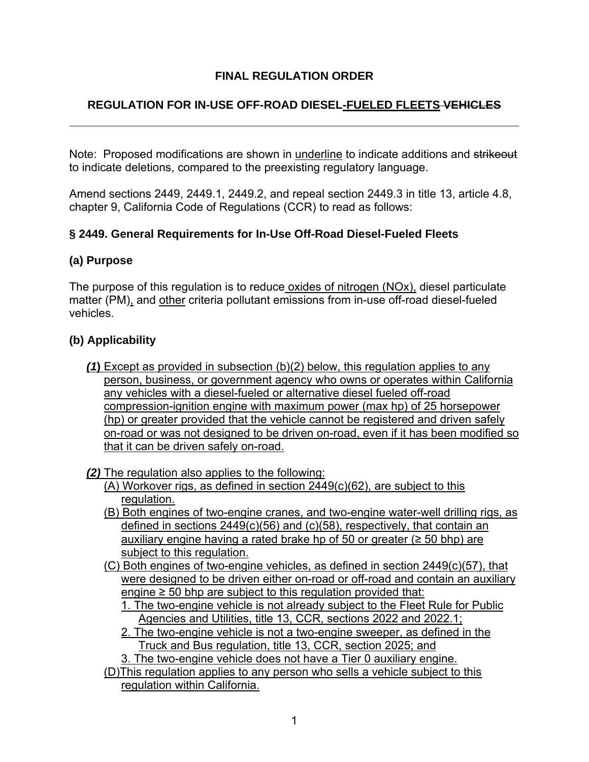**FINAL REGULATION ORDER**

**REGULATION FOR IN-USE OFF-ROAD DIESEL-FUELED FLEETS ~~VEHICLES~~**

---

Note: Proposed modifications are shown in underline to indicate additions and ~~strikeout~~ to indicate deletions, compared to the preexisting regulatory language.

Amend sections 2449, 2449.1, 2449.2, and repeal section 2449.3 in title 13, article 4.8, chapter 9, California Code of Regulations (CCR) to read as follows:

### § 2449. General Requirements for In-Use Off-Road Diesel-Fueled Fleets

### (a) Purpose

The purpose of this regulation is to reduce oxides of nitrogen (NOx), diesel particulate matter (PM), and other criteria pollutant emissions from in-use off-road diesel-fueled vehicles.

### (b) Applicability

***(1)*** Except as provided in subsection (b)(2) below, this regulation applies to any person, business, or government agency who owns or operates within California any vehicles with a diesel-fueled or alternative diesel fueled off-road compression-ignition engine with maximum power (max hp) of 25 horsepower (hp) or greater provided that the vehicle cannot be registered and driven safely on-road or was not designed to be driven on-road, even if it has been modified so that it can be driven safely on-road.

***(2)*** The regulation also applies to the following:

(A) Workover rigs, as defined in section 2449(c)(62), are subject to this regulation.

(B) Both engines of two-engine cranes, and two-engine water-well drilling rigs, as defined in sections 2449(c)(56) and (c)(58), respectively, that contain an auxiliary engine having a rated brake hp of 50 or greater (≥ 50 bhp) are subject to this regulation.

(C) Both engines of two-engine vehicles, as defined in section 2449(c)(57), that were designed to be driven either on-road or off-road and contain an auxiliary engine ≥ 50 bhp are subject to this regulation provided that:

1. The two-engine vehicle is not already subject to the Fleet Rule for Public Agencies and Utilities, title 13, CCR, sections 2022 and 2022.1;
2. The two-engine vehicle is not a two-engine sweeper, as defined in the Truck and Bus regulation, title 13, CCR, section 2025; and
3. The two-engine vehicle does not have a Tier 0 auxiliary engine.

(D) This regulation applies to any person who sells a vehicle subject to this regulation within California.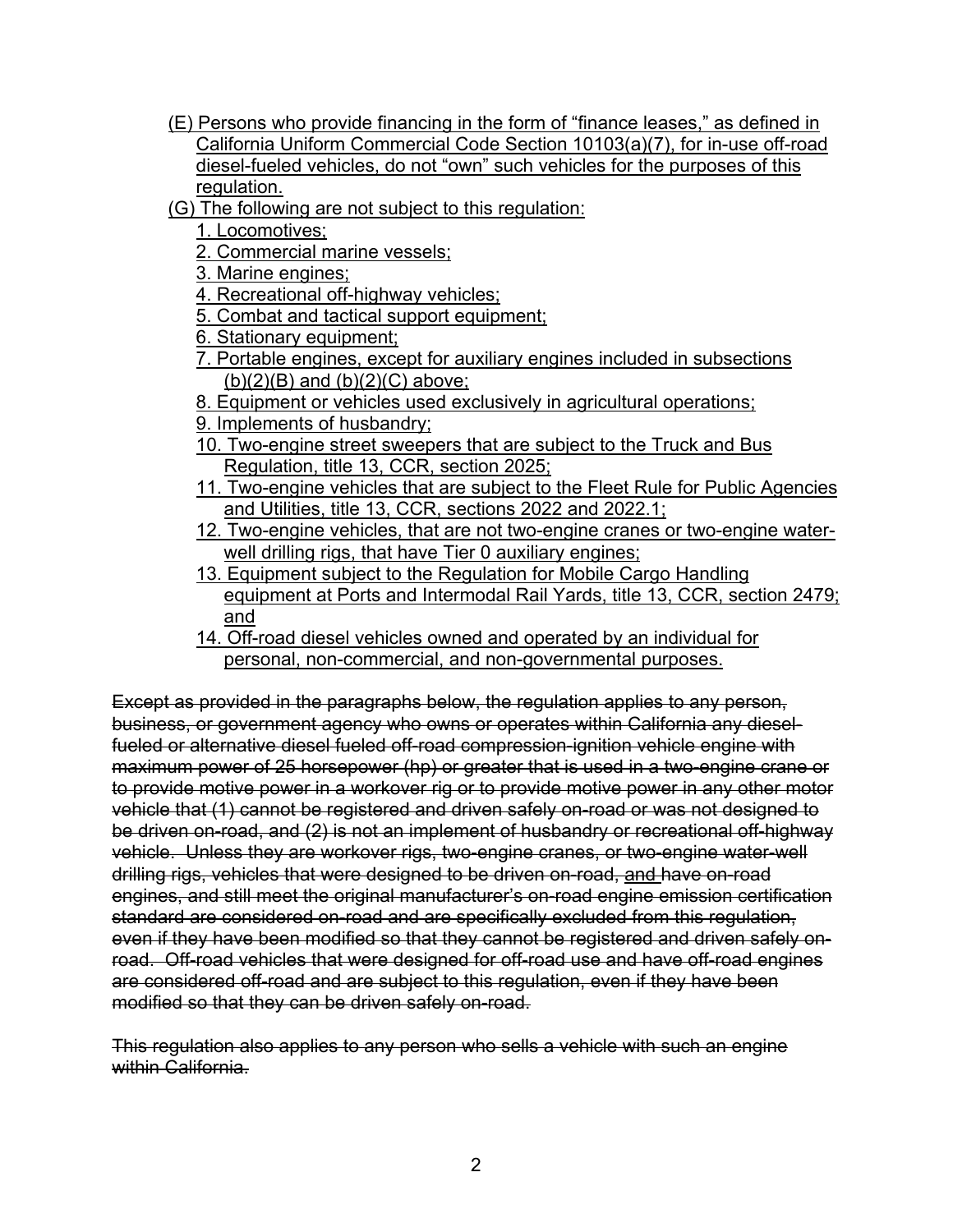(E) Persons who provide financing in the form of "finance leases," as defined in California Uniform Commercial Code Section 10103(a)(7), for in-use off-road diesel-fueled vehicles, do not "own" such vehicles for the purposes of this regulation.

(G) The following are not subject to this regulation:

1. Locomotives;
2. Commercial marine vessels;
3. Marine engines;
4. Recreational off-highway vehicles;
5. Combat and tactical support equipment;
6. Stationary equipment;
7. Portable engines, except for auxiliary engines included in subsections (b)(2)(B) and (b)(2)(C) above;
8. Equipment or vehicles used exclusively in agricultural operations;
9. Implements of husbandry;
10. Two-engine street sweepers that are subject to the Truck and Bus Regulation, title 13, CCR, section 2025;
11. Two-engine vehicles that are subject to the Fleet Rule for Public Agencies and Utilities, title 13, CCR, sections 2022 and 2022.1;
12. Two-engine vehicles, that are not two-engine cranes or two-engine water-well drilling rigs, that have Tier 0 auxiliary engines;
13. Equipment subject to the Regulation for Mobile Cargo Handling equipment at Ports and Intermodal Rail Yards, title 13, CCR, section 2479; and
14. Off-road diesel vehicles owned and operated by an individual for personal, non-commercial, and non-governmental purposes.

~~Except as provided in the paragraphs below, the regulation applies to any person, business, or government agency who owns or operates within California any diesel-fueled or alternative diesel fueled off-road compression-ignition vehicle engine with maximum power of 25 horsepower (hp) or greater that is used in a two-engine crane or to provide motive power in a workover rig or to provide motive power in any other motor vehicle that (1) cannot be registered and driven safely on-road or was not designed to be driven on-road, and (2) is not an implement of husbandry or recreational off-highway vehicle. Unless they are workover rigs, two-engine cranes, or two-engine water-well drilling rigs, vehicles that were designed to be driven on-road,~~ and ~~have on-road engines, and still meet the original manufacturer's on-road engine emission certification standard are considered on-road and are specifically excluded from this regulation, even if they have been modified so that they cannot be registered and driven safely on-road. Off-road vehicles that were designed for off-road use and have off-road engines are considered off-road and are subject to this regulation, even if they have been modified so that they can be driven safely on-road.~~

~~This regulation also applies to any person who sells a vehicle with such an engine within California.~~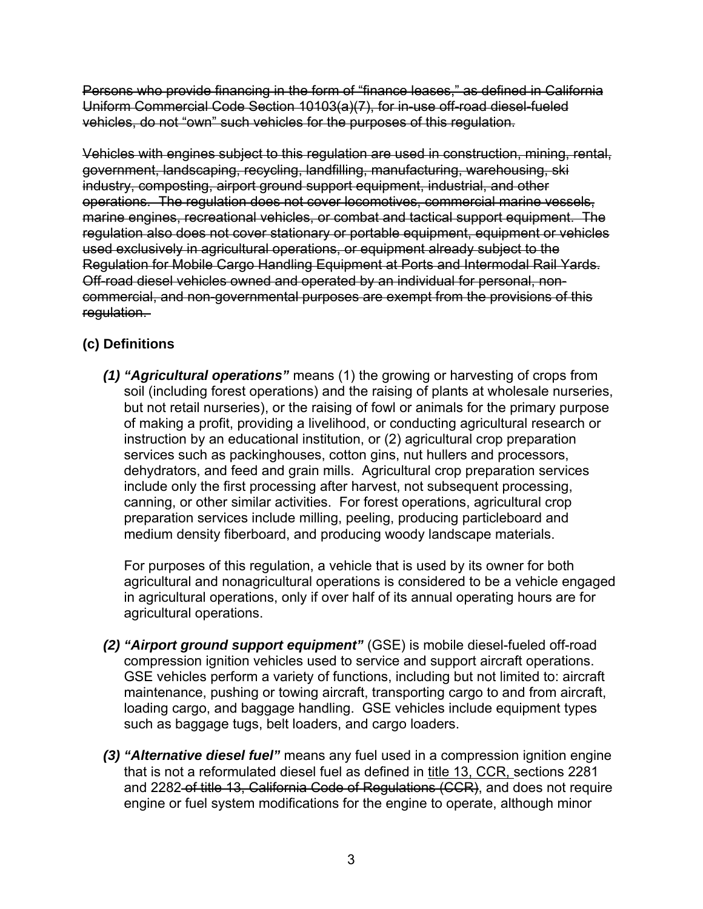~~Persons who provide financing in the form of "finance leases," as defined in California Uniform Commercial Code Section 10103(a)(7), for in-use off-road diesel-fueled vehicles, do not "own" such vehicles for the purposes of this regulation.~~

~~Vehicles with engines subject to this regulation are used in construction, mining, rental, government, landscaping, recycling, landfilling, manufacturing, warehousing, ski industry, composting, airport ground support equipment, industrial, and other operations. The regulation does not cover locomotives, commercial marine vessels, marine engines, recreational vehicles, or combat and tactical support equipment. The regulation also does not cover stationary or portable equipment, equipment or vehicles used exclusively in agricultural operations, or equipment already subject to the Regulation for Mobile Cargo Handling Equipment at Ports and Intermodal Rail Yards. Off-road diesel vehicles owned and operated by an individual for personal, non-commercial, and non-governmental purposes are exempt from the provisions of this regulation.~~

### (c) Definitions

***(1) "Agricultural operations"*** means (1) the growing or harvesting of crops from soil (including forest operations) and the raising of plants at wholesale nurseries, but not retail nurseries), or the raising of fowl or animals for the primary purpose of making a profit, providing a livelihood, or conducting agricultural research or instruction by an educational institution, or (2) agricultural crop preparation services such as packinghouses, cotton gins, nut hullers and processors, dehydrators, and feed and grain mills. Agricultural crop preparation services include only the first processing after harvest, not subsequent processing, canning, or other similar activities. For forest operations, agricultural crop preparation services include milling, peeling, producing particleboard and medium density fiberboard, and producing woody landscape materials.

For purposes of this regulation, a vehicle that is used by its owner for both agricultural and nonagricultural operations is considered to be a vehicle engaged in agricultural operations, only if over half of its annual operating hours are for agricultural operations.

***(2) "Airport ground support equipment"*** (GSE) is mobile diesel-fueled off-road compression ignition vehicles used to service and support aircraft operations. GSE vehicles perform a variety of functions, including but not limited to: aircraft maintenance, pushing or towing aircraft, transporting cargo to and from aircraft, loading cargo, and baggage handling. GSE vehicles include equipment types such as baggage tugs, belt loaders, and cargo loaders.

***(3) "Alternative diesel fuel"*** means any fuel used in a compression ignition engine that is not a reformulated diesel fuel as defined in <u>title 13, CCR,</u> sections 2281 and 2282~~of title 13, California Code of Regulations (CCR)~~, and does not require engine or fuel system modifications for the engine to operate, although minor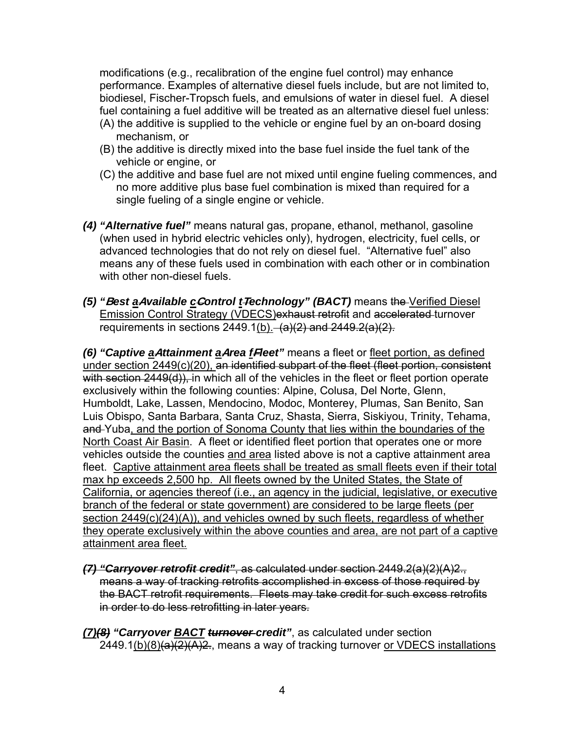modifications (e.g., recalibration of the engine fuel control) may enhance performance. Examples of alternative diesel fuels include, but are not limited to, biodiesel, Fischer-Tropsch fuels, and emulsions of water in diesel fuel. A diesel fuel containing a fuel additive will be treated as an alternative diesel fuel unless:

(A) the additive is supplied to the vehicle or engine fuel by an on-board dosing mechanism, or

(B) the additive is directly mixed into the base fuel inside the fuel tank of the vehicle or engine, or

(C) the additive and base fuel are not mixed until engine fueling commences, and no more additive plus base fuel combination is mixed than required for a single fueling of a single engine or vehicle.

**(4) "Alternative fuel"** means natural gas, propane, ethanol, methanol, gasoline (when used in hybrid electric vehicles only), hydrogen, electricity, fuel cells, or advanced technologies that do not rely on diesel fuel. "Alternative fuel" also means any of these fuels used in combination with each other or in combination with other non-diesel fuels.

***(5) "Best <u>a</u>~~A~~vailable <u>c</u>~~C~~ontrol <u>t</u>~~T~~echnology" (BACT)*** means ~~the~~ <u>Verified Diesel Emission Control Strategy (VDECS)</u>~~exhaust retrofit~~ and ~~accelerated~~ turnover requirements in section~~s~~ 2449.1<u>(b).</u> ~~(a)(2) and 2449.2(a)(2).~~

***(6) "Captive <u>a</u>~~A~~ttainment <u>a</u>~~A~~rea <u>f</u>~~F~~leet"*** means a fleet or <u>fleet portion, as defined under section 2449(c)(20),</u> ~~an identified subpart of the fleet (fleet portion, consistent with section 2449(d)),~~ in which all of the vehicles in the fleet or fleet portion operate exclusively within the following counties: Alpine, Colusa, Del Norte, Glenn, Humboldt, Lake, Lassen, Mendocino, Modoc, Monterey, Plumas, San Benito, San Luis Obispo, Santa Barbara, Santa Cruz, Shasta, Sierra, Siskiyou, Trinity, Tehama, ~~and~~ Yuba<u>, and the portion of Sonoma County that lies within the boundaries of the North Coast Air Basin</u>. A fleet or identified fleet portion that operates one or more vehicles outside the counties <u>and area</u> listed above is not a captive attainment area fleet. <u>Captive attainment area fleets shall be treated as small fleets even if their total max hp exceeds 2,500 hp. All fleets owned by the United States, the State of California, or agencies thereof (i.e., an agency in the judicial, legislative, or executive branch of the federal or state government) are considered to be large fleets (per section 2449(c)(24)(A)), and vehicles owned by such fleets, regardless of whether they operate exclusively within the above counties and area, are not part of a captive attainment area fleet.</u>

~~***(7) "Carryover retrofit credit"***, as calculated under section 2449.2(a)(2)(A)2., means a way of tracking retrofits accomplished in excess of those required by the BACT retrofit requirements. Fleets may take credit for such excess retrofits in order to do less retrofitting in later years.~~

***<u>(7)</u>~~(8)~~ "Carryover <u>BACT</u> ~~turnover~~ credit"***, as calculated under section 2449.1<u>(b)(8)</u>~~(a)(2)(A)2.~~, means a way of tracking turnover <u>or VDECS installations</u>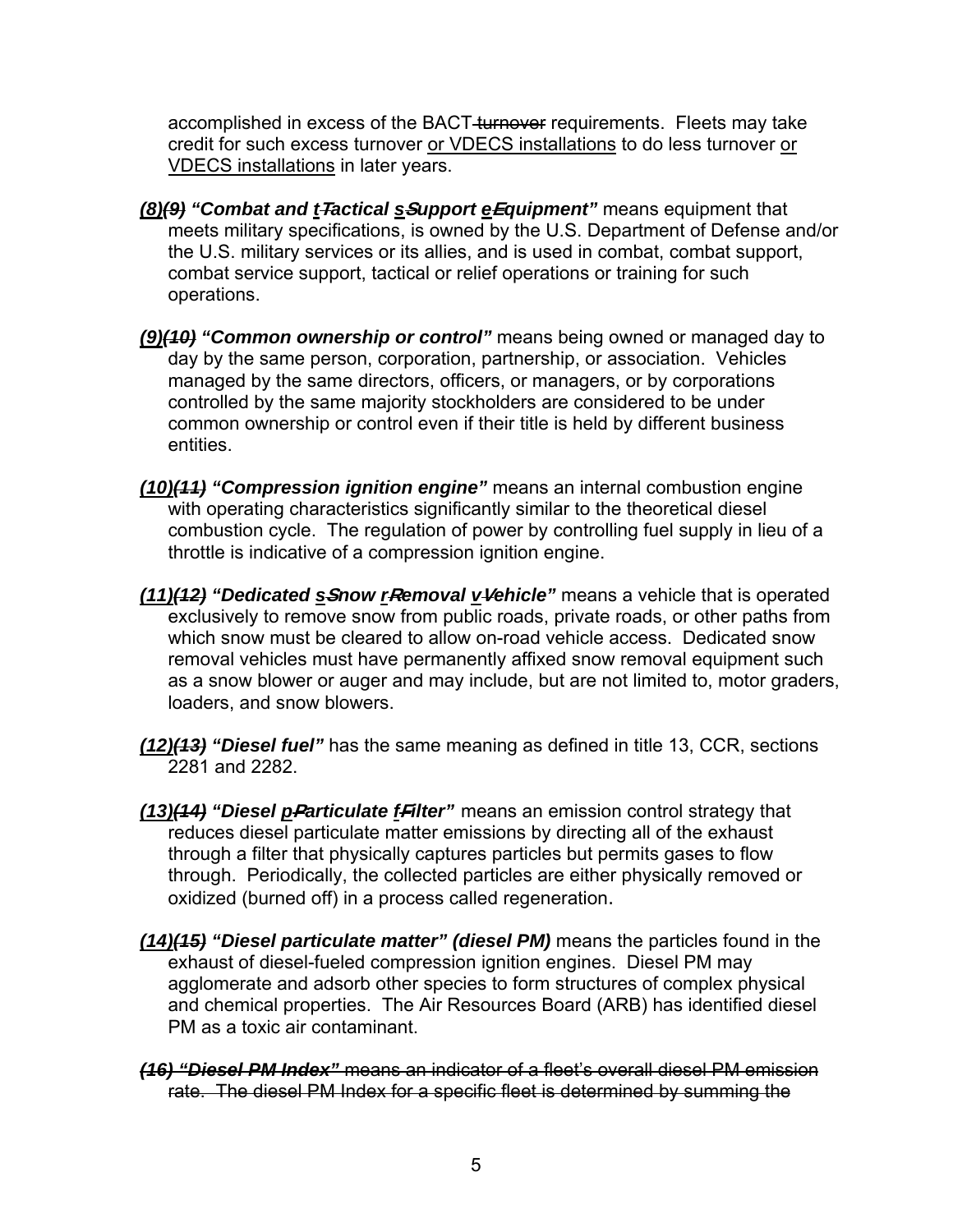accomplished in excess of the BACT ~~turnover~~ requirements. Fleets may take credit for such excess turnover <u>or VDECS installations</u> to do less turnover <u>or VDECS installations</u> in later years.

***<u>(8)</u>~~(9)~~ "Combat and <u>t</u>~~T~~actical <u>s</u>~~S~~upport <u>e</u>~~E~~quipment"*** means equipment that meets military specifications, is owned by the U.S. Department of Defense and/or the U.S. military services or its allies, and is used in combat, combat support, combat service support, tactical or relief operations or training for such operations.

***<u>(9)</u>~~(10)~~ "Common ownership or control"*** means being owned or managed day to day by the same person, corporation, partnership, or association. Vehicles managed by the same directors, officers, or managers, or by corporations controlled by the same majority stockholders are considered to be under common ownership or control even if their title is held by different business entities.

***<u>(10)</u>~~(11)~~ "Compression ignition engine"*** means an internal combustion engine with operating characteristics significantly similar to the theoretical diesel combustion cycle. The regulation of power by controlling fuel supply in lieu of a throttle is indicative of a compression ignition engine.

***<u>(11)</u>~~(12)~~ "Dedicated <u>s</u>~~S~~now <u>r</u>~~R~~emoval <u>v</u>~~V~~ehicle"*** means a vehicle that is operated exclusively to remove snow from public roads, private roads, or other paths from which snow must be cleared to allow on-road vehicle access. Dedicated snow removal vehicles must have permanently affixed snow removal equipment such as a snow blower or auger and may include, but are not limited to, motor graders, loaders, and snow blowers.

***<u>(12)</u>~~(13)~~ "Diesel fuel"*** has the same meaning as defined in title 13, CCR, sections 2281 and 2282.

***<u>(13)</u>~~(14)~~ "Diesel <u>p</u>~~P~~articulate <u>f</u>~~F~~ilter"*** means an emission control strategy that reduces diesel particulate matter emissions by directing all of the exhaust through a filter that physically captures particles but permits gases to flow through. Periodically, the collected particles are either physically removed or oxidized (burned off) in a process called regeneration.

***<u>(14)</u>~~(15)~~ "Diesel particulate matter" (diesel PM)*** means the particles found in the exhaust of diesel-fueled compression ignition engines. Diesel PM may agglomerate and adsorb other species to form structures of complex physical and chemical properties. The Air Resources Board (ARB) has identified diesel PM as a toxic air contaminant.

~~***(16) "Diesel PM Index"*** means an indicator of a fleet's overall diesel PM emission rate. The diesel PM Index for a specific fleet is determined by summing the~~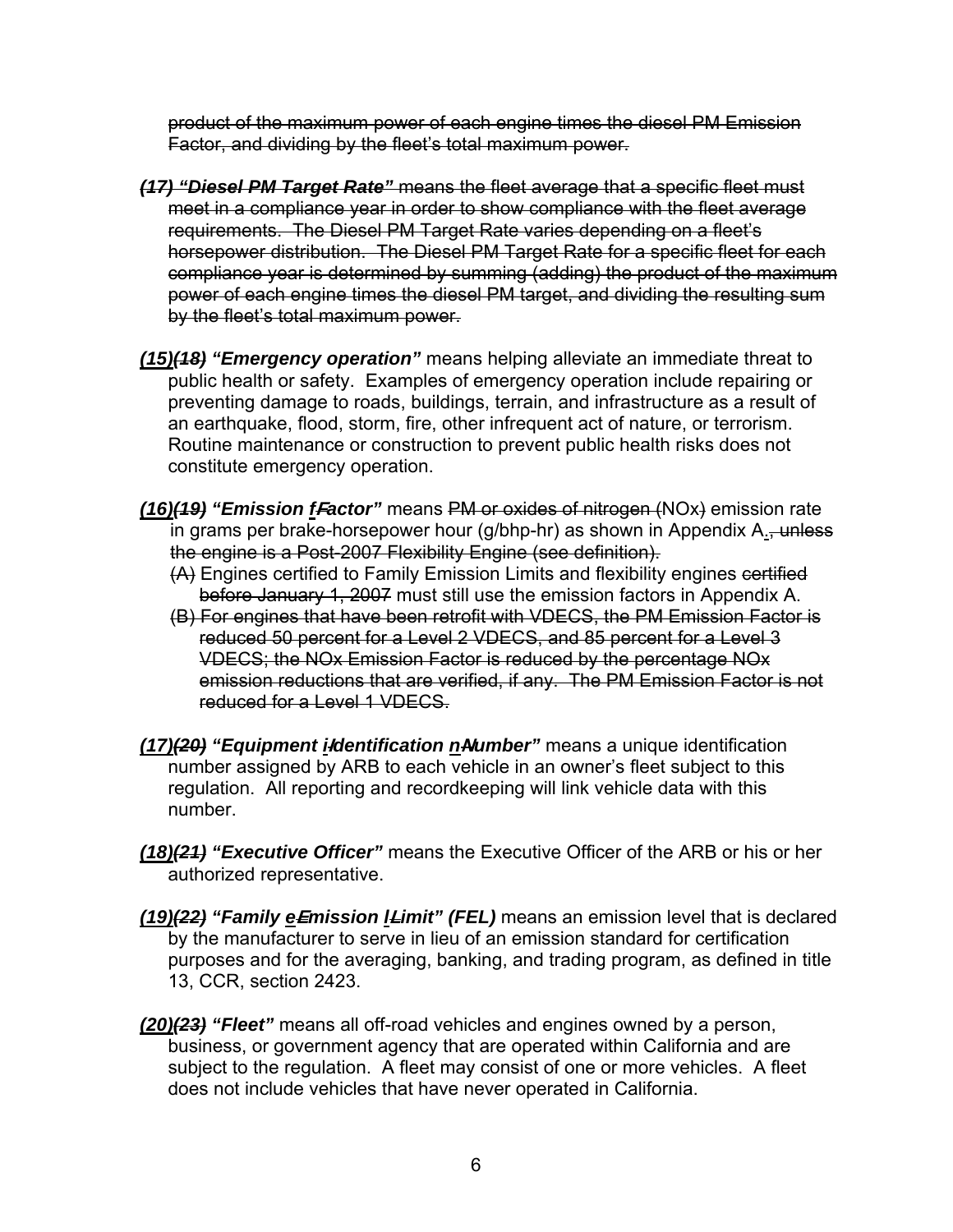~~product of the maximum power of each engine times the diesel PM Emission Factor, and dividing by the fleet's total maximum power.~~

~~***(17) "Diesel PM Target Rate"*** means the fleet average that a specific fleet must meet in a compliance year in order to show compliance with the fleet average requirements. The Diesel PM Target Rate varies depending on a fleet's horsepower distribution. The Diesel PM Target Rate for a specific fleet for each compliance year is determined by summing (adding) the product of the maximum power of each engine times the diesel PM target, and dividing the resulting sum by the fleet's total maximum power.~~

***<u>(15)</u>~~(18)~~ "Emergency operation"*** means helping alleviate an immediate threat to public health or safety. Examples of emergency operation include repairing or preventing damage to roads, buildings, terrain, and infrastructure as a result of an earthquake, flood, storm, fire, other infrequent act of nature, or terrorism. Routine maintenance or construction to prevent public health risks does not constitute emergency operation.

***<u>(16)</u>~~(19)~~ "Emission <u>f</u>~~F~~actor"*** means ~~PM or oxides of nitrogen (~~NOx~~)~~ emission rate in grams per brake-horsepower hour (g/bhp-hr) as shown in Appendix A<u>.</u>~~, unless the engine is a Post-2007 Flexibility Engine (see definition).~~

~~(A)~~ Engines certified to Family Emission Limits and flexibility engines ~~certified before January 1, 2007~~ must still use the emission factors in Appendix A.

~~(B) For engines that have been retrofit with VDECS, the PM Emission Factor is reduced 50 percent for a Level 2 VDECS, and 85 percent for a Level 3 VDECS; the NOx Emission Factor is reduced by the percentage NOx emission reductions that are verified, if any. The PM Emission Factor is not reduced for a Level 1 VDECS.~~

***<u>(17)</u>~~(20)~~ "Equipment <u>i</u>~~I~~dentification <u>n</u>~~N~~umber"*** means a unique identification number assigned by ARB to each vehicle in an owner's fleet subject to this regulation. All reporting and recordkeeping will link vehicle data with this number.

***<u>(18)</u>~~(21)~~ "Executive Officer"*** means the Executive Officer of the ARB or his or her authorized representative.

***<u>(19)</u>~~(22)~~ "Family <u>e</u>~~E~~mission <u>l</u>~~L~~imit" (FEL)*** means an emission level that is declared by the manufacturer to serve in lieu of an emission standard for certification purposes and for the averaging, banking, and trading program, as defined in title 13, CCR, section 2423.

***<u>(20)</u>~~(23)~~ "Fleet"*** means all off-road vehicles and engines owned by a person, business, or government agency that are operated within California and are subject to the regulation. A fleet may consist of one or more vehicles. A fleet does not include vehicles that have never operated in California.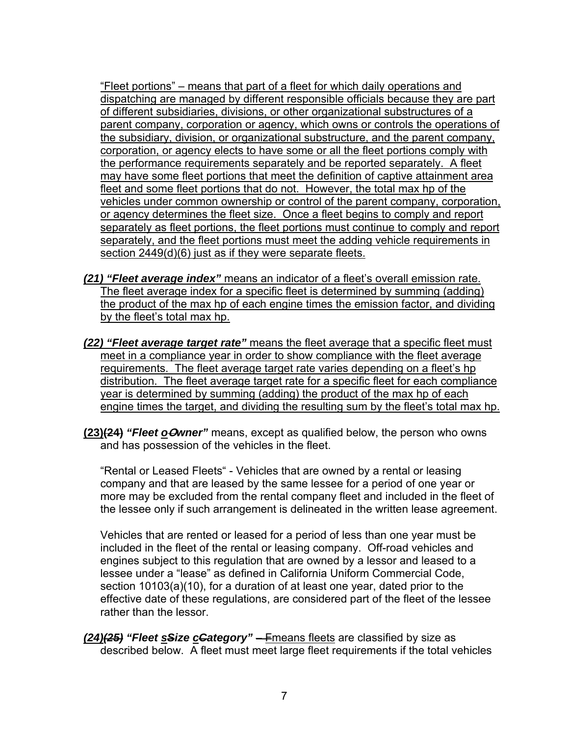"Fleet portions" – means that part of a fleet for which daily operations and dispatching are managed by different responsible officials because they are part of different subsidiaries, divisions, or other organizational substructures of a parent company, corporation or agency, which owns or controls the operations of the subsidiary, division, or organizational substructure, and the parent company, corporation, or agency elects to have some or all the fleet portions comply with the performance requirements separately and be reported separately. A fleet may have some fleet portions that meet the definition of captive attainment area fleet and some fleet portions that do not. However, the total max hp of the vehicles under common ownership or control of the parent company, corporation, or agency determines the fleet size. Once a fleet begins to comply and report separately as fleet portions, the fleet portions must continue to comply and report separately, and the fleet portions must meet the adding vehicle requirements in section 2449(d)(6) just as if they were separate fleets.

***(21) "Fleet average index"*** means an indicator of a fleet's overall emission rate. The fleet average index for a specific fleet is determined by summing (adding) the product of the max hp of each engine times the emission factor, and dividing by the fleet's total max hp.

***(22) "Fleet average target rate"*** means the fleet average that a specific fleet must meet in a compliance year in order to show compliance with the fleet average requirements. The fleet average target rate varies depending on a fleet's hp distribution. The fleet average target rate for a specific fleet for each compliance year is determined by summing (adding) the product of the max hp of each engine times the target, and dividing the resulting sum by the fleet's total max hp.

**(23)~~(24)~~** ***"Fleet o~~O~~wner"*** means, except as qualified below, the person who owns and has possession of the vehicles in the fleet.

"Rental or Leased Fleets" - Vehicles that are owned by a rental or leasing company and that are leased by the same lessee for a period of one year or more may be excluded from the rental company fleet and included in the fleet of the lessee only if such arrangement is delineated in the written lease agreement.

Vehicles that are rented or leased for a period of less than one year must be included in the fleet of the rental or leasing company. Off-road vehicles and engines subject to this regulation that are owned by a lessor and leased to a lessee under a "lease" as defined in California Uniform Commercial Code, section 10103(a)(10), for a duration of at least one year, dated prior to the effective date of these regulations, are considered part of the fleet of the lessee rather than the lessor.

***(24)~~(25)~~ "Fleet s~~S~~ize c~~C~~ategory"*** ~~— F~~means fleets are classified by size as described below. A fleet must meet large fleet requirements if the total vehicles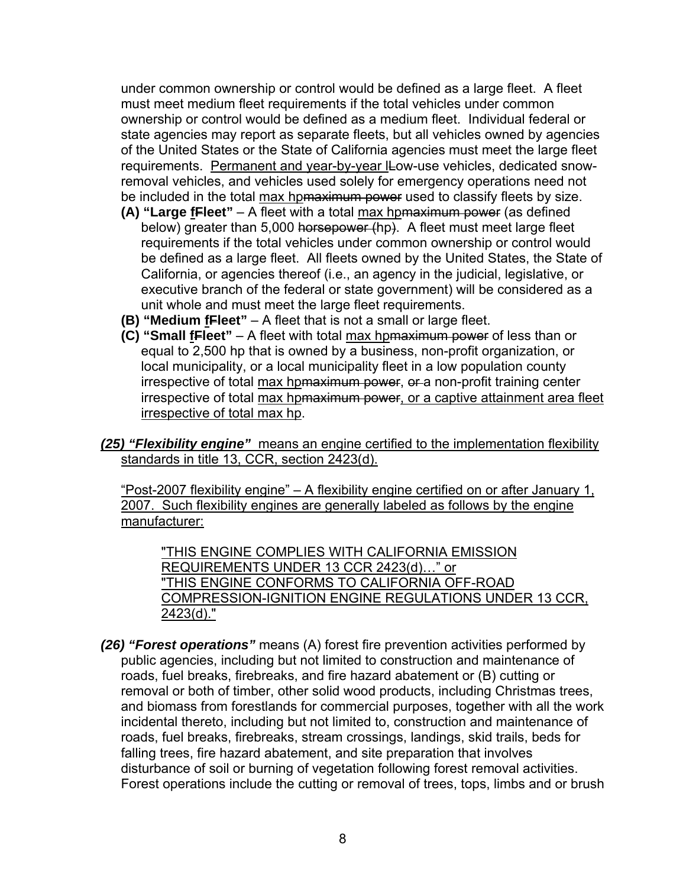under common ownership or control would be defined as a large fleet. A fleet must meet medium fleet requirements if the total vehicles under common ownership or control would be defined as a medium fleet. Individual federal or state agencies may report as separate fleets, but all vehicles owned by agencies of the United States or the State of California agencies must meet the large fleet requirements. Permanent and year-by-year lLow-use vehicles, dedicated snow-removal vehicles, and vehicles used solely for emergency operations need not be included in the total max hpmaximum power used to classify fleets by size.

- **(A) "Large fFleet"** – A fleet with a total max hpmaximum power (as defined below) greater than 5,000 horsepower (hp). A fleet must meet large fleet requirements if the total vehicles under common ownership or control would be defined as a large fleet. All fleets owned by the United States, the State of California, or agencies thereof (i.e., an agency in the judicial, legislative, or executive branch of the federal or state government) will be considered as a unit whole and must meet the large fleet requirements.
- **(B) "Medium fFleet"** – A fleet that is not a small or large fleet.
- **(C) "Small fFleet"** – A fleet with total max hpmaximum power of less than or equal to 2,500 hp that is owned by a business, non-profit organization, or local municipality, or a local municipality fleet in a low population county irrespective of total max hpmaximum power, or a non-profit training center irrespective of total max hpmaximum power, or a captive attainment area fleet irrespective of total max hp.

***(25) "Flexibility engine"*** means an engine certified to the implementation flexibility standards in title 13, CCR, section 2423(d).

"Post-2007 flexibility engine" – A flexibility engine certified on or after January 1, 2007. Such flexibility engines are generally labeled as follows by the engine manufacturer:

> "THIS ENGINE COMPLIES WITH CALIFORNIA EMISSION REQUIREMENTS UNDER 13 CCR 2423(d)…" or
> "THIS ENGINE CONFORMS TO CALIFORNIA OFF-ROAD COMPRESSION-IGNITION ENGINE REGULATIONS UNDER 13 CCR, 2423(d)."

***(26) "Forest operations"*** means (A) forest fire prevention activities performed by public agencies, including but not limited to construction and maintenance of roads, fuel breaks, firebreaks, and fire hazard abatement or (B) cutting or removal or both of timber, other solid wood products, including Christmas trees, and biomass from forestlands for commercial purposes, together with all the work incidental thereto, including but not limited to, construction and maintenance of roads, fuel breaks, firebreaks, stream crossings, landings, skid trails, beds for falling trees, fire hazard abatement, and site preparation that involves disturbance of soil or burning of vegetation following forest removal activities. Forest operations include the cutting or removal of trees, tops, limbs and or brush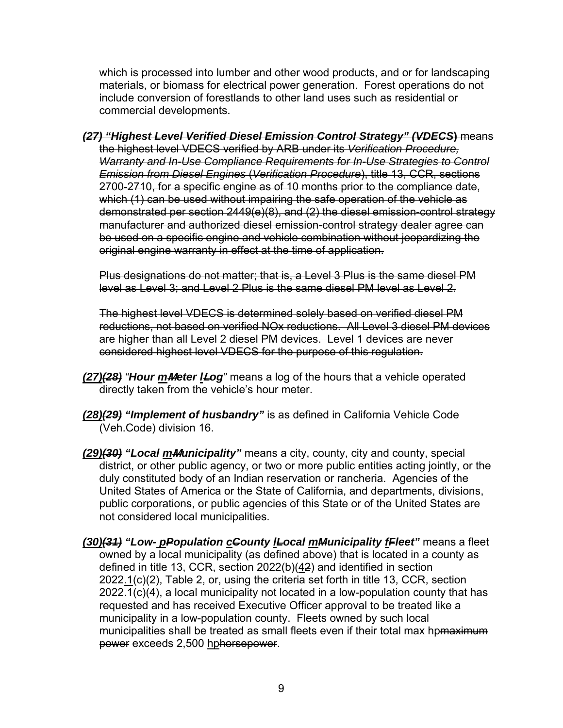which is processed into lumber and other wood products, and or for landscaping materials, or biomass for electrical power generation. Forest operations do not include conversion of forestlands to other land uses such as residential or commercial developments.

~~***(27) "Highest Level Verified Diesel Emission Control Strategy" (VDECS)*** means the highest level VDECS verified by ARB under its *Verification Procedure, Warranty and In-Use Compliance Requirements for In-Use Strategies to Control Emission from Diesel Engines* (*Verification Procedure*), title 13, CCR, sections 2700-2710, for a specific engine as of 10 months prior to the compliance date, which (1) can be used without impairing the safe operation of the vehicle as demonstrated per section 2449(e)(8), and (2) the diesel emission-control strategy manufacturer and authorized diesel emission-control strategy dealer agree can be used on a specific engine and vehicle combination without jeopardizing the original engine warranty in effect at the time of application.~~

~~Plus designations do not matter; that is, a Level 3 Plus is the same diesel PM level as Level 3; and Level 2 Plus is the same diesel PM level as Level 2.~~

~~The highest level VDECS is determined solely based on verified diesel PM reductions, not based on verified NOx reductions. All Level 3 diesel PM devices are higher than all Level 2 diesel PM devices. Level 1 devices are never considered highest level VDECS for the purpose of this regulation.~~

***(27)~~(28)~~*** "***Hour m~~M~~eter l~~L~~og***" means a log of the hours that a vehicle operated directly taken from the vehicle's hour meter.

***(28)~~(29)~~ "Implement of husbandry"*** is as defined in California Vehicle Code (Veh.Code) division 16.

***(29)~~(30)~~ "Local m~~M~~unicipality"*** means a city, county, city and county, special district, or other public agency, or two or more public entities acting jointly, or the duly constituted body of an Indian reservation or rancheria. Agencies of the United States of America or the State of California, and departments, divisions, public corporations, or public agencies of this State or of the United States are not considered local municipalities.

***(30)~~(31)~~ "Low- p~~P~~opulation c~~C~~ounty l~~L~~ocal m~~M~~unicipality f~~F~~leet"*** means a fleet owned by a local municipality (as defined above) that is located in a county as defined in title 13, CCR, section 2022(b)(4~~2~~) and identified in section 2022.1(c)(2), Table 2, or, using the criteria set forth in title 13, CCR, section 2022.1(c)(4), a local municipality not located in a low-population county that has requested and has received Executive Officer approval to be treated like a municipality in a low-population county. Fleets owned by such local municipalities shall be treated as small fleets even if their total max hp~~maximum power~~ exceeds 2,500 hp~~horsepower~~.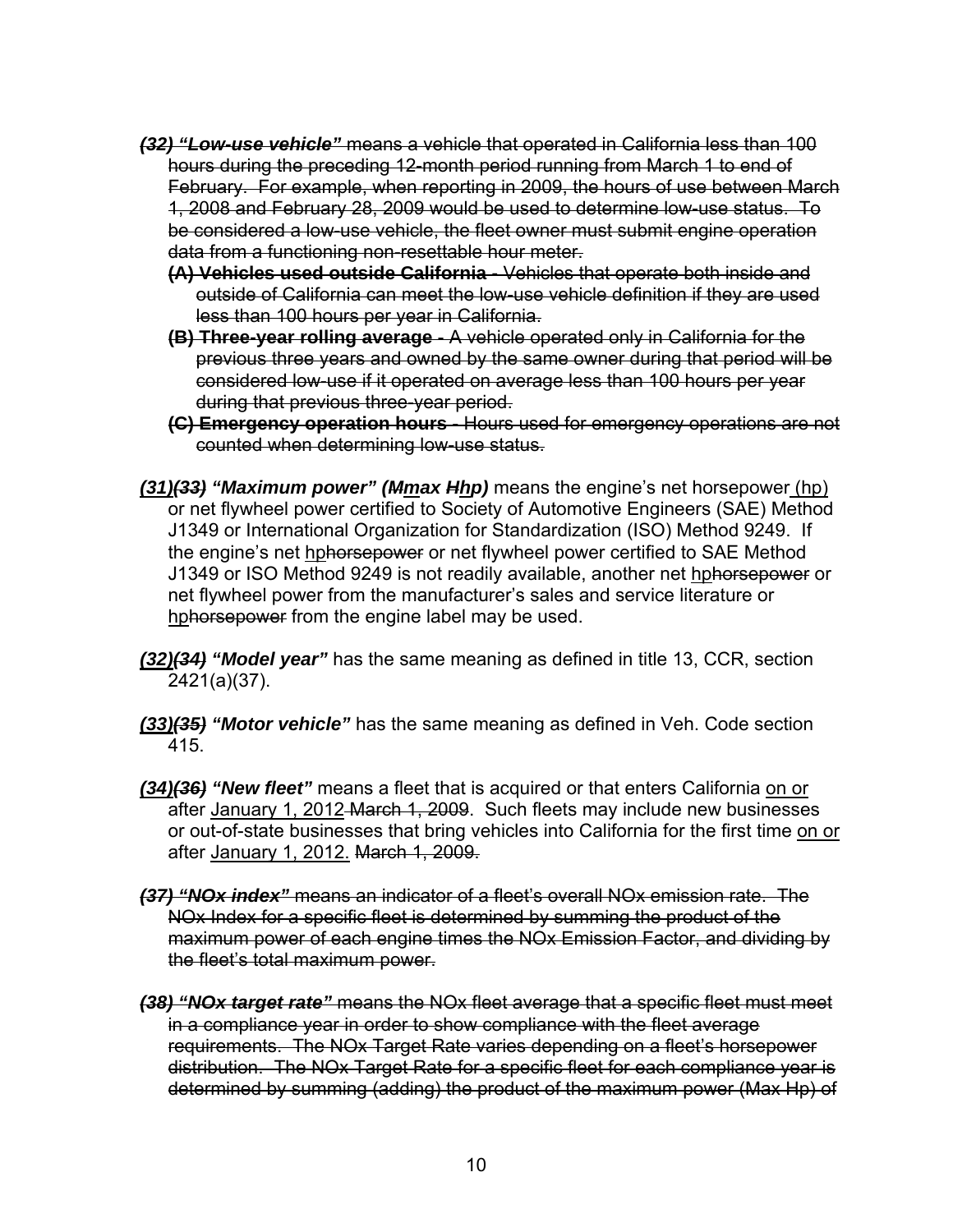~~***(32) "Low-use vehicle"*** means a vehicle that operated in California less than 100 hours during the preceding 12-month period running from March 1 to end of February. For example, when reporting in 2009, the hours of use between March 1, 2008 and February 28, 2009 would be used to determine low-use status. To be considered a low-use vehicle, the fleet owner must submit engine operation data from a functioning non-resettable hour meter.~~

- ~~**(A) Vehicles used outside California** - Vehicles that operate both inside and outside of California can meet the low-use vehicle definition if they are used less than 100 hours per year in California.~~
- ~~**(B) Three-year rolling average** - A vehicle operated only in California for the previous three years and owned by the same owner during that period will be considered low-use if it operated on average less than 100 hours per year during that previous three-year period.~~
- ~~**(C) Emergency operation hours** - Hours used for emergency operations are not counted when determining low-use status.~~

***<u>(31)</u>~~(33)~~ "Maximum power" (~~M~~<u>m</u>ax ~~H~~<u>h</u>p)*** means the engine's net horsepower <u>(hp)</u> or net flywheel power certified to Society of Automotive Engineers (SAE) Method J1349 or International Organization for Standardization (ISO) Method 9249. If the engine's net <u>hp</u>~~horsepower~~ or net flywheel power certified to SAE Method J1349 or ISO Method 9249 is not readily available, another net <u>hp</u>~~horsepower~~ or net flywheel power from the manufacturer's sales and service literature or <u>hp</u>~~horsepower~~ from the engine label may be used.

***<u>(32)</u>~~(34)~~ "Model year"*** has the same meaning as defined in title 13, CCR, section 2421(a)(37).

***<u>(33)</u>~~(35)~~ "Motor vehicle"*** has the same meaning as defined in Veh. Code section 415.

***<u>(34)</u>~~(36)~~ "New fleet"*** means a fleet that is acquired or that enters California <u>on or</u> after <u>January 1, 2012</u> ~~March 1, 2009~~. Such fleets may include new businesses or out-of-state businesses that bring vehicles into California for the first time <u>on or</u> after <u>January 1, 2012.</u> ~~March 1, 2009.~~

~~***(37) "NOx index"*** means an indicator of a fleet's overall NOx emission rate. The NOx Index for a specific fleet is determined by summing the product of the maximum power of each engine times the NOx Emission Factor, and dividing by the fleet's total maximum power.~~

~~***(38) "NOx target rate"*** means the NOx fleet average that a specific fleet must meet in a compliance year in order to show compliance with the fleet average requirements. The NOx Target Rate varies depending on a fleet's horsepower distribution. The NOx Target Rate for a specific fleet for each compliance year is determined by summing (adding) the product of the maximum power (Max Hp) of~~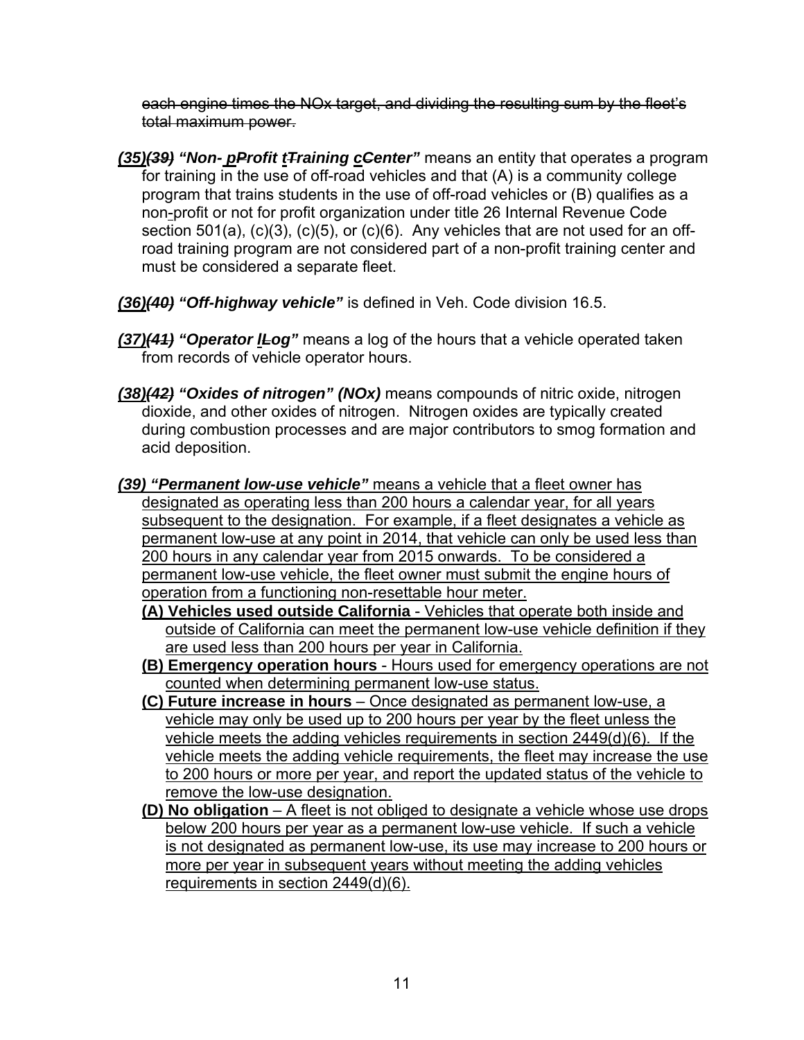~~each engine times the NOx target, and dividing the resulting sum by the fleet's total maximum power.~~

***(35)~~(39)~~ "Non-* *p~~P~~rofit t~~T~~raining c~~C~~enter"*** means an entity that operates a program for training in the use of off-road vehicles and that (A) is a community college program that trains students in the use of off-road vehicles or (B) qualifies as a non-profit or not for profit organization under title 26 Internal Revenue Code section 501(a), (c)(3), (c)(5), or (c)(6). Any vehicles that are not used for an off-road training program are not considered part of a non-profit training center and must be considered a separate fleet.

***(36)~~(40)~~ "Off-highway vehicle"*** is defined in Veh. Code division 16.5.

***(37)~~(41)~~ "Operator l~~L~~og"*** means a log of the hours that a vehicle operated taken from records of vehicle operator hours.

***(38)~~(42)~~ "Oxides of nitrogen" (NOx)*** means compounds of nitric oxide, nitrogen dioxide, and other oxides of nitrogen. Nitrogen oxides are typically created during combustion processes and are major contributors to smog formation and acid deposition.

***(39) "Permanent low-use vehicle"*** means a vehicle that a fleet owner has designated as operating less than 200 hours a calendar year, for all years subsequent to the designation. For example, if a fleet designates a vehicle as permanent low-use at any point in 2014, that vehicle can only be used less than 200 hours in any calendar year from 2015 onwards. To be considered a permanent low-use vehicle, the fleet owner must submit the engine hours of operation from a functioning non-resettable hour meter.

**(A) Vehicles used outside California** - Vehicles that operate both inside and outside of California can meet the permanent low-use vehicle definition if they are used less than 200 hours per year in California.

**(B) Emergency operation hours** - Hours used for emergency operations are not counted when determining permanent low-use status.

**(C) Future increase in hours** – Once designated as permanent low-use, a vehicle may only be used up to 200 hours per year by the fleet unless the vehicle meets the adding vehicles requirements in section 2449(d)(6). If the vehicle meets the adding vehicle requirements, the fleet may increase the use to 200 hours or more per year, and report the updated status of the vehicle to remove the low-use designation.

**(D) No obligation** – A fleet is not obliged to designate a vehicle whose use drops below 200 hours per year as a permanent low-use vehicle. If such a vehicle is not designated as permanent low-use, its use may increase to 200 hours or more per year in subsequent years without meeting the adding vehicles requirements in section 2449(d)(6).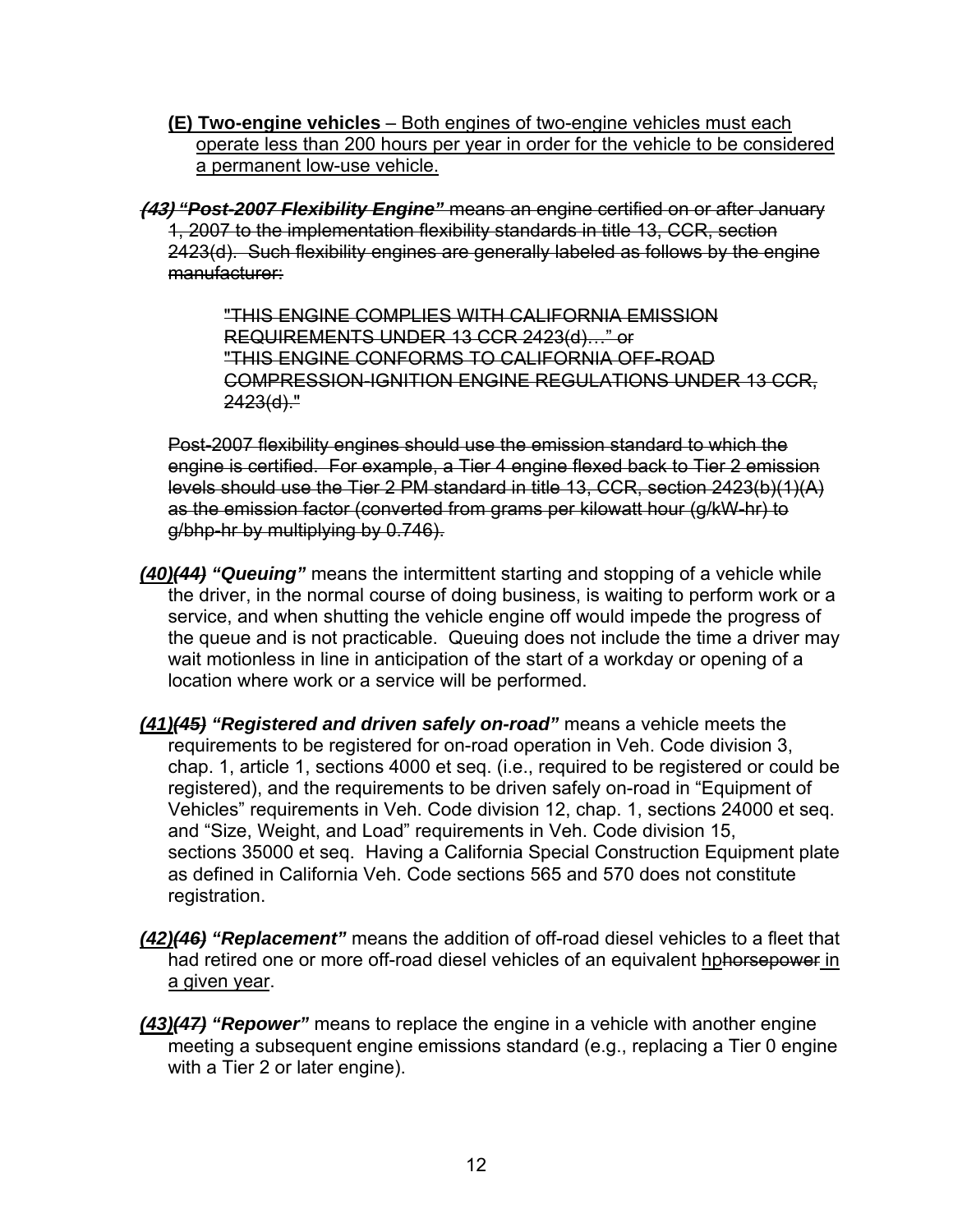<ins>**(E) Two-engine vehicles** – Both engines of two-engine vehicles must each operate less than 200 hours per year in order for the vehicle to be considered a permanent low-use vehicle.</ins>

~~***(43) "Post-2007 Flexibility Engine"*** means an engine certified on or after January 1, 2007 to the implementation flexibility standards in title 13, CCR, section 2423(d). Such flexibility engines are generally labeled as follows by the engine manufacturer:~~

> ~~"THIS ENGINE COMPLIES WITH CALIFORNIA EMISSION REQUIREMENTS UNDER 13 CCR 2423(d)…" or~~
> ~~"THIS ENGINE CONFORMS TO CALIFORNIA OFF-ROAD COMPRESSION-IGNITION ENGINE REGULATIONS UNDER 13 CCR, 2423(d)."~~

~~Post-2007 flexibility engines should use the emission standard to which the engine is certified. For example, a Tier 4 engine flexed back to Tier 2 emission levels should use the Tier 2 PM standard in title 13, CCR, section 2423(b)(1)(A) as the emission factor (converted from grams per kilowatt hour (g/kW-hr) to g/bhp-hr by multiplying by 0.746).~~

***<ins>(40)</ins>~~(44)~~ "Queuing"*** means the intermittent starting and stopping of a vehicle while the driver, in the normal course of doing business, is waiting to perform work or a service, and when shutting the vehicle engine off would impede the progress of the queue and is not practicable. Queuing does not include the time a driver may wait motionless in line in anticipation of the start of a workday or opening of a location where work or a service will be performed.

***<ins>(41)</ins>~~(45)~~ "Registered and driven safely on-road"*** means a vehicle meets the requirements to be registered for on-road operation in Veh. Code division 3, chap. 1, article 1, sections 4000 et seq. (i.e., required to be registered or could be registered), and the requirements to be driven safely on-road in "Equipment of Vehicles" requirements in Veh. Code division 12, chap. 1, sections 24000 et seq. and "Size, Weight, and Load" requirements in Veh. Code division 15, sections 35000 et seq. Having a California Special Construction Equipment plate as defined in California Veh. Code sections 565 and 570 does not constitute registration.

***<ins>(42)</ins>~~(46)~~ "Replacement"*** means the addition of off-road diesel vehicles to a fleet that had retired one or more off-road diesel vehicles of an equivalent <ins>hp</ins>~~horsepower~~ <ins>in a given year</ins>.

***<ins>(43)</ins>~~(47)~~ "Repower"*** means to replace the engine in a vehicle with another engine meeting a subsequent engine emissions standard (e.g., replacing a Tier 0 engine with a Tier 2 or later engine).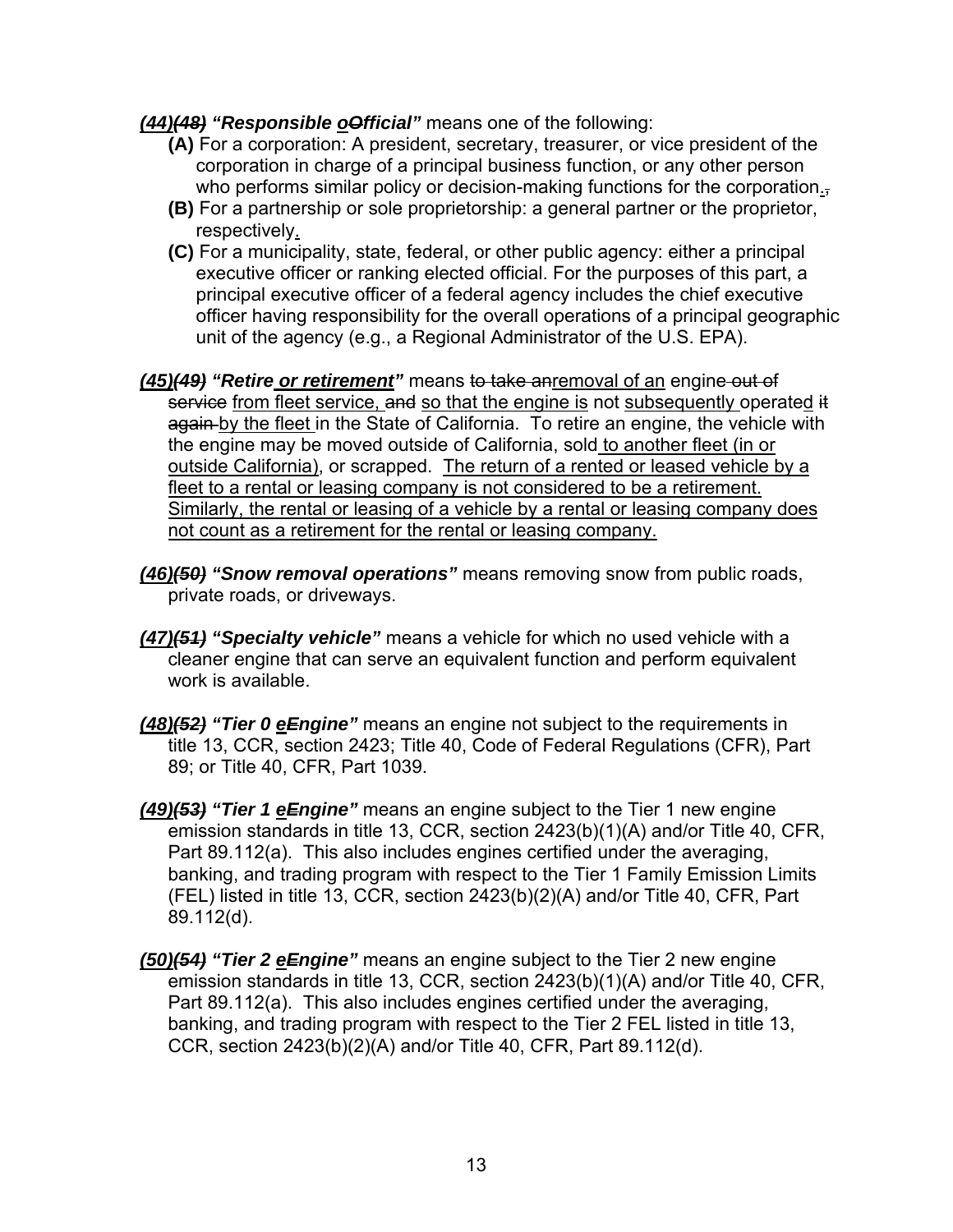***(44)~~(48)~~ "Responsible oOfficial"*** means one of the following:

**(A)** For a corporation: A president, secretary, treasurer, or vice president of the corporation in charge of a principal business function, or any other person who performs similar policy or decision-making functions for the corporation.~~,~~

**(B)** For a partnership or sole proprietorship: a general partner or the proprietor, respectively.

**(C)** For a municipality, state, federal, or other public agency: either a principal executive officer or ranking elected official. For the purposes of this part, a principal executive officer of a federal agency includes the chief executive officer having responsibility for the overall operations of a principal geographic unit of the agency (e.g., a Regional Administrator of the U.S. EPA).

***(45)~~(49)~~ "Retire or retirement"*** means ~~to take an~~removal of an engine~~ out of service~~ from fleet service, ~~and~~ so that the engine is not subsequently operated ~~it again~~ by the fleet in the State of California. To retire an engine, the vehicle with the engine may be moved outside of California, sold to another fleet (in or outside California), or scrapped. The return of a rented or leased vehicle by a fleet to a rental or leasing company is not considered to be a retirement. Similarly, the rental or leasing of a vehicle by a rental or leasing company does not count as a retirement for the rental or leasing company.

***(46)~~(50)~~ "Snow removal operations"*** means removing snow from public roads, private roads, or driveways.

***(47)~~(51)~~ "Specialty vehicle"*** means a vehicle for which no used vehicle with a cleaner engine that can serve an equivalent function and perform equivalent work is available.

***(48)~~(52)~~ "Tier 0 eEngine"*** means an engine not subject to the requirements in title 13, CCR, section 2423; Title 40, Code of Federal Regulations (CFR), Part 89; or Title 40, CFR, Part 1039.

***(49)~~(53)~~ "Tier 1 eEngine"*** means an engine subject to the Tier 1 new engine emission standards in title 13, CCR, section 2423(b)(1)(A) and/or Title 40, CFR, Part 89.112(a). This also includes engines certified under the averaging, banking, and trading program with respect to the Tier 1 Family Emission Limits (FEL) listed in title 13, CCR, section 2423(b)(2)(A) and/or Title 40, CFR, Part 89.112(d).

***(50)~~(54)~~ "Tier 2 eEngine"*** means an engine subject to the Tier 2 new engine emission standards in title 13, CCR, section 2423(b)(1)(A) and/or Title 40, CFR, Part 89.112(a). This also includes engines certified under the averaging, banking, and trading program with respect to the Tier 2 FEL listed in title 13, CCR, section 2423(b)(2)(A) and/or Title 40, CFR, Part 89.112(d).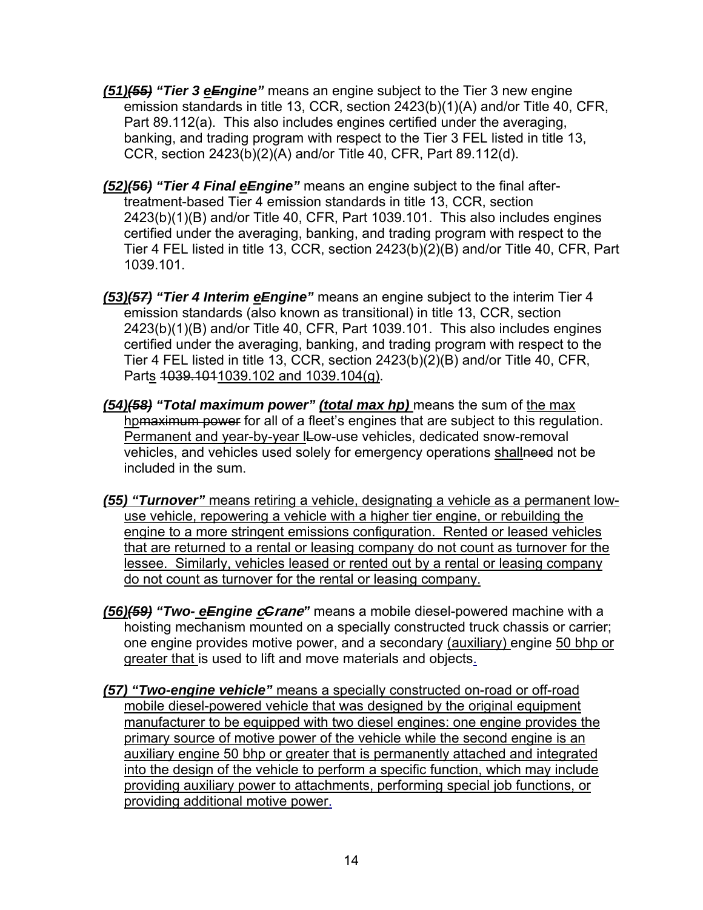***(51)~~(55)~~ "Tier 3 eEngine"*** means an engine subject to the Tier 3 new engine emission standards in title 13, CCR, section 2423(b)(1)(A) and/or Title 40, CFR, Part 89.112(a). This also includes engines certified under the averaging, banking, and trading program with respect to the Tier 3 FEL listed in title 13, CCR, section 2423(b)(2)(A) and/or Title 40, CFR, Part 89.112(d).

***(52)~~(56)~~ "Tier 4 Final eEngine"*** means an engine subject to the final after-treatment-based Tier 4 emission standards in title 13, CCR, section 2423(b)(1)(B) and/or Title 40, CFR, Part 1039.101. This also includes engines certified under the averaging, banking, and trading program with respect to the Tier 4 FEL listed in title 13, CCR, section 2423(b)(2)(B) and/or Title 40, CFR, Part 1039.101.

***(53)~~(57)~~ "Tier 4 Interim eEngine"*** means an engine subject to the interim Tier 4 emission standards (also known as transitional) in title 13, CCR, section 2423(b)(1)(B) and/or Title 40, CFR, Part 1039.101. This also includes engines certified under the averaging, banking, and trading program with respect to the Tier 4 FEL listed in title 13, CCR, section 2423(b)(2)(B) and/or Title 40, CFR, Parts ~~1039.101~~1039.102 and 1039.104(g).

***(54)~~(58)~~ "Total maximum power" (total max hp)*** means the sum of the max hp~~maximum power~~ for all of a fleet's engines that are subject to this regulation. Permanent and year-by-year l~~L~~ow-use vehicles, dedicated snow-removal vehicles, and vehicles used solely for emergency operations shall~~need~~ not be included in the sum.

***(55) "Turnover"*** means retiring a vehicle, designating a vehicle as a permanent low-use vehicle, repowering a vehicle with a higher tier engine, or rebuilding the engine to a more stringent emissions configuration. Rented or leased vehicles that are returned to a rental or leasing company do not count as turnover for the lessee. Similarly, vehicles leased or rented out by a rental or leasing company do not count as turnover for the rental or leasing company.

***(56)~~(59)~~ "Two- eEngine cCrane"*** means a mobile diesel-powered machine with a hoisting mechanism mounted on a specially constructed truck chassis or carrier; one engine provides motive power, and a secondary (auxiliary) engine 50 bhp or greater that is used to lift and move materials and objects.

***(57) "Two-engine vehicle"*** means a specially constructed on-road or off-road mobile diesel-powered vehicle that was designed by the original equipment manufacturer to be equipped with two diesel engines: one engine provides the primary source of motive power of the vehicle while the second engine is an auxiliary engine 50 bhp or greater that is permanently attached and integrated into the design of the vehicle to perform a specific function, which may include providing auxiliary power to attachments, performing special job functions, or providing additional motive power.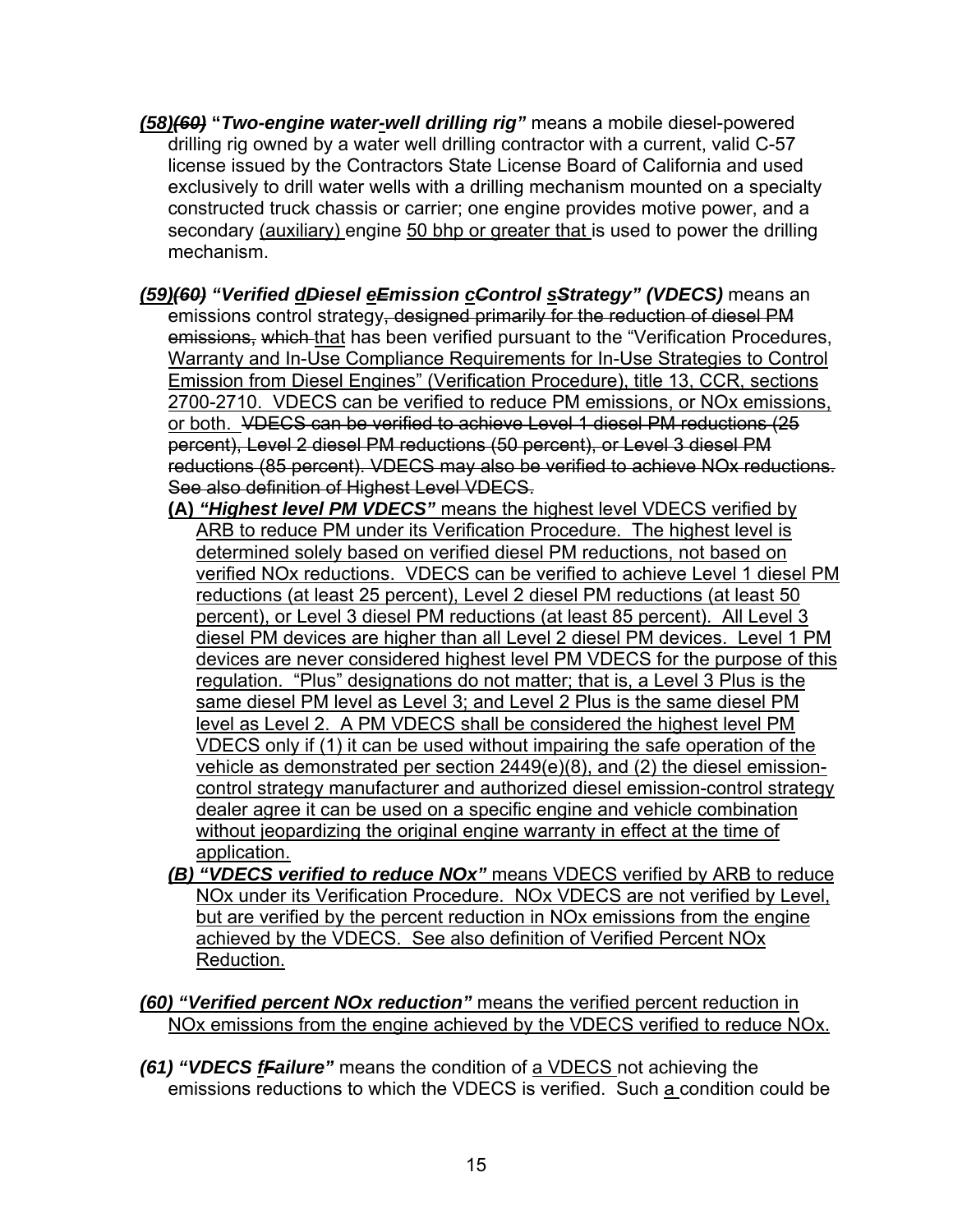***(58)~~(60)~~*** **"*Two-engine water-well drilling rig*"** means a mobile diesel-powered drilling rig owned by a water well drilling contractor with a current, valid C-57 license issued by the Contractors State License Board of California and used exclusively to drill water wells with a drilling mechanism mounted on a specialty constructed truck chassis or carrier; one engine provides motive power, and a secondary <u>(auxiliary)</u> engine <u>50 bhp or greater that</u> is used to power the drilling mechanism.

***(59)~~(60)~~ "Verified <u>d</u>~~D~~iesel <u>e</u>~~E~~mission <u>c</u>~~C~~ontrol <u>s</u>~~S~~trategy" (VDECS)*** means an emissions control strategy~~, designed primarily for the reduction of diesel PM emissions,~~ ~~which~~ <u>that</u> has been verified pursuant to the "Verification Procedures, <u>Warranty and In-Use Compliance Requirements for In-Use Strategies to Control Emission from Diesel Engines" (Verification Procedure), title 13, CCR, sections 2700-2710. VDECS can be verified to reduce PM emissions, or NOx emissions, or both.</u> ~~VDECS can be verified to achieve Level 1 diesel PM reductions (25 percent), Level 2 diesel PM reductions (50 percent), or Level 3 diesel PM reductions (85 percent). VDECS may also be verified to achieve NOx reductions. See also definition of Highest Level VDECS.~~

- <u>**(A)** ***"Highest level PM VDECS"*** means the highest level VDECS verified by ARB to reduce PM under its Verification Procedure. The highest level is determined solely based on verified diesel PM reductions, not based on verified NOx reductions. VDECS can be verified to achieve Level 1 diesel PM reductions (at least 25 percent), Level 2 diesel PM reductions (at least 50 percent), or Level 3 diesel PM reductions (at least 85 percent). All Level 3 diesel PM devices are higher than all Level 2 diesel PM devices. Level 1 PM devices are never considered highest level PM VDECS for the purpose of this regulation. "Plus" designations do not matter; that is, a Level 3 Plus is the same diesel PM level as Level 3; and Level 2 Plus is the same diesel PM level as Level 2. A PM VDECS shall be considered the highest level PM VDECS only if (1) it can be used without impairing the safe operation of the vehicle as demonstrated per section 2449(e)(8), and (2) the diesel emission-control strategy manufacturer and authorized diesel emission-control strategy dealer agree it can be used on a specific engine and vehicle combination without jeopardizing the original engine warranty in effect at the time of application.</u>
- <u>***(B) "VDECS verified to reduce NOx"*** means VDECS verified by ARB to reduce NOx under its Verification Procedure. NOx VDECS are not verified by Level, but are verified by the percent reduction in NOx emissions from the engine achieved by the VDECS. See also definition of Verified Percent NOx Reduction.</u>

<u>***(60) "Verified percent NOx reduction"*** means the verified percent reduction in NOx emissions from the engine achieved by the VDECS verified to reduce NOx.</u>

***(61) "VDECS <u>f</u>~~F~~ailure"*** means the condition of <u>a VDECS</u> not achieving the emissions reductions to which the VDECS is verified. Such <u>a</u> condition could be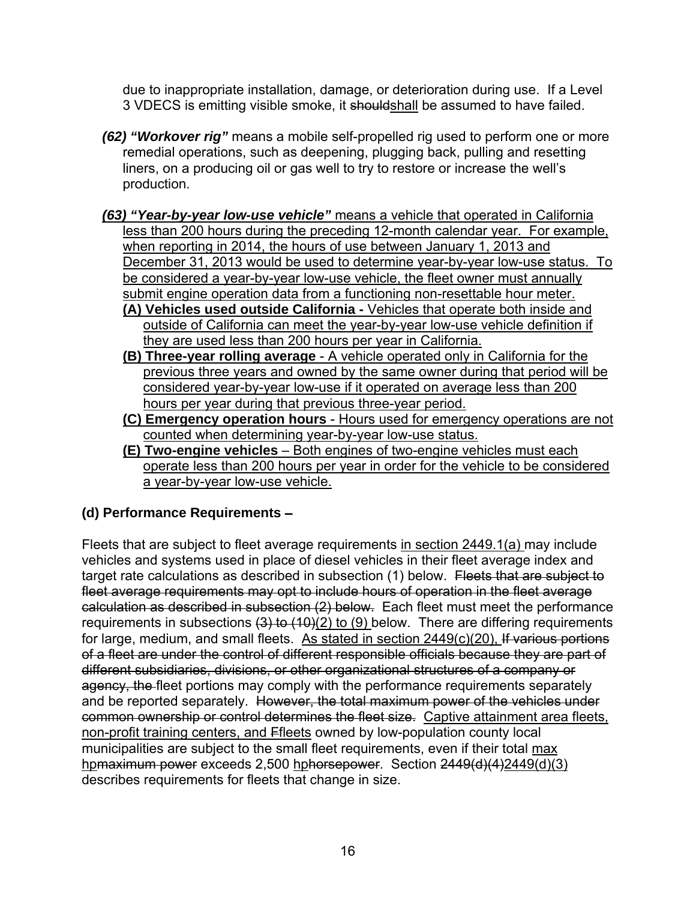due to inappropriate installation, damage, or deterioration during use. If a Level 3 VDECS is emitting visible smoke, it ~~should~~shall be assumed to have failed.

***(62) "Workover rig"*** means a mobile self-propelled rig used to perform one or more remedial operations, such as deepening, plugging back, pulling and resetting liners, on a producing oil or gas well to try to restore or increase the well's production.

***(63) "Year-by-year low-use vehicle"*** means a vehicle that operated in California less than 200 hours during the preceding 12-month calendar year. For example, when reporting in 2014, the hours of use between January 1, 2013 and December 31, 2013 would be used to determine year-by-year low-use status. To be considered a year-by-year low-use vehicle, the fleet owner must annually submit engine operation data from a functioning non-resettable hour meter.

**(A) Vehicles used outside California -** Vehicles that operate both inside and outside of California can meet the year-by-year low-use vehicle definition if they are used less than 200 hours per year in California.

**(B) Three-year rolling average** - A vehicle operated only in California for the previous three years and owned by the same owner during that period will be considered year-by-year low-use if it operated on average less than 200 hours per year during that previous three-year period.

**(C) Emergency operation hours** - Hours used for emergency operations are not counted when determining year-by-year low-use status.

**(E) Two-engine vehicles** – Both engines of two-engine vehicles must each operate less than 200 hours per year in order for the vehicle to be considered a year-by-year low-use vehicle.

**(d) Performance Requirements –**

Fleets that are subject to fleet average requirements in section 2449.1(a) may include vehicles and systems used in place of diesel vehicles in their fleet average index and target rate calculations as described in subsection (1) below. ~~Fleets that are subject to fleet average requirements may opt to include hours of operation in the fleet average calculation as described in subsection (2) below.~~ Each fleet must meet the performance requirements in subsections ~~(3) to (10)~~(2) to (9) below. There are differing requirements for large, medium, and small fleets. As stated in section 2449(c)(20), ~~If various portions of a fleet are under the control of different responsible officials because they are part of different subsidiaries, divisions, or other organizational structures of a company or agency, the~~ fleet portions may comply with the performance requirements separately and be reported separately. ~~However, the total maximum power of the vehicles under common ownership or control determines the fleet size.~~ Captive attainment area fleets, non-profit training centers, and ~~F~~fleets owned by low-population county local municipalities are subject to the small fleet requirements, even if their total max hp~~maximum power~~ exceeds 2,500 hp~~horsepower~~. Section ~~2449(d)(4)~~2449(d)(3) describes requirements for fleets that change in size.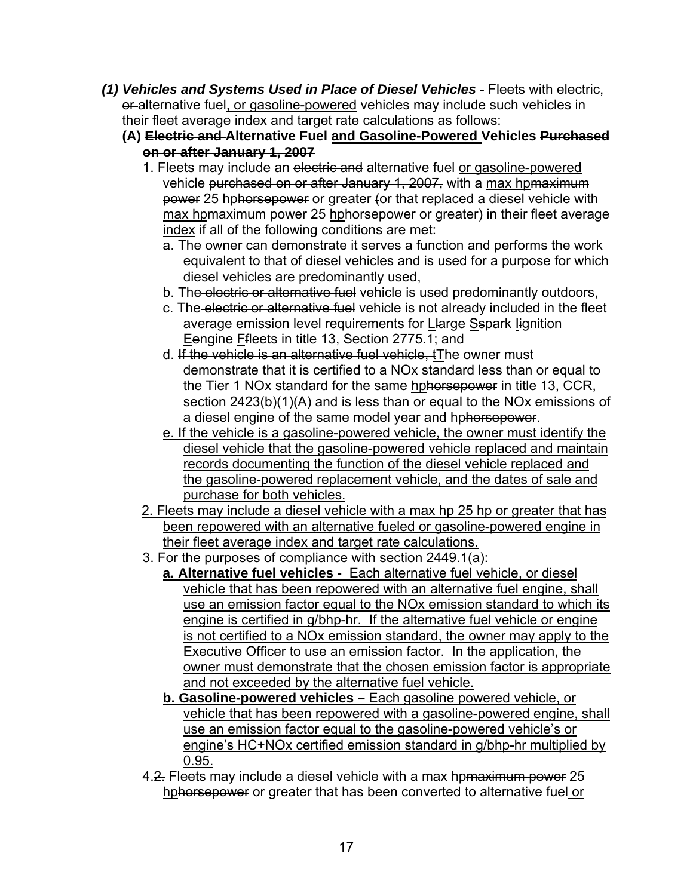(1) ***Vehicles and Systems Used in Place of Diesel Vehicles*** - Fleets with electric<u>,</u> ~~or~~ alternative fuel<u>, or gasoline-powered</u> vehicles may include such vehicles in their fleet average index and target rate calculations as follows:

**(A) ~~Electric and~~ Alternative Fuel <u>and Gasoline-Powered</u> Vehicles ~~Purchased on or after January 1, 2007~~**

1. Fleets may include an ~~electric and~~ alternative fuel <u>or gasoline-powered</u> vehicle ~~purchased on or after January 1, 2007,~~ with a <u>max hp</u>~~maximum power~~ 25 <u>hp</u>~~horsepower~~ or greater ~~(~~or that replaced a diesel vehicle with <u>max hp</u>~~maximum power~~ 25 <u>hp</u>~~horsepower~~ or greater~~)~~ in their fleet average <u>index</u> if all of the following conditions are met:

   a. The owner can demonstrate it serves a function and performs the work equivalent to that of diesel vehicles and is used for a purpose for which diesel vehicles are predominantly used,

   b. The~~ electric or alternative fuel~~ vehicle is used predominantly outdoors,

   c. The~~ electric or alternative fuel~~ vehicle is not already included in the fleet average emission level requirements for <u>L</u>~~l~~arge <u>S</u>~~s~~park <u>I</u>~~i~~gnition <u>E</u>~~e~~ngine <u>F</u>~~f~~leets in title 13, Section 2775.1; and

   d. ~~If the vehicle is an alternative fuel vehicle, t~~<u>T</u>he owner must demonstrate that it is certified to a NOx standard less than or equal to the Tier 1 NOx standard for the same <u>hp</u>~~horsepower~~ in title 13, CCR, section 2423(b)(1)(A) and is less than or equal to the NOx emissions of a diesel engine of the same model year and <u>hp</u>~~horsepower~~.

   <u>e. If the vehicle is a gasoline-powered vehicle, the owner must identify the diesel vehicle that the gasoline-powered vehicle replaced and maintain records documenting the function of the diesel vehicle replaced and the gasoline-powered replacement vehicle, and the dates of sale and purchase for both vehicles.</u>

<u>2. Fleets may include a diesel vehicle with a max hp 25 hp or greater that has been repowered with an alternative fueled or gasoline-powered engine in their fleet average index and target rate calculations.</u>

<u>3. For the purposes of compliance with section 2449.1(a):</u>

   <u>**a. Alternative fuel vehicles -** Each alternative fuel vehicle, or diesel vehicle that has been repowered with an alternative fuel engine, shall use an emission factor equal to the NOx emission standard to which its engine is certified in g/bhp-hr. If the alternative fuel vehicle or engine is not certified to a NOx emission standard, the owner may apply to the Executive Officer to use an emission factor. In the application, the owner must demonstrate that the chosen emission factor is appropriate and not exceeded by the alternative fuel vehicle.</u>

   <u>**b. Gasoline-powered vehicles –** Each gasoline powered vehicle, or vehicle that has been repowered with a gasoline-powered engine, shall use an emission factor equal to the gasoline-powered vehicle's or engine's HC+NOx certified emission standard in g/bhp-hr multiplied by 0.95.</u>

<u>4.</u>~~2.~~ Fleets may include a diesel vehicle with a <u>max hp</u>~~maximum power~~ 25 <u>hp</u>~~horsepower~~ or greater that has been converted to alternative fuel<u> or</u>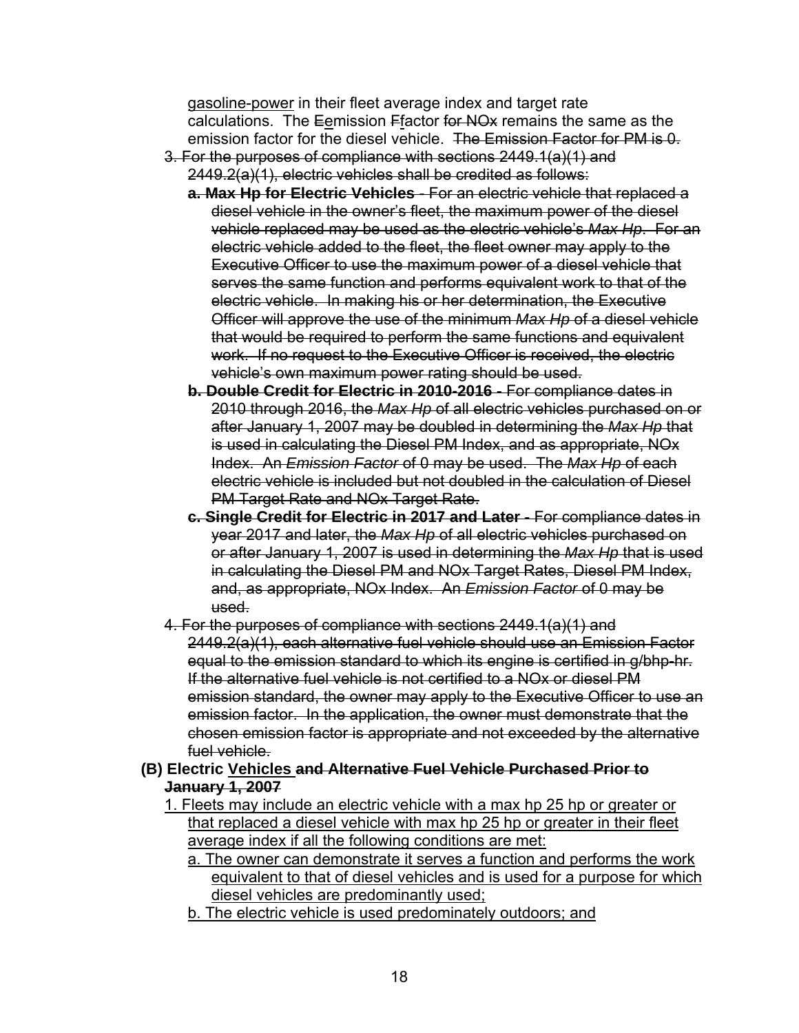<u>gasoline-power</u> in their fleet average index and target rate calculations. The ~~E~~<u>e</u>mission ~~F~~<u>f</u>actor ~~for NOx~~ remains the same as the emission factor for the diesel vehicle. ~~The Emission Factor for PM is 0.~~

~~3. For the purposes of compliance with sections 2449.1(a)(1) and 2449.2(a)(1), electric vehicles shall be credited as follows:~~

~~**a. Max Hp for Electric Vehicles** - For an electric vehicle that replaced a diesel vehicle in the owner's fleet, the maximum power of the diesel vehicle replaced may be used as the electric vehicle's *Max Hp*. For an electric vehicle added to the fleet, the fleet owner may apply to the Executive Officer to use the maximum power of a diesel vehicle that serves the same function and performs equivalent work to that of the electric vehicle. In making his or her determination, the Executive Officer will approve the use of the minimum *Max Hp* of a diesel vehicle that would be required to perform the same functions and equivalent work. If no request to the Executive Officer is received, the electric vehicle's own maximum power rating should be used.~~

~~**b. Double Credit for Electric in 2010-2016** - For compliance dates in 2010 through 2016, the *Max Hp* of all electric vehicles purchased on or after January 1, 2007 may be doubled in determining the *Max Hp* that is used in calculating the Diesel PM Index, and as appropriate, NOx Index. An *Emission Factor* of 0 may be used. The *Max Hp* of each electric vehicle is included but not doubled in the calculation of Diesel PM Target Rate and NOx Target Rate.~~

~~**c. Single Credit for Electric in 2017 and Later** - For compliance dates in year 2017 and later, the *Max Hp* of all electric vehicles purchased on or after January 1, 2007 is used in determining the *Max Hp* that is used in calculating the Diesel PM and NOx Target Rates, Diesel PM Index, and, as appropriate, NOx Index. An *Emission Factor* of 0 may be used.~~

~~4. For the purposes of compliance with sections 2449.1(a)(1) and 2449.2(a)(1), each alternative fuel vehicle should use an Emission Factor equal to the emission standard to which its engine is certified in g/bhp-hr. If the alternative fuel vehicle is not certified to a NOx or diesel PM emission standard, the owner may apply to the Executive Officer to use an emission factor. In the application, the owner must demonstrate that the chosen emission factor is appropriate and not exceeded by the alternative fuel vehicle.~~

**(B) Electric <u>Vehicles</u> ~~and Alternative Fuel Vehicle Purchased Prior to January 1, 2007~~**

<u>1. Fleets may include an electric vehicle with a max hp 25 hp or greater or that replaced a diesel vehicle with max hp 25 hp or greater in their fleet average index if all the following conditions are met:</u>

<u>a. The owner can demonstrate it serves a function and performs the work equivalent to that of diesel vehicles and is used for a purpose for which diesel vehicles are predominantly used;</u>

<u>b. The electric vehicle is used predominately outdoors; and</u>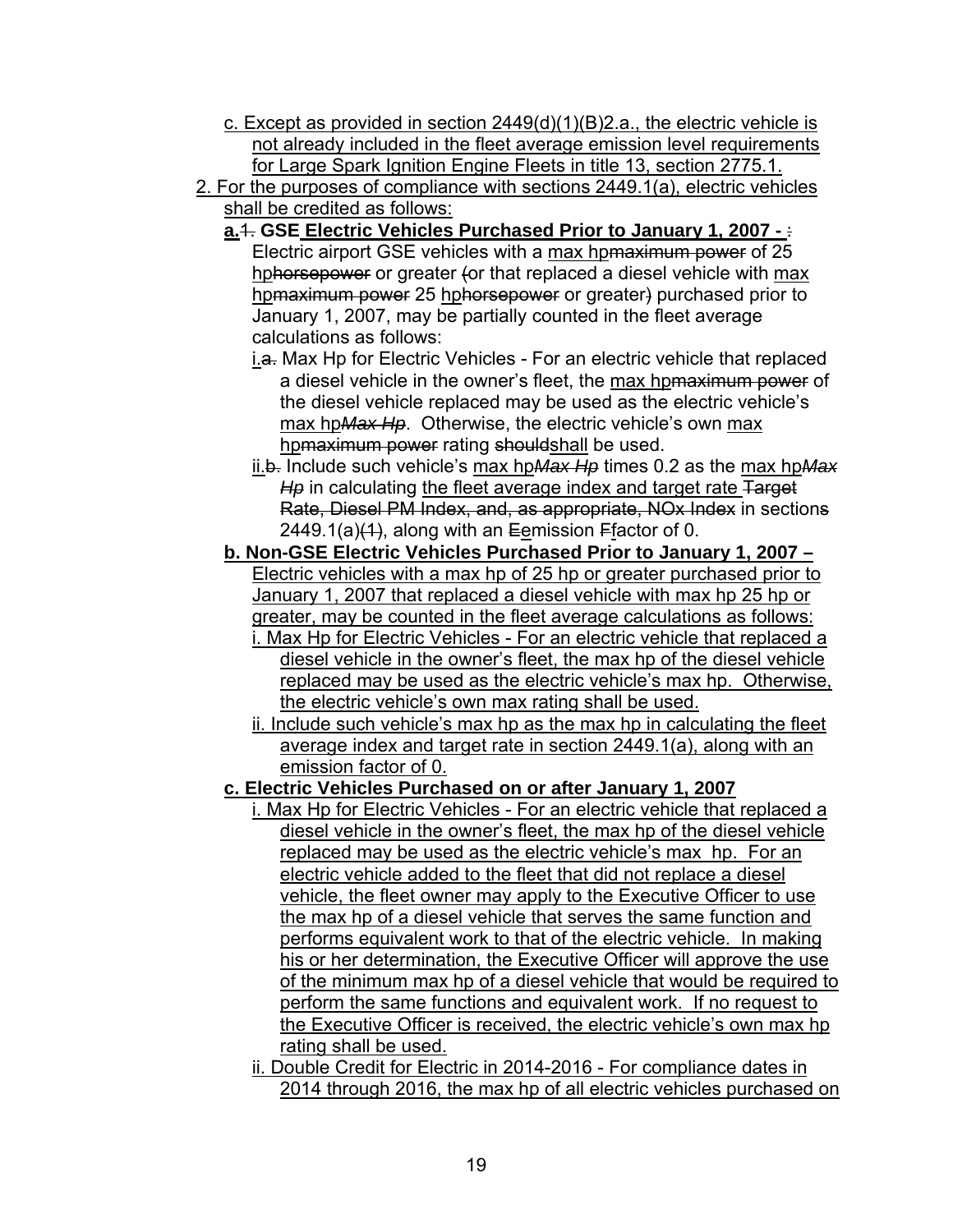c. Except as provided in section 2449(d)(1)(B)2.a., the electric vehicle is not already included in the fleet average emission level requirements for Large Spark Ignition Engine Fleets in title 13, section 2775.1.

2. For the purposes of compliance with sections 2449.1(a), electric vehicles shall be credited as follows:

**a.1. GSE Electric Vehicles Purchased Prior to January 1, 2007 - :** Electric airport GSE vehicles with a max hpmaximum power of 25 hphorsepower or greater (or that replaced a diesel vehicle with max hpmaximum power 25 hphorsepower or greater) purchased prior to January 1, 2007, may be partially counted in the fleet average calculations as follows:

i.a. Max Hp for Electric Vehicles - For an electric vehicle that replaced a diesel vehicle in the owner's fleet, the max hpmaximum power of the diesel vehicle replaced may be used as the electric vehicle's max hp*Max Hp*. Otherwise, the electric vehicle's own max hpmaximum power rating shouldshall be used.

ii.b. Include such vehicle's max hp*Max Hp* times 0.2 as the max hp*Max Hp* in calculating the fleet average index and target rate Target Rate, Diesel PM Index, and, as appropriate, NOx Index in sections 2449.1(a)(1), along with an Eemission Ffactor of 0.

**b. Non-GSE Electric Vehicles Purchased Prior to January 1, 2007 –** Electric vehicles with a max hp of 25 hp or greater purchased prior to January 1, 2007 that replaced a diesel vehicle with max hp 25 hp or greater, may be counted in the fleet average calculations as follows:

i. Max Hp for Electric Vehicles - For an electric vehicle that replaced a diesel vehicle in the owner's fleet, the max hp of the diesel vehicle replaced may be used as the electric vehicle's max hp. Otherwise, the electric vehicle's own max rating shall be used.

ii. Include such vehicle's max hp as the max hp in calculating the fleet average index and target rate in section 2449.1(a), along with an emission factor of 0.

**c. Electric Vehicles Purchased on or after January 1, 2007**

i. Max Hp for Electric Vehicles - For an electric vehicle that replaced a diesel vehicle in the owner's fleet, the max hp of the diesel vehicle replaced may be used as the electric vehicle's max hp. For an electric vehicle added to the fleet that did not replace a diesel vehicle, the fleet owner may apply to the Executive Officer to use the max hp of a diesel vehicle that serves the same function and performs equivalent work to that of the electric vehicle. In making his or her determination, the Executive Officer will approve the use of the minimum max hp of a diesel vehicle that would be required to perform the same functions and equivalent work. If no request to the Executive Officer is received, the electric vehicle's own max hp rating shall be used.

ii. Double Credit for Electric in 2014-2016 - For compliance dates in 2014 through 2016, the max hp of all electric vehicles purchased on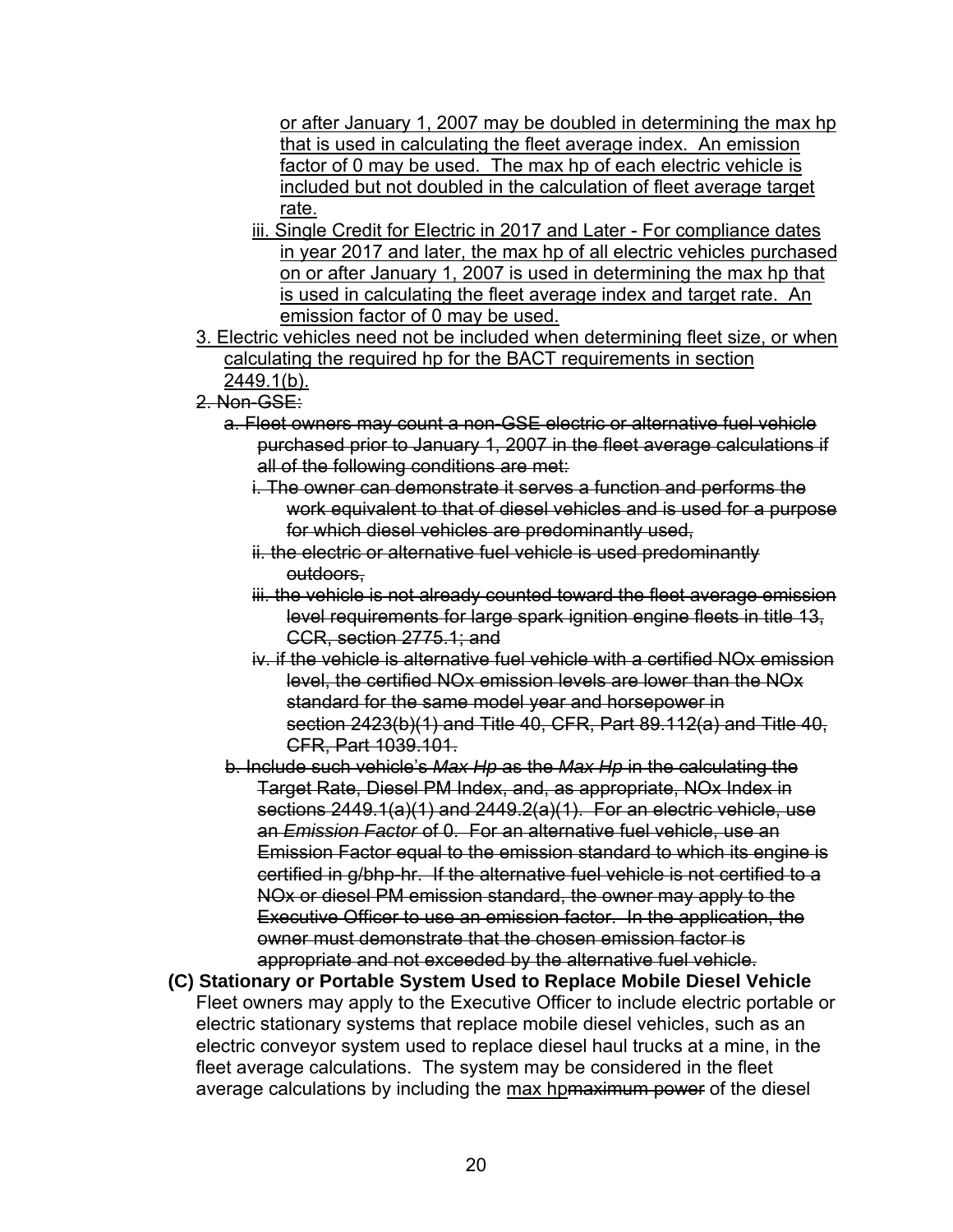or after January 1, 2007 may be doubled in determining the max hp that is used in calculating the fleet average index. An emission factor of 0 may be used. The max hp of each electric vehicle is included but not doubled in the calculation of fleet average target rate.

iii. Single Credit for Electric in 2017 and Later - For compliance dates in year 2017 and later, the max hp of all electric vehicles purchased on or after January 1, 2007 is used in determining the max hp that is used in calculating the fleet average index and target rate. An emission factor of 0 may be used.

3. Electric vehicles need not be included when determining fleet size, or when calculating the required hp for the BACT requirements in section 2449.1(b).

~~2. Non-GSE:~~

~~a. Fleet owners may count a non-GSE electric or alternative fuel vehicle purchased prior to January 1, 2007 in the fleet average calculations if all of the following conditions are met:~~

~~i. The owner can demonstrate it serves a function and performs the work equivalent to that of diesel vehicles and is used for a purpose for which diesel vehicles are predominantly used,~~

~~ii. the electric or alternative fuel vehicle is used predominantly outdoors,~~

~~iii. the vehicle is not already counted toward the fleet average emission level requirements for large spark ignition engine fleets in title 13, CCR, section 2775.1; and~~

~~iv. if the vehicle is alternative fuel vehicle with a certified NOx emission level, the certified NOx emission levels are lower than the NOx standard for the same model year and horsepower in section 2423(b)(1) and Title 40, CFR, Part 89.112(a) and Title 40, CFR, Part 1039.101.~~

~~b. Include such vehicle's *Max Hp* as the *Max Hp* in the calculating the Target Rate, Diesel PM Index, and, as appropriate, NOx Index in sections 2449.1(a)(1) and 2449.2(a)(1). For an electric vehicle, use an *Emission Factor* of 0. For an alternative fuel vehicle, use an Emission Factor equal to the emission standard to which its engine is certified in g/bhp-hr. If the alternative fuel vehicle is not certified to a NOx or diesel PM emission standard, the owner may apply to the Executive Officer to use an emission factor. In the application, the owner must demonstrate that the chosen emission factor is appropriate and not exceeded by the alternative fuel vehicle.~~

**(C) Stationary or Portable System Used to Replace Mobile Diesel Vehicle**

Fleet owners may apply to the Executive Officer to include electric portable or electric stationary systems that replace mobile diesel vehicles, such as an electric conveyor system used to replace diesel haul trucks at a mine, in the fleet average calculations. The system may be considered in the fleet average calculations by including the max hp~~maximum power~~ of the diesel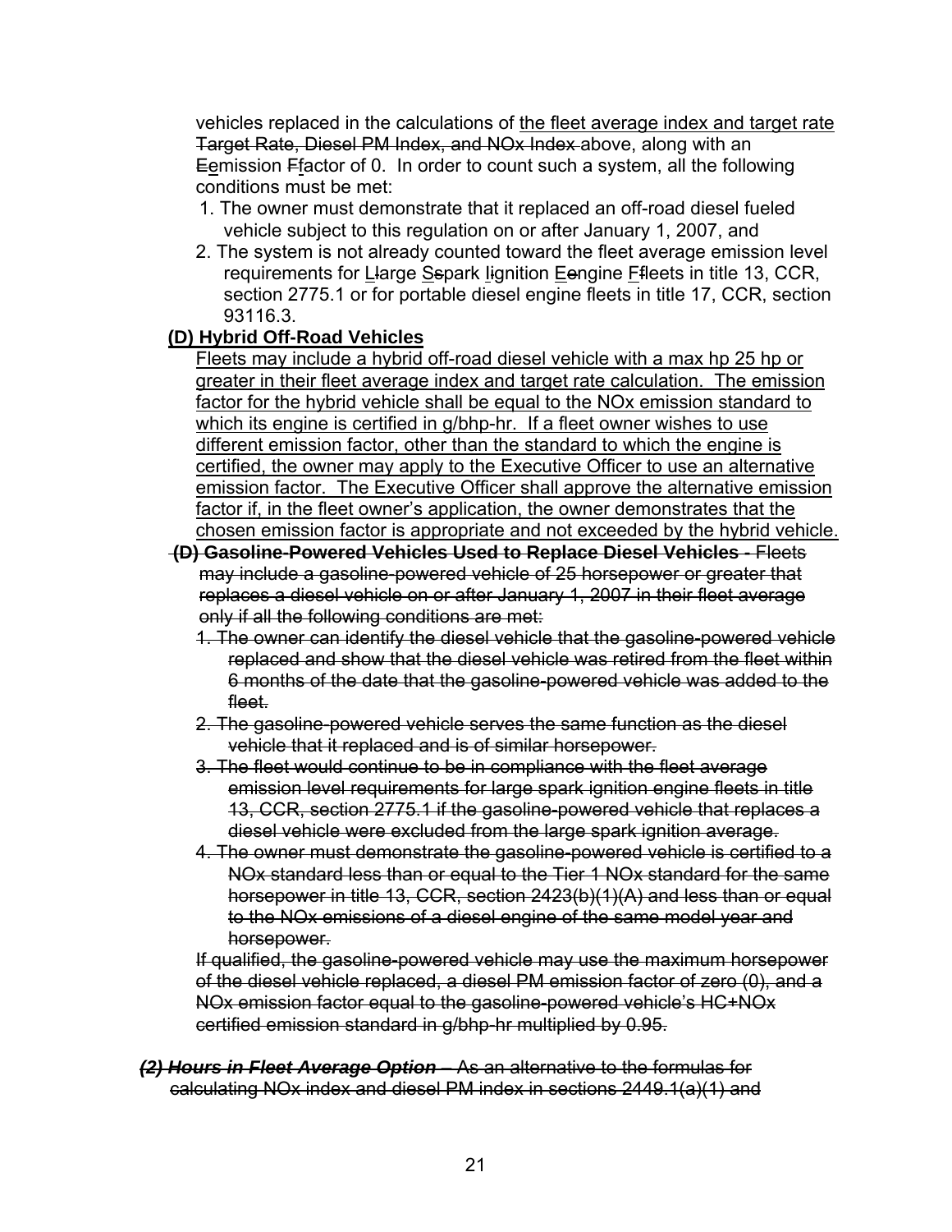vehicles replaced in the calculations of <u>the fleet average index and target rate</u> ~~Target Rate, Diesel PM Index, and NOx Index~~ above, along with an ~~E~~<u>e</u>mission ~~F~~<u>f</u>actor of 0. In order to count such a system, all the following conditions must be met:

1. The owner must demonstrate that it replaced an off-road diesel fueled vehicle subject to this regulation on or after January 1, 2007, and
2. The system is not already counted toward the fleet average emission level requirements for <u>L</u>~~l~~arge <u>S</u>~~s~~park <u>I</u>~~i~~gnition <u>E</u>~~e~~ngine <u>F</u>~~f~~leets in title 13, CCR, section 2775.1 or for portable diesel engine fleets in title 17, CCR, section 93116.3.

<u>**(D) Hybrid Off-Road Vehicles**</u>

<u>Fleets may include a hybrid off-road diesel vehicle with a max hp 25 hp or greater in their fleet average index and target rate calculation. The emission factor for the hybrid vehicle shall be equal to the NOx emission standard to which its engine is certified in g/bhp-hr. If a fleet owner wishes to use different emission factor, other than the standard to which the engine is certified, the owner may apply to the Executive Officer to use an alternative emission factor. The Executive Officer shall approve the alternative emission factor if, in the fleet owner's application, the owner demonstrates that the chosen emission factor is appropriate and not exceeded by the hybrid vehicle.</u>

~~**(D) Gasoline-Powered Vehicles Used to Replace Diesel Vehicles** - Fleets may include a gasoline-powered vehicle of 25 horsepower or greater that replaces a diesel vehicle on or after January 1, 2007 in their fleet average only if all the following conditions are met:~~

1. ~~The owner can identify the diesel vehicle that the gasoline-powered vehicle replaced and show that the diesel vehicle was retired from the fleet within 6 months of the date that the gasoline-powered vehicle was added to the fleet.~~
2. ~~The gasoline-powered vehicle serves the same function as the diesel vehicle that it replaced and is of similar horsepower.~~
3. ~~The fleet would continue to be in compliance with the fleet average emission level requirements for large spark ignition engine fleets in title 13, CCR, section 2775.1 if the gasoline-powered vehicle that replaces a diesel vehicle were excluded from the large spark ignition average.~~
4. ~~The owner must demonstrate the gasoline-powered vehicle is certified to a NOx standard less than or equal to the Tier 1 NOx standard for the same horsepower in title 13, CCR, section 2423(b)(1)(A) and less than or equal to the NOx emissions of a diesel engine of the same model year and horsepower.~~

~~If qualified, the gasoline-powered vehicle may use the maximum horsepower of the diesel vehicle replaced, a diesel PM emission factor of zero (0), and a NOx emission factor equal to the gasoline-powered vehicle's HC+NOx certified emission standard in g/bhp-hr multiplied by 0.95.~~

~~***(2) Hours in Fleet Average Option*** – As an alternative to the formulas for calculating NOx index and diesel PM index in sections 2449.1(a)(1) and~~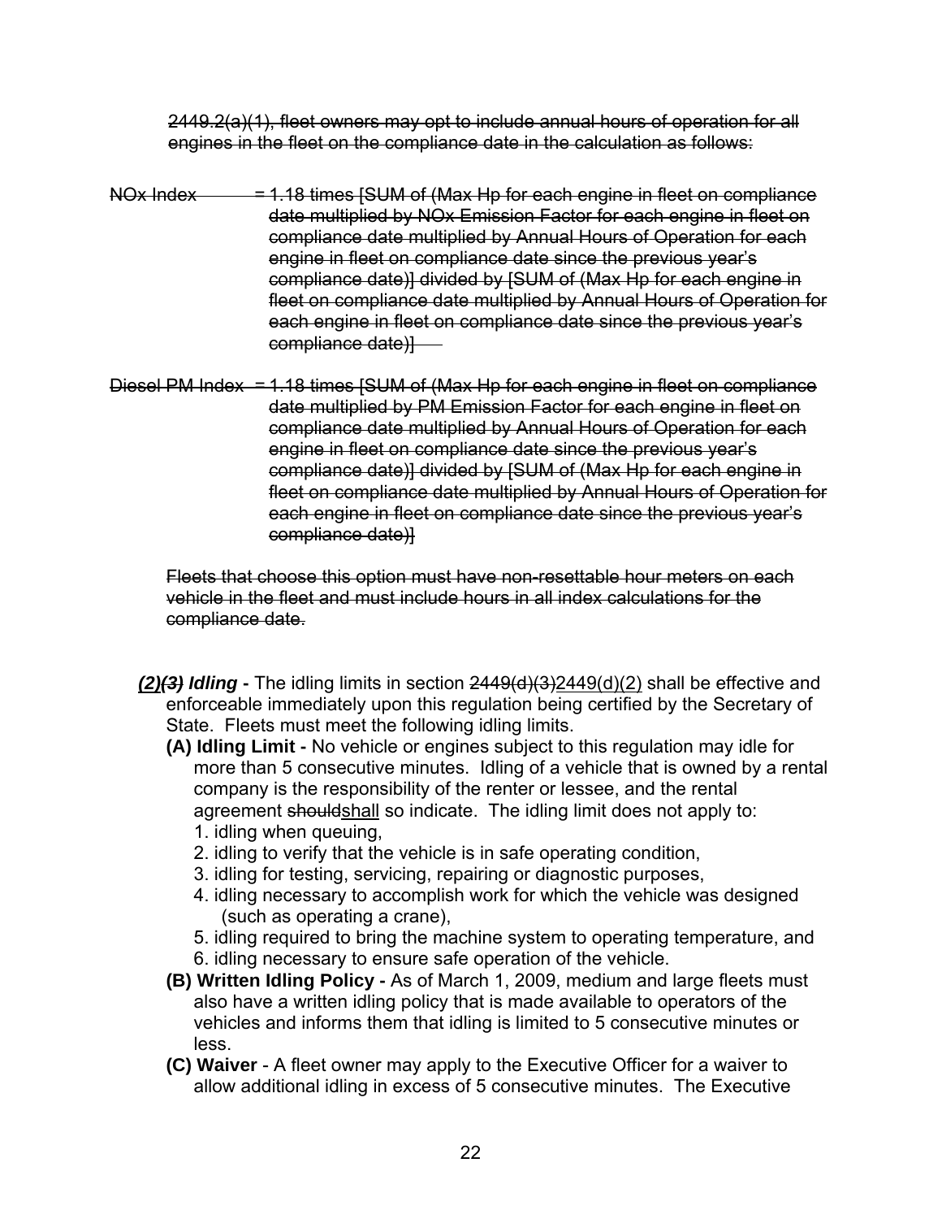~~2449.2(a)(1), fleet owners may opt to include annual hours of operation for all engines in the fleet on the compliance date in the calculation as follows:~~

~~NOx Index = 1.18 times [SUM of (Max Hp for each engine in fleet on compliance date multiplied by NOx Emission Factor for each engine in fleet on compliance date multiplied by Annual Hours of Operation for each engine in fleet on compliance date since the previous year's compliance date)] divided by [SUM of (Max Hp for each engine in fleet on compliance date multiplied by Annual Hours of Operation for each engine in fleet on compliance date since the previous year's compliance date)]~~

~~Diesel PM Index = 1.18 times [SUM of (Max Hp for each engine in fleet on compliance date multiplied by PM Emission Factor for each engine in fleet on compliance date multiplied by Annual Hours of Operation for each engine in fleet on compliance date since the previous year's compliance date)] divided by [SUM of (Max Hp for each engine in fleet on compliance date multiplied by Annual Hours of Operation for each engine in fleet on compliance date since the previous year's compliance date)]~~

~~Fleets that choose this option must have non-resettable hour meters on each vehicle in the fleet and must include hours in all index calculations for the compliance date.~~

***(2)~~(3)~~ Idling*** **-** The idling limits in section ~~2449(d)(3)~~2449(d)(2) shall be effective and enforceable immediately upon this regulation being certified by the Secretary of State. Fleets must meet the following idling limits.

**(A) Idling Limit -** No vehicle or engines subject to this regulation may idle for more than 5 consecutive minutes. Idling of a vehicle that is owned by a rental company is the responsibility of the renter or lessee, and the rental agreement ~~should~~shall so indicate. The idling limit does not apply to:

1. idling when queuing,
2. idling to verify that the vehicle is in safe operating condition,
3. idling for testing, servicing, repairing or diagnostic purposes,
4. idling necessary to accomplish work for which the vehicle was designed (such as operating a crane),
5. idling required to bring the machine system to operating temperature, and
6. idling necessary to ensure safe operation of the vehicle.

**(B) Written Idling Policy -** As of March 1, 2009, medium and large fleets must also have a written idling policy that is made available to operators of the vehicles and informs them that idling is limited to 5 consecutive minutes or less.

**(C) Waiver** - A fleet owner may apply to the Executive Officer for a waiver to allow additional idling in excess of 5 consecutive minutes. The Executive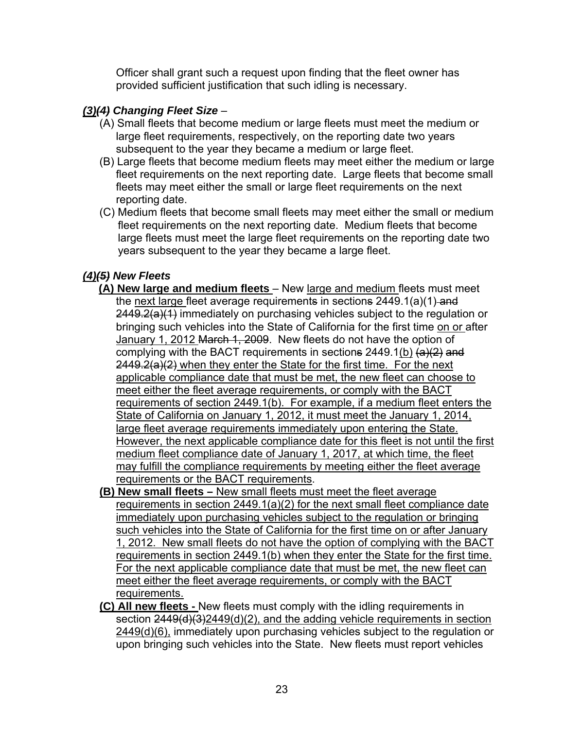Officer shall grant such a request upon finding that the fleet owner has provided sufficient justification that such idling is necessary.

***(3)~~(4)~~ Changing Fleet Size*** –

(A) Small fleets that become medium or large fleets must meet the medium or large fleet requirements, respectively, on the reporting date two years subsequent to the year they became a medium or large fleet.

(B) Large fleets that become medium fleets may meet either the medium or large fleet requirements on the next reporting date. Large fleets that become small fleets may meet either the small or large fleet requirements on the next reporting date.

(C) Medium fleets that become small fleets may meet either the small or medium fleet requirements on the next reporting date. Medium fleets that become large fleets must meet the large fleet requirements on the reporting date two years subsequent to the year they became a large fleet.

***(4)~~(5)~~ New Fleets***

**(A) New large and medium fleets** – New large and medium fleets must meet the next large fleet average requirements in section~~s~~ 2449.1(a)(1) ~~and 2449.2(a)(1)~~ immediately on purchasing vehicles subject to the regulation or bringing such vehicles into the State of California for the first time on or after January 1, 2012 ~~March 1, 2009~~. New fleets do not have the option of complying with the BACT requirements in section~~s~~ 2449.1(b) ~~(a)(2) and 2449.2(a)(2)~~ when they enter the State for the first time. For the next applicable compliance date that must be met, the new fleet can choose to meet either the fleet average requirements, or comply with the BACT requirements of section 2449.1(b). For example, if a medium fleet enters the State of California on January 1, 2012, it must meet the January 1, 2014, large fleet average requirements immediately upon entering the State. However, the next applicable compliance date for this fleet is not until the first medium fleet compliance date of January 1, 2017, at which time, the fleet may fulfill the compliance requirements by meeting either the fleet average requirements or the BACT requirements.

**(B) New small fleets –** New small fleets must meet the fleet average requirements in section 2449.1(a)(2) for the next small fleet compliance date immediately upon purchasing vehicles subject to the regulation or bringing such vehicles into the State of California for the first time on or after January 1, 2012. New small fleets do not have the option of complying with the BACT requirements in section 2449.1(b) when they enter the State for the first time. For the next applicable compliance date that must be met, the new fleet can meet either the fleet average requirements, or comply with the BACT requirements.

**(C) All new fleets -** New fleets must comply with the idling requirements in section ~~2449(d)(3)~~2449(d)(2), and the adding vehicle requirements in section 2449(d)(6), immediately upon purchasing vehicles subject to the regulation or upon bringing such vehicles into the State. New fleets must report vehicles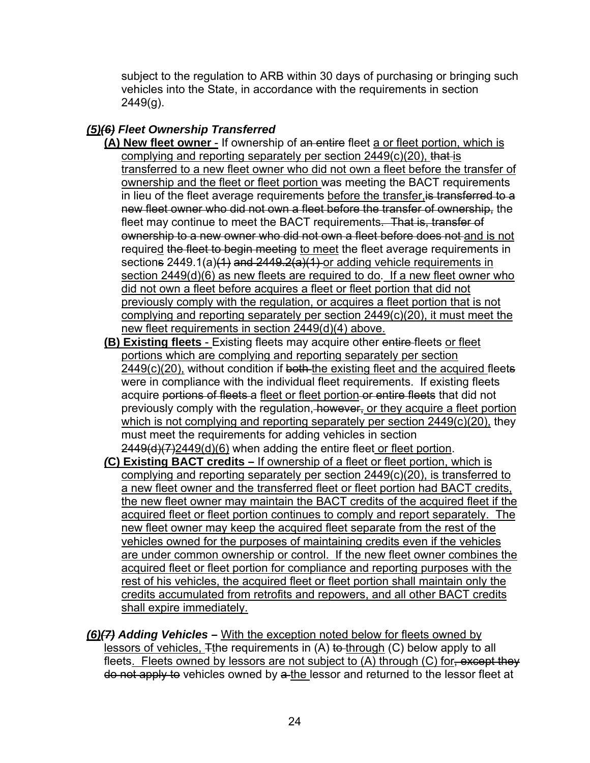subject to the regulation to ARB within 30 days of purchasing or bringing such vehicles into the State, in accordance with the requirements in section 2449(g).

### ***<u>(5)</u>~~(6)~~ Fleet Ownership Transferred***

**<u>(A) New fleet owner</u>** <u>-</u> If ownership of a~~n entire~~ fleet <u>a or fleet portion, which is complying and reporting separately per section 2449(c)(20),</u> ~~that~~ <u>is transferred to a new fleet owner who did not own a fleet before the transfer of ownership and the fleet or fleet portion</u> was meeting the BACT requirements in lieu of the fleet average requirements <u>before the transfer,</u>~~is transferred to a new fleet owner who did not own a fleet before the transfer of ownership,~~ the fleet may continue to meet the BACT requirements~~. That is, transfer of ownership to a new owner who did not own a fleet before does not~~ <u>and is not</u> require<u>d</u> ~~the fleet to begin meeting~~ <u>to meet</u> the fleet average requirements in section~~s~~ 2449.1(a)~~(1) and 2449.2(a)(1)~~ <u>or adding vehicle requirements in section 2449(d)(6) as new fleets are required to do</u>. <u>If a new fleet owner who did not own a fleet before acquires a fleet or fleet portion that did not previously comply with the regulation, or acquires a fleet portion that is not complying and reporting separately per section 2449(c)(20), it must meet the new fleet requirements in section 2449(d)(4) above.</u>

**<u>(B) Existing fleets</u>** <u>-</u> Existing fleets may acquire other ~~entire~~ fleets <u>or fleet portions which are complying and reporting separately per section 2449(c)(20),</u> without condition if ~~both~~ <u>the existing fleet and the acquired</u> fleet~~s~~ were in compliance with the individual fleet requirements. If existing fleets acquire ~~portions of fleets~~ a <u>fleet or fleet portion</u> ~~or entire fleets~~ that did not previously comply with the regulation, ~~however,~~ <u>or they acquire a fleet portion which is not complying and reporting separately per section 2449(c)(20),</u> they must meet the requirements for adding vehicles in section ~~2449(d)(7)~~<u>2449(d)(6)</u> when adding the entire fleet <u>or fleet portion</u>.

**<u>(C) Existing BACT credits –</u>** <u>If ownership of a fleet or fleet portion, which is complying and reporting separately per section 2449(c)(20), is transferred to a new fleet owner and the transferred fleet or fleet portion had BACT credits, the new fleet owner may maintain the BACT credits of the acquired fleet if the acquired fleet or fleet portion continues to comply and report separately. The new fleet owner may keep the acquired fleet separate from the rest of the vehicles owned for the purposes of maintaining credits even if the vehicles are under common ownership or control. If the new fleet owner combines the acquired fleet or fleet portion for compliance and reporting purposes with the rest of his vehicles, the acquired fleet or fleet portion shall maintain only the credits accumulated from retrofits and repowers, and all other BACT credits shall expire immediately.</u>

***<u>(6)</u>~~(7)~~ Adding Vehicles –*** <u>With the exception noted below for fleets owned by lessors of vehicles,</u> ~~T~~<u>t</u>he requirements in (A) ~~to~~ <u>through</u> (C) below apply to all fleets<u>. Fleets owned by lessors are not subject to (A) through (C) for</u>~~, except they do not apply to~~ vehicles owned by ~~a~~ <u>the</u> lessor and returned to the lessor fleet at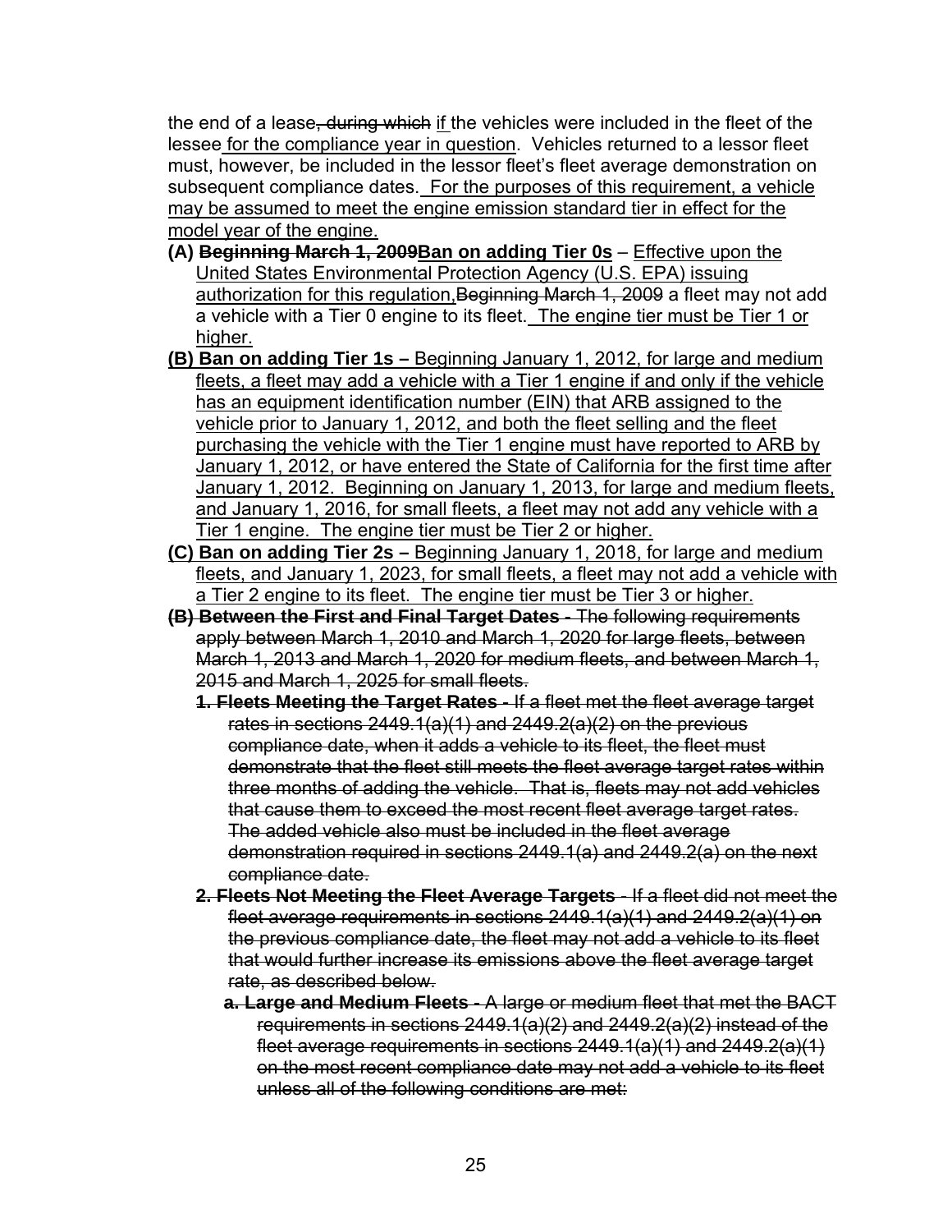the end of a lease~~, during which~~ <u>if</u> the vehicles were included in the fleet of the lessee <u>for the compliance year in question</u>. Vehicles returned to a lessor fleet must, however, be included in the lessor fleet's fleet average demonstration on subsequent compliance dates. <u>For the purposes of this requirement, a vehicle may be assumed to meet the engine emission standard tier in effect for the model year of the engine.</u>

**(A)** ~~**Beginning March 1, 2009**~~**<u>Ban on adding Tier 0s</u>** – <u>Effective upon the United States Environmental Protection Agency (U.S. EPA) issuing authorization for this regulation,</u>~~Beginning March 1, 2009~~ a fleet may not add a vehicle with a Tier 0 engine to its fleet. <u>The engine tier must be Tier 1 or higher.</u>

**<u>(B) Ban on adding Tier 1s –</u>** <u>Beginning January 1, 2012, for large and medium fleets, a fleet may add a vehicle with a Tier 1 engine if and only if the vehicle has an equipment identification number (EIN) that ARB assigned to the vehicle prior to January 1, 2012, and both the fleet selling and the fleet purchasing the vehicle with the Tier 1 engine must have reported to ARB by January 1, 2012, or have entered the State of California for the first time after January 1, 2012. Beginning on January 1, 2013, for large and medium fleets, and January 1, 2016, for small fleets, a fleet may not add any vehicle with a Tier 1 engine. The engine tier must be Tier 2 or higher.</u>

**<u>(C) Ban on adding Tier 2s –</u>** <u>Beginning January 1, 2018, for large and medium fleets, and January 1, 2023, for small fleets, a fleet may not add a vehicle with a Tier 2 engine to its fleet. The engine tier must be Tier 3 or higher.</u>

~~**(B) Between the First and Final Target Dates -** The following requirements apply between March 1, 2010 and March 1, 2020 for large fleets, between March 1, 2013 and March 1, 2020 for medium fleets, and between March 1, 2015 and March 1, 2025 for small fleets.~~

~~**1. Fleets Meeting the Target Rates -** If a fleet met the fleet average target rates in sections 2449.1(a)(1) and 2449.2(a)(2) on the previous compliance date, when it adds a vehicle to its fleet, the fleet must demonstrate that the fleet still meets the fleet average target rates within three months of adding the vehicle. That is, fleets may not add vehicles that cause them to exceed the most recent fleet average target rates. The added vehicle also must be included in the fleet average demonstration required in sections 2449.1(a) and 2449.2(a) on the next compliance date.~~

~~**2. Fleets Not Meeting the Fleet Average Targets** - If a fleet did not meet the fleet average requirements in sections 2449.1(a)(1) and 2449.2(a)(1) on the previous compliance date, the fleet may not add a vehicle to its fleet that would further increase its emissions above the fleet average target rate, as described below.~~

~~**a. Large and Medium Fleets -** A large or medium fleet that met the BACT requirements in sections 2449.1(a)(2) and 2449.2(a)(2) instead of the fleet average requirements in sections 2449.1(a)(1) and 2449.2(a)(1) on the most recent compliance date may not add a vehicle to its fleet unless all of the following conditions are met:~~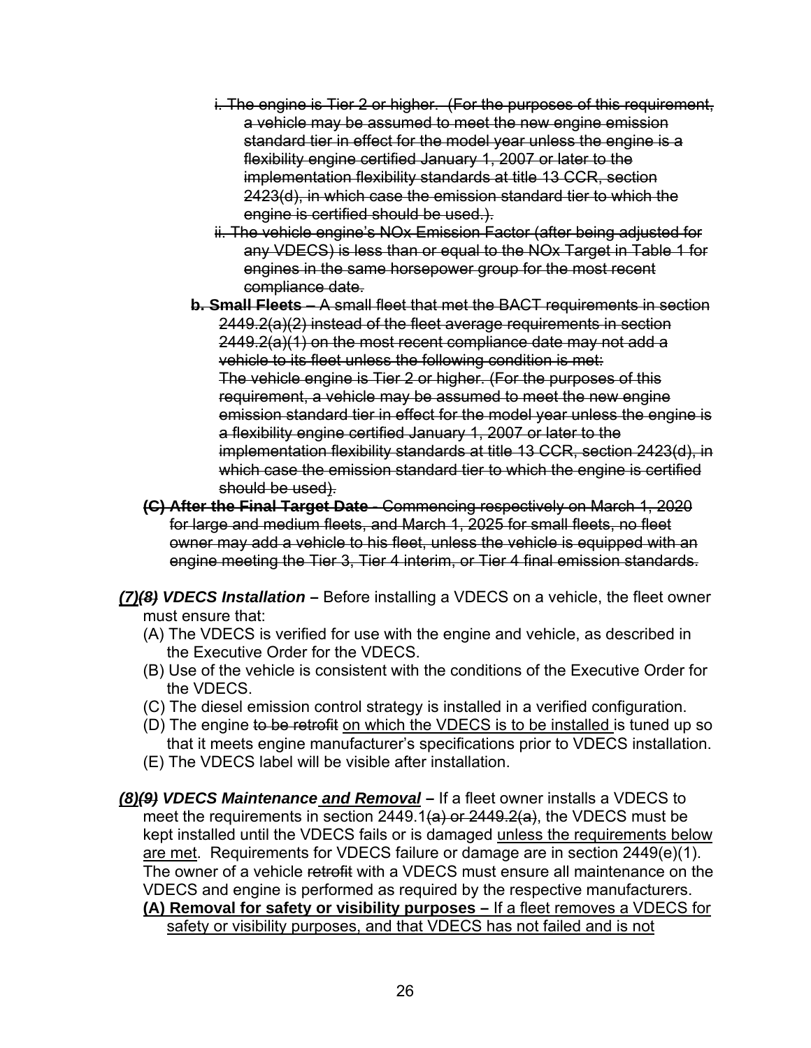~~i. The engine is Tier 2 or higher. (For the purposes of this requirement, a vehicle may be assumed to meet the new engine emission standard tier in effect for the model year unless the engine is a flexibility engine certified January 1, 2007 or later to the implementation flexibility standards at title 13 CCR, section 2423(d), in which case the emission standard tier to which the engine is certified should be used.).~~

~~ii. The vehicle engine's NOx Emission Factor (after being adjusted for any VDECS) is less than or equal to the NOx Target in Table 1 for engines in the same horsepower group for the most recent compliance date.~~

~~**b. Small Fleets** – A small fleet that met the BACT requirements in section 2449.2(a)(2) instead of the fleet average requirements in section 2449.2(a)(1) on the most recent compliance date may not add a vehicle to its fleet unless the following condition is met:~~
~~The vehicle engine is Tier 2 or higher. (For the purposes of this requirement, a vehicle may be assumed to meet the new engine emission standard tier in effect for the model year unless the engine is a flexibility engine certified January 1, 2007 or later to the implementation flexibility standards at title 13 CCR, section 2423(d), in which case the emission standard tier to which the engine is certified should be used).~~

~~**(C) After the Final Target Date** - Commencing respectively on March 1, 2020 for large and medium fleets, and March 1, 2025 for small fleets, no fleet owner may add a vehicle to his fleet, unless the vehicle is equipped with an engine meeting the Tier 3, Tier 4 interim, or Tier 4 final emission standards.~~

***<u>(7)</u>~~(8)~~ VDECS Installation*** **–** Before installing a VDECS on a vehicle, the fleet owner must ensure that:

(A) The VDECS is verified for use with the engine and vehicle, as described in the Executive Order for the VDECS.

(B) Use of the vehicle is consistent with the conditions of the Executive Order for the VDECS.

(C) The diesel emission control strategy is installed in a verified configuration.

(D) The engine ~~to be retrofit~~ <u>on which the VDECS is to be installed</u> is tuned up so that it meets engine manufacturer's specifications prior to VDECS installation.

(E) The VDECS label will be visible after installation.

***<u>(8)</u>~~(9)~~ VDECS Maintenance <u>and Removal</u>*** **–** If a fleet owner installs a VDECS to meet the requirements in section 2449.1~~(a) or 2449.2(a)~~, the VDECS must be kept installed until the VDECS fails or is damaged <u>unless the requirements below are met</u>. Requirements for VDECS failure or damage are in section 2449(e)(1). The owner of a vehicle ~~retrofit~~ with a VDECS must ensure all maintenance on the VDECS and engine is performed as required by the respective manufacturers.

<u>**(A) Removal for safety or visibility purposes –** If a fleet removes a VDECS for safety or visibility purposes, and that VDECS has not failed and is not</u>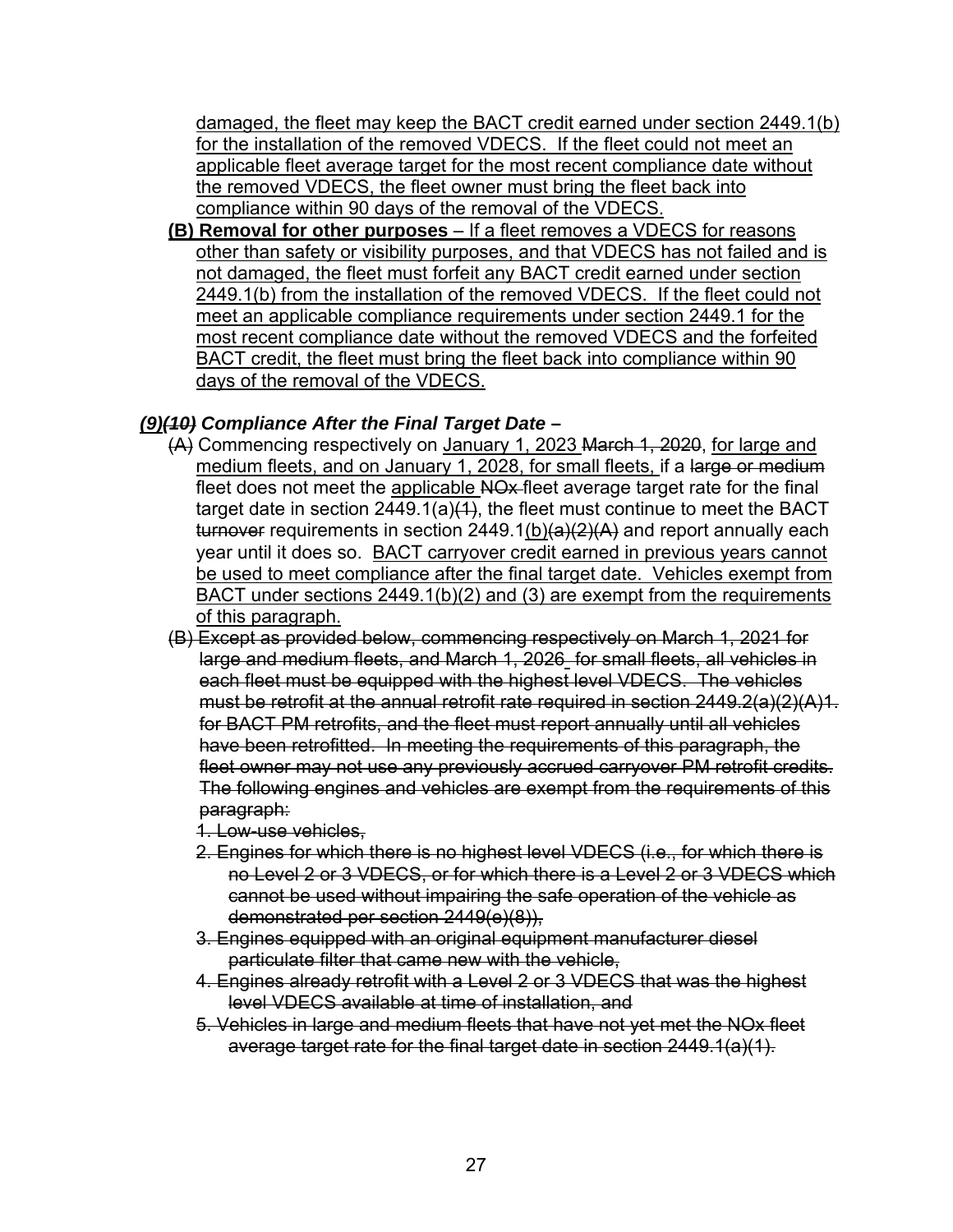damaged, the fleet may keep the BACT credit earned under section 2449.1(b) for the installation of the removed VDECS. If the fleet could not meet an applicable fleet average target for the most recent compliance date without the removed VDECS, the fleet owner must bring the fleet back into compliance within 90 days of the removal of the VDECS.

**(B) Removal for other purposes** – If a fleet removes a VDECS for reasons other than safety or visibility purposes, and that VDECS has not failed and is not damaged, the fleet must forfeit any BACT credit earned under section 2449.1(b) from the installation of the removed VDECS. If the fleet could not meet an applicable compliance requirements under section 2449.1 for the most recent compliance date without the removed VDECS and the forfeited BACT credit, the fleet must bring the fleet back into compliance within 90 days of the removal of the VDECS.

***(9)~~(10)~~ Compliance After the Final Target Date –***

~~(A)~~ Commencing respectively on January 1, 2023 ~~March 1, 2020~~, for large and medium fleets, and on January 1, 2028, for small fleets, if a ~~large or medium~~ fleet does not meet the applicable ~~NOx~~ fleet average target rate for the final target date in section 2449.1(a)~~(1)~~, the fleet must continue to meet the BACT ~~turnover~~ requirements in section 2449.1(b)~~(a)(2)(A)~~ and report annually each year until it does so. BACT carryover credit earned in previous years cannot be used to meet compliance after the final target date. Vehicles exempt from BACT under sections 2449.1(b)(2) and (3) are exempt from the requirements of this paragraph.

~~(B) Except as provided below, commencing respectively on March 1, 2021 for large and medium fleets, and March 1, 2026 for small fleets, all vehicles in each fleet must be equipped with the highest level VDECS. The vehicles must be retrofit at the annual retrofit rate required in section 2449.2(a)(2)(A)1. for BACT PM retrofits, and the fleet must report annually until all vehicles have been retrofitted. In meeting the requirements of this paragraph, the fleet owner may not use any previously accrued carryover PM retrofit credits. The following engines and vehicles are exempt from the requirements of this paragraph:~~

~~1. Low-use vehicles,~~

~~2. Engines for which there is no highest level VDECS (i.e., for which there is no Level 2 or 3 VDECS, or for which there is a Level 2 or 3 VDECS which cannot be used without impairing the safe operation of the vehicle as demonstrated per section 2449(e)(8)),~~

~~3. Engines equipped with an original equipment manufacturer diesel particulate filter that came new with the vehicle,~~

~~4. Engines already retrofit with a Level 2 or 3 VDECS that was the highest level VDECS available at time of installation, and~~

~~5. Vehicles in large and medium fleets that have not yet met the NOx fleet average target rate for the final target date in section 2449.1(a)(1).~~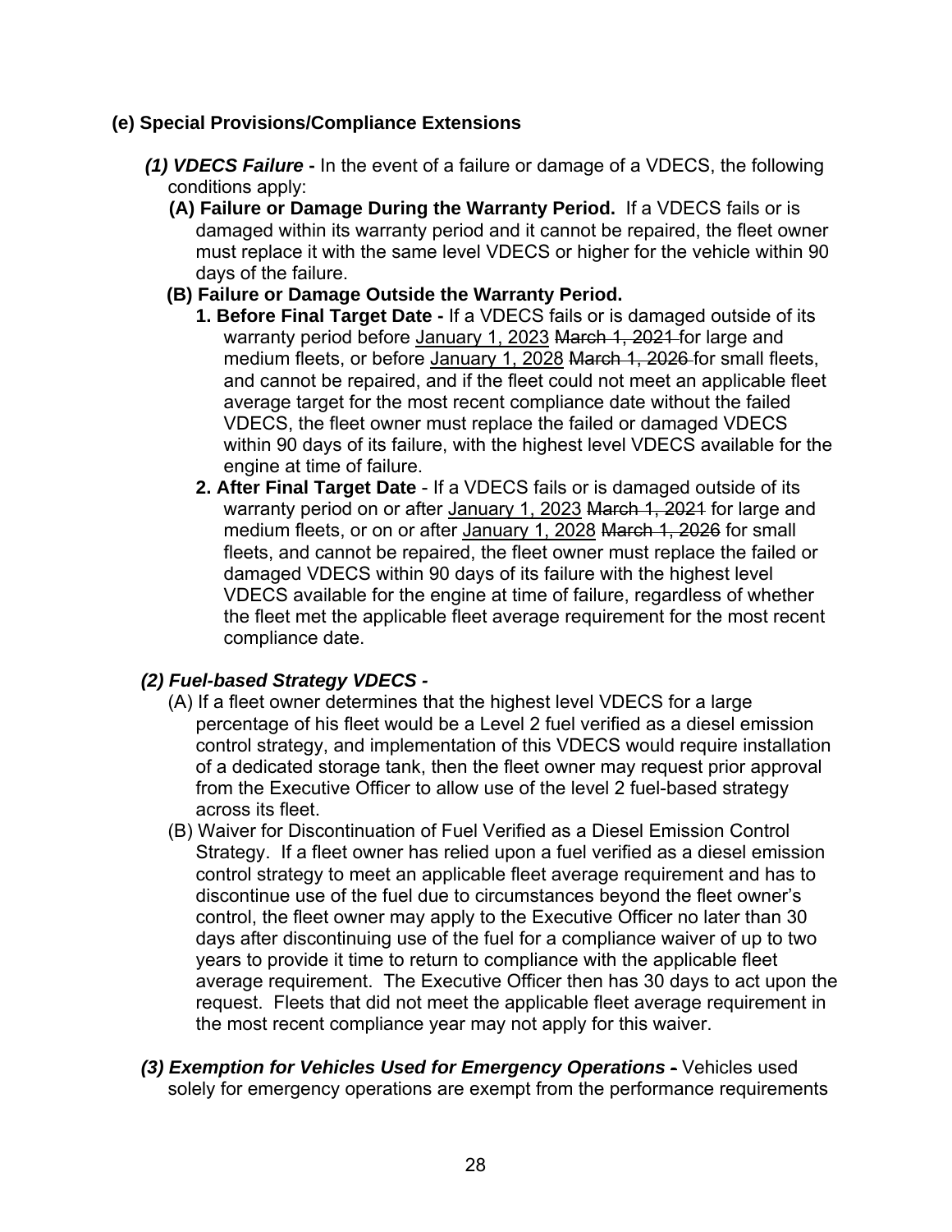**(e) Special Provisions/Compliance Extensions**

***(1) VDECS Failure*** **-** In the event of a failure or damage of a VDECS, the following conditions apply:

**(A) Failure or Damage During the Warranty Period.** If a VDECS fails or is damaged within its warranty period and it cannot be repaired, the fleet owner must replace it with the same level VDECS or higher for the vehicle within 90 days of the failure.

**(B) Failure or Damage Outside the Warranty Period.**

**1. Before Final Target Date -** If a VDECS fails or is damaged outside of its warranty period before <u>January 1, 2023</u> ~~March 1, 2021~~ for large and medium fleets, or before <u>January 1, 2028</u> ~~March 1, 2026~~ for small fleets, and cannot be repaired, and if the fleet could not meet an applicable fleet average target for the most recent compliance date without the failed VDECS, the fleet owner must replace the failed or damaged VDECS within 90 days of its failure, with the highest level VDECS available for the engine at time of failure.

**2. After Final Target Date** - If a VDECS fails or is damaged outside of its warranty period on or after <u>January 1, 2023</u> ~~March 1, 2021~~ for large and medium fleets, or on or after <u>January 1, 2028</u> ~~March 1, 2026~~ for small fleets, and cannot be repaired, the fleet owner must replace the failed or damaged VDECS within 90 days of its failure with the highest level VDECS available for the engine at time of failure, regardless of whether the fleet met the applicable fleet average requirement for the most recent compliance date.

***(2) Fuel-based Strategy VDECS -***

(A) If a fleet owner determines that the highest level VDECS for a large percentage of his fleet would be a Level 2 fuel verified as a diesel emission control strategy, and implementation of this VDECS would require installation of a dedicated storage tank, then the fleet owner may request prior approval from the Executive Officer to allow use of the level 2 fuel-based strategy across its fleet.

(B) Waiver for Discontinuation of Fuel Verified as a Diesel Emission Control Strategy. If a fleet owner has relied upon a fuel verified as a diesel emission control strategy to meet an applicable fleet average requirement and has to discontinue use of the fuel due to circumstances beyond the fleet owner's control, the fleet owner may apply to the Executive Officer no later than 30 days after discontinuing use of the fuel for a compliance waiver of up to two years to provide it time to return to compliance with the applicable fleet average requirement. The Executive Officer then has 30 days to act upon the request. Fleets that did not meet the applicable fleet average requirement in the most recent compliance year may not apply for this waiver.

***(3) Exemption for Vehicles Used for Emergency Operations*** **-** Vehicles used solely for emergency operations are exempt from the performance requirements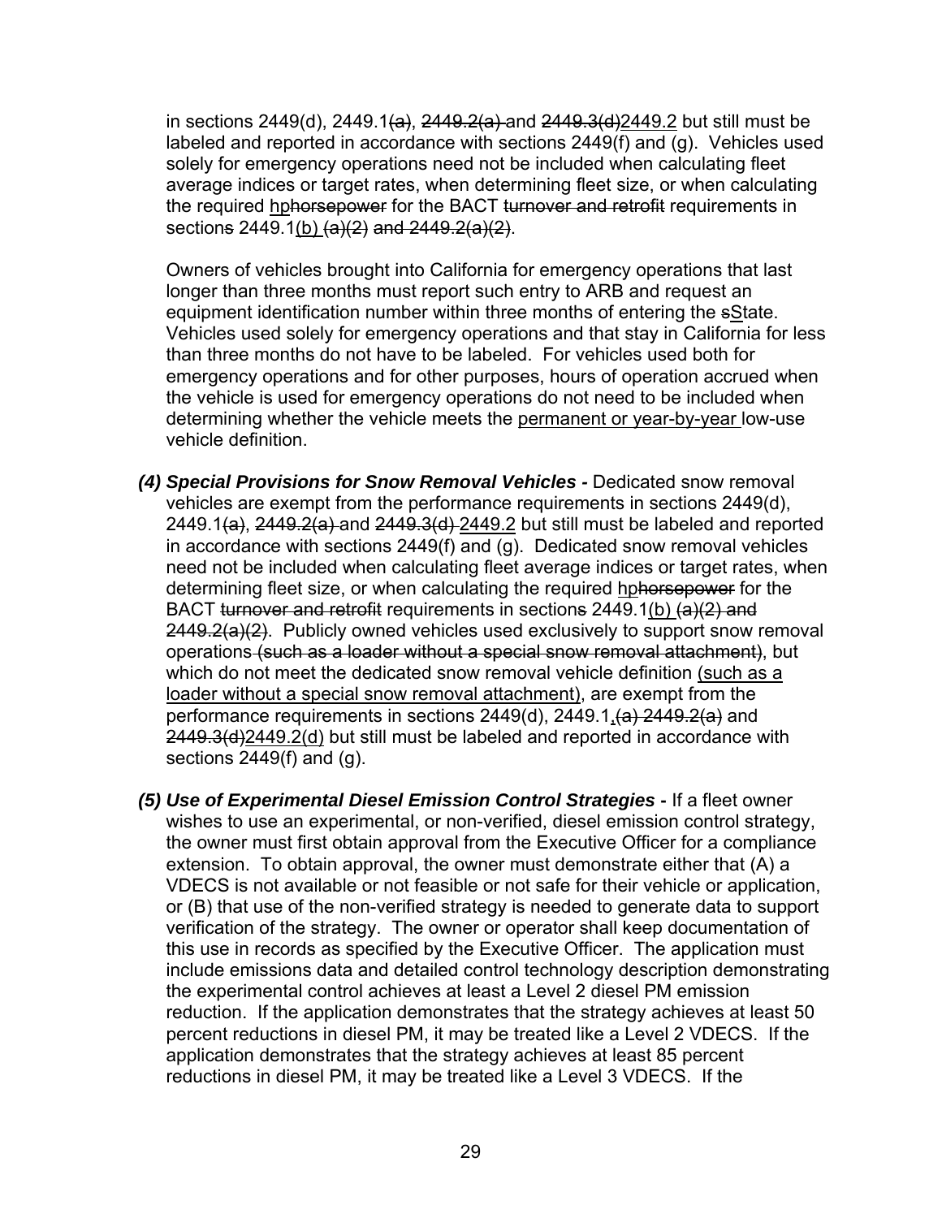in sections 2449(d), 2449.1~~(a)~~, ~~2449.2(a)~~ and ~~2449.3(d)~~<u>2449.2</u> but still must be labeled and reported in accordance with sections 2449(f) and (g). Vehicles used solely for emergency operations need not be included when calculating fleet average indices or target rates, when determining fleet size, or when calculating the required <u>hp</u>~~horsepower~~ for the BACT ~~turnover and retrofit~~ requirements in section~~s~~ 2449.1<u>(b)</u> ~~(a)(2) and 2449.2(a)(2)~~.

Owners of vehicles brought into California for emergency operations that last longer than three months must report such entry to ARB and request an equipment identification number within three months of entering the ~~s~~<u>S</u>tate. Vehicles used solely for emergency operations and that stay in California for less than three months do not have to be labeled. For vehicles used both for emergency operations and for other purposes, hours of operation accrued when the vehicle is used for emergency operations do not need to be included when determining whether the vehicle meets the <u>permanent or year-by-year</u> low-use vehicle definition.

***(4) Special Provisions for Snow Removal Vehicles -*** Dedicated snow removal vehicles are exempt from the performance requirements in sections 2449(d), 2449.1~~(a)~~, ~~2449.2(a)~~ and ~~2449.3(d)~~ <u>2449.2</u> but still must be labeled and reported in accordance with sections 2449(f) and (g). Dedicated snow removal vehicles need not be included when calculating fleet average indices or target rates, when determining fleet size, or when calculating the required <u>hp</u>~~horsepower~~ for the BACT ~~turnover and retrofit~~ requirements in section~~s~~ 2449.1<u>(b)</u> ~~(a)(2) and 2449.2(a)(2)~~. Publicly owned vehicles used exclusively to support snow removal operations ~~(such as a loader without a special snow removal attachment)~~, but which do not meet the dedicated snow removal vehicle definition <u>(such as a loader without a special snow removal attachment)</u>, are exempt from the performance requirements in sections 2449(d), 2449.1<u>,</u>~~(a) 2449.2(a)~~ and ~~2449.3(d)~~<u>2449.2(d)</u> but still must be labeled and reported in accordance with sections 2449(f) and (g).

***(5) Use of Experimental Diesel Emission Control Strategies -*** If a fleet owner wishes to use an experimental, or non-verified, diesel emission control strategy, the owner must first obtain approval from the Executive Officer for a compliance extension. To obtain approval, the owner must demonstrate either that (A) a VDECS is not available or not feasible or not safe for their vehicle or application, or (B) that use of the non-verified strategy is needed to generate data to support verification of the strategy. The owner or operator shall keep documentation of this use in records as specified by the Executive Officer. The application must include emissions data and detailed control technology description demonstrating the experimental control achieves at least a Level 2 diesel PM emission reduction. If the application demonstrates that the strategy achieves at least 50 percent reductions in diesel PM, it may be treated like a Level 2 VDECS. If the application demonstrates that the strategy achieves at least 85 percent reductions in diesel PM, it may be treated like a Level 3 VDECS. If the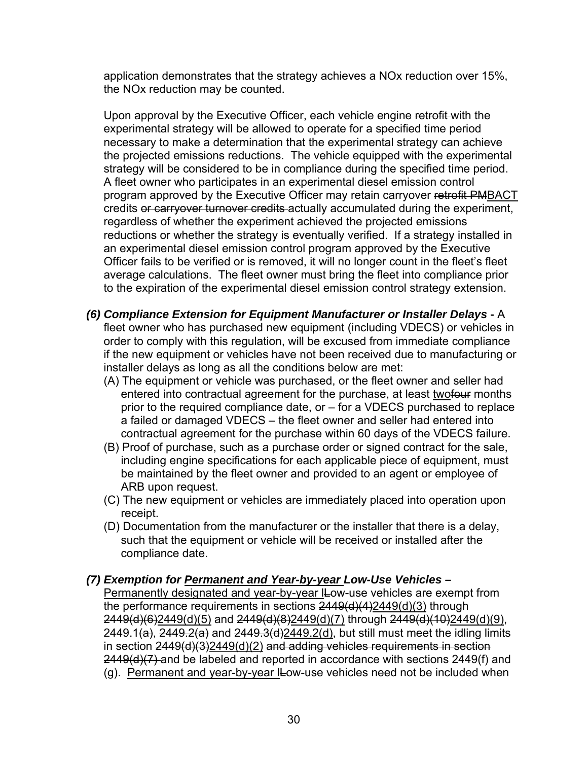application demonstrates that the strategy achieves a NOx reduction over 15%, the NOx reduction may be counted.

Upon approval by the Executive Officer, each vehicle engine ~~retrofit~~ with the experimental strategy will be allowed to operate for a specified time period necessary to make a determination that the experimental strategy can achieve the projected emissions reductions. The vehicle equipped with the experimental strategy will be considered to be in compliance during the specified time period. A fleet owner who participates in an experimental diesel emission control program approved by the Executive Officer may retain carryover ~~retrofit PM~~<u>BACT</u> credits ~~or carryover turnover credits~~ actually accumulated during the experiment, regardless of whether the experiment achieved the projected emissions reductions or whether the strategy is eventually verified. If a strategy installed in an experimental diesel emission control program approved by the Executive Officer fails to be verified or is removed, it will no longer count in the fleet's fleet average calculations. The fleet owner must bring the fleet into compliance prior to the expiration of the experimental diesel emission control strategy extension.

***(6) Compliance Extension for Equipment Manufacturer or Installer Delays*** **-** A fleet owner who has purchased new equipment (including VDECS) or vehicles in order to comply with this regulation, will be excused from immediate compliance if the new equipment or vehicles have not been received due to manufacturing or installer delays as long as all the conditions below are met:

(A) The equipment or vehicle was purchased, or the fleet owner and seller had entered into contractual agreement for the purchase, at least <u>two</u>~~four~~ months prior to the required compliance date, or – for a VDECS purchased to replace a failed or damaged VDECS – the fleet owner and seller had entered into contractual agreement for the purchase within 60 days of the VDECS failure.

(B) Proof of purchase, such as a purchase order or signed contract for the sale, including engine specifications for each applicable piece of equipment, must be maintained by the fleet owner and provided to an agent or employee of ARB upon request.

(C) The new equipment or vehicles are immediately placed into operation upon receipt.

(D) Documentation from the manufacturer or the installer that there is a delay, such that the equipment or vehicle will be received or installed after the compliance date.

***(7) Exemption for <u>Permanent and Year-by-year</u> Low-Use Vehicles –*** <u>Permanently designated and year-by-year l</u>~~L~~ow-use vehicles are exempt from the performance requirements in sections ~~2449(d)(4)~~<u>2449(d)(3)</u> through ~~2449(d)(6)~~<u>2449(d)(5)</u> and ~~2449(d)(8)~~<u>2449(d)(7)</u> through ~~2449(d)(10)~~<u>2449(d)(9)</u>, 2449.1~~(a)~~, ~~2449.2(a)~~ and ~~2449.3(d)~~<u>2449.2(d)</u>, but still must meet the idling limits in section ~~2449(d)(3)~~<u>2449(d)(2)</u> ~~and adding vehicles requirements in section 2449(d)(7)~~ and be labeled and reported in accordance with sections 2449(f) and (g). <u>Permanent and year-by-year l</u>~~L~~ow-use vehicles need not be included when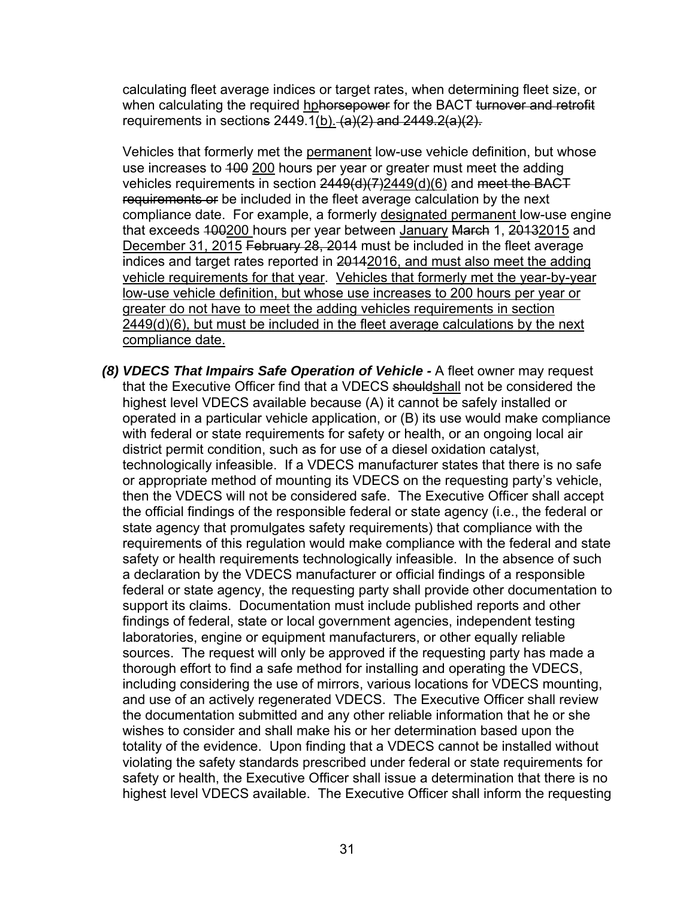calculating fleet average indices or target rates, when determining fleet size, or when calculating the required <u>hp</u>~~horsepower~~ for the BACT ~~turnover and retrofit~~ requirements in section~~s~~ 2449.1<u>(b).</u> ~~(a)(2) and 2449.2(a)(2).~~

Vehicles that formerly met the <u>permanent</u> low-use vehicle definition, but whose use increases to ~~100~~ <u>200</u> hours per year or greater must meet the adding vehicles requirements in section ~~2449(d)(7)~~<u>2449(d)(6)</u> and ~~meet the BACT requirements or~~ be included in the fleet average calculation by the next compliance date. For example, a formerly <u>designated permanent</u> low-use engine that exceeds ~~100~~<u>200</u> hours per year between <u>January</u> ~~March~~ 1, ~~2013~~<u>2015</u> and <u>December 31, 2015</u> ~~February 28, 2014~~ must be included in the fleet average indices and target rates reported in ~~2014~~<u>2016, and must also meet the adding vehicle requirements for that year</u>. <u>Vehicles that formerly met the year-by-year low-use vehicle definition, but whose use increases to 200 hours per year or greater do not have to meet the adding vehicles requirements in section 2449(d)(6), but must be included in the fleet average calculations by the next compliance date.</u>

**(8) *VDECS That Impairs Safe Operation of Vehicle* -** A fleet owner may request that the Executive Officer find that a VDECS ~~should~~<u>shall</u> not be considered the highest level VDECS available because (A) it cannot be safely installed or operated in a particular vehicle application, or (B) its use would make compliance with federal or state requirements for safety or health, or an ongoing local air district permit condition, such as for use of a diesel oxidation catalyst, technologically infeasible. If a VDECS manufacturer states that there is no safe or appropriate method of mounting its VDECS on the requesting party's vehicle, then the VDECS will not be considered safe. The Executive Officer shall accept the official findings of the responsible federal or state agency (i.e., the federal or state agency that promulgates safety requirements) that compliance with the requirements of this regulation would make compliance with the federal and state safety or health requirements technologically infeasible. In the absence of such a declaration by the VDECS manufacturer or official findings of a responsible federal or state agency, the requesting party shall provide other documentation to support its claims. Documentation must include published reports and other findings of federal, state or local government agencies, independent testing laboratories, engine or equipment manufacturers, or other equally reliable sources. The request will only be approved if the requesting party has made a thorough effort to find a safe method for installing and operating the VDECS, including considering the use of mirrors, various locations for VDECS mounting, and use of an actively regenerated VDECS. The Executive Officer shall review the documentation submitted and any other reliable information that he or she wishes to consider and shall make his or her determination based upon the totality of the evidence. Upon finding that a VDECS cannot be installed without violating the safety standards prescribed under federal or state requirements for safety or health, the Executive Officer shall issue a determination that there is no highest level VDECS available. The Executive Officer shall inform the requesting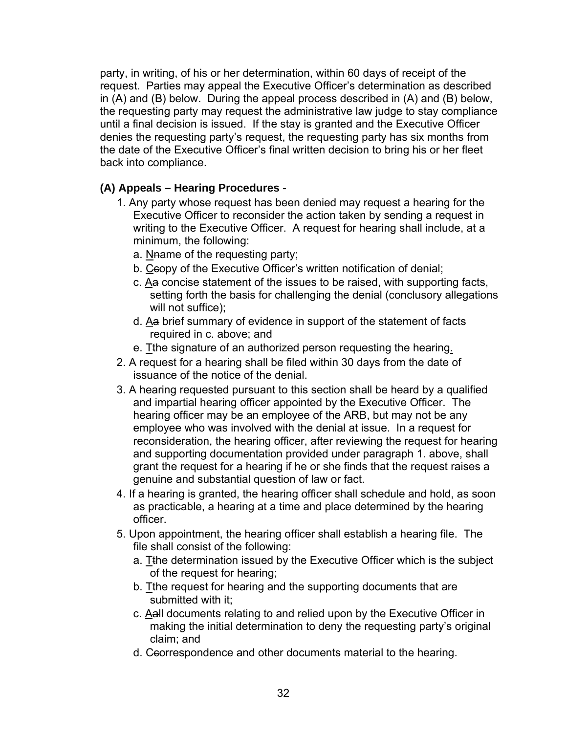party, in writing, of his or her determination, within 60 days of receipt of the request. Parties may appeal the Executive Officer's determination as described in (A) and (B) below. During the appeal process described in (A) and (B) below, the requesting party may request the administrative law judge to stay compliance until a final decision is issued. If the stay is granted and the Executive Officer denies the requesting party's request, the requesting party has six months from the date of the Executive Officer's final written decision to bring his or her fleet back into compliance.

**(A) Appeals – Hearing Procedures** -

1. Any party whose request has been denied may request a hearing for the Executive Officer to reconsider the action taken by sending a request in writing to the Executive Officer. A request for hearing shall include, at a minimum, the following:
   a. Nname of the requesting party;
   b. Ccopy of the Executive Officer's written notification of denial;
   c. Aa concise statement of the issues to be raised, with supporting facts, setting forth the basis for challenging the denial (conclusory allegations will not suffice);
   d. Aa brief summary of evidence in support of the statement of facts required in c. above; and
   e. Tthe signature of an authorized person requesting the hearing.
2. A request for a hearing shall be filed within 30 days from the date of issuance of the notice of the denial.
3. A hearing requested pursuant to this section shall be heard by a qualified and impartial hearing officer appointed by the Executive Officer. The hearing officer may be an employee of the ARB, but may not be any employee who was involved with the denial at issue. In a request for reconsideration, the hearing officer, after reviewing the request for hearing and supporting documentation provided under paragraph 1. above, shall grant the request for a hearing if he or she finds that the request raises a genuine and substantial question of law or fact.
4. If a hearing is granted, the hearing officer shall schedule and hold, as soon as practicable, a hearing at a time and place determined by the hearing officer.
5. Upon appointment, the hearing officer shall establish a hearing file. The file shall consist of the following:
   a. Tthe determination issued by the Executive Officer which is the subject of the request for hearing;
   b. Tthe request for hearing and the supporting documents that are submitted with it;
   c. Aall documents relating to and relied upon by the Executive Officer in making the initial determination to deny the requesting party's original claim; and
   d. Ccorrespondence and other documents material to the hearing.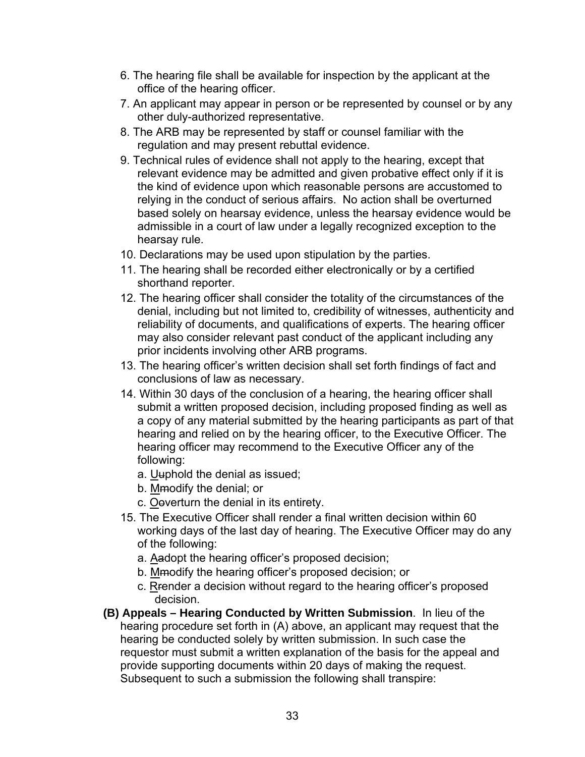6. The hearing file shall be available for inspection by the applicant at the office of the hearing officer.
7. An applicant may appear in person or be represented by counsel or by any other duly-authorized representative.
8. The ARB may be represented by staff or counsel familiar with the regulation and may present rebuttal evidence.
9. Technical rules of evidence shall not apply to the hearing, except that relevant evidence may be admitted and given probative effect only if it is the kind of evidence upon which reasonable persons are accustomed to relying in the conduct of serious affairs. No action shall be overturned based solely on hearsay evidence, unless the hearsay evidence would be admissible in a court of law under a legally recognized exception to the hearsay rule.
10. Declarations may be used upon stipulation by the parties.
11. The hearing shall be recorded either electronically or by a certified shorthand reporter.
12. The hearing officer shall consider the totality of the circumstances of the denial, including but not limited to, credibility of witnesses, authenticity and reliability of documents, and qualifications of experts. The hearing officer may also consider relevant past conduct of the applicant including any prior incidents involving other ARB programs.
13. The hearing officer's written decision shall set forth findings of fact and conclusions of law as necessary.
14. Within 30 days of the conclusion of a hearing, the hearing officer shall submit a written proposed decision, including proposed finding as well as a copy of any material submitted by the hearing participants as part of that hearing and relied on by the hearing officer, to the Executive Officer. The hearing officer may recommend to the Executive Officer any of the following:
    a. U~~u~~phold the denial as issued;
    b. M~~m~~odify the denial; or
    c. O~~o~~verturn the denial in its entirety.
15. The Executive Officer shall render a final written decision within 60 working days of the last day of hearing. The Executive Officer may do any of the following:
    a. A~~a~~dopt the hearing officer's proposed decision;
    b. M~~m~~odify the hearing officer's proposed decision; or
    c. R~~r~~ender a decision without regard to the hearing officer's proposed decision.

**(B) Appeals – Hearing Conducted by Written Submission**. In lieu of the hearing procedure set forth in (A) above, an applicant may request that the hearing be conducted solely by written submission. In such case the requestor must submit a written explanation of the basis for the appeal and provide supporting documents within 20 days of making the request. Subsequent to such a submission the following shall transpire: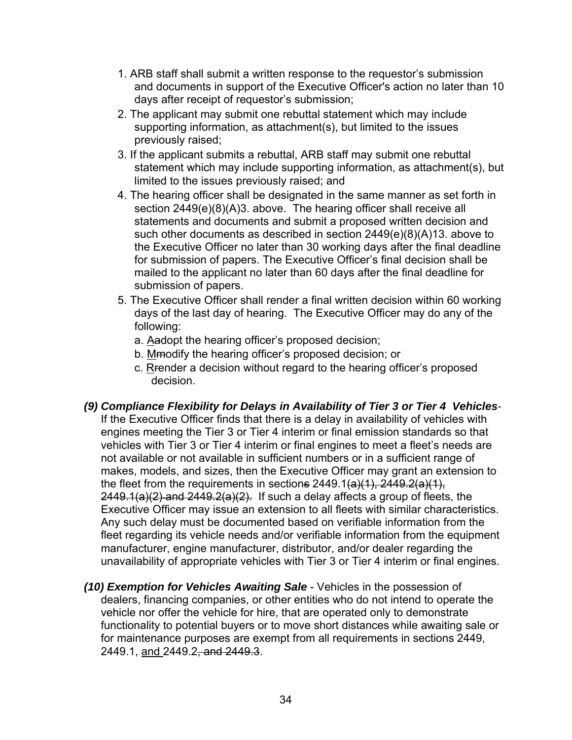1. ARB staff shall submit a written response to the requestor's submission and documents in support of the Executive Officer's action no later than 10 days after receipt of requestor's submission;
2. The applicant may submit one rebuttal statement which may include supporting information, as attachment(s), but limited to the issues previously raised;
3. If the applicant submits a rebuttal, ARB staff may submit one rebuttal statement which may include supporting information, as attachment(s), but limited to the issues previously raised; and
4. The hearing officer shall be designated in the same manner as set forth in section 2449(e)(8)(A)3. above. The hearing officer shall receive all statements and documents and submit a proposed written decision and such other documents as described in section 2449(e)(8)(A)13. above to the Executive Officer no later than 30 working days after the final deadline for submission of papers. The Executive Officer's final decision shall be mailed to the applicant no later than 60 days after the final deadline for submission of papers.
5. The Executive Officer shall render a final written decision within 60 working days of the last day of hearing. The Executive Officer may do any of the following:
   a. <u>A</u>~~a~~dopt the hearing officer's proposed decision;
   b. <u>M</u>~~m~~odify the hearing officer's proposed decision; or
   c. <u>R</u>~~r~~ender a decision without regard to the hearing officer's proposed decision.

***(9) Compliance Flexibility for Delays in Availability of Tier 3 or Tier 4 Vehicles***- If the Executive Officer finds that there is a delay in availability of vehicles with engines meeting the Tier 3 or Tier 4 interim or final emission standards so that vehicles with Tier 3 or Tier 4 interim or final engines to meet a fleet's needs are not available or not available in sufficient numbers or in a sufficient range of makes, models, and sizes, then the Executive Officer may grant an extension to the fleet from the requirements in section~~s~~ 2449.1~~(a)(1), 2449.2(a)(1), 2449.1(a)(2) and 2449.2(a)(2).~~ If such a delay affects a group of fleets, the Executive Officer may issue an extension to all fleets with similar characteristics. Any such delay must be documented based on verifiable information from the fleet regarding its vehicle needs and/or verifiable information from the equipment manufacturer, engine manufacturer, distributor, and/or dealer regarding the unavailability of appropriate vehicles with Tier 3 or Tier 4 interim or final engines.

***(10) Exemption for Vehicles Awaiting Sale*** - Vehicles in the possession of dealers, financing companies, or other entities who do not intend to operate the vehicle nor offer the vehicle for hire, that are operated only to demonstrate functionality to potential buyers or to move short distances while awaiting sale or for maintenance purposes are exempt from all requirements in sections 2449, 2449.1, <u>and</u> 2449.2~~, and 2449.3~~.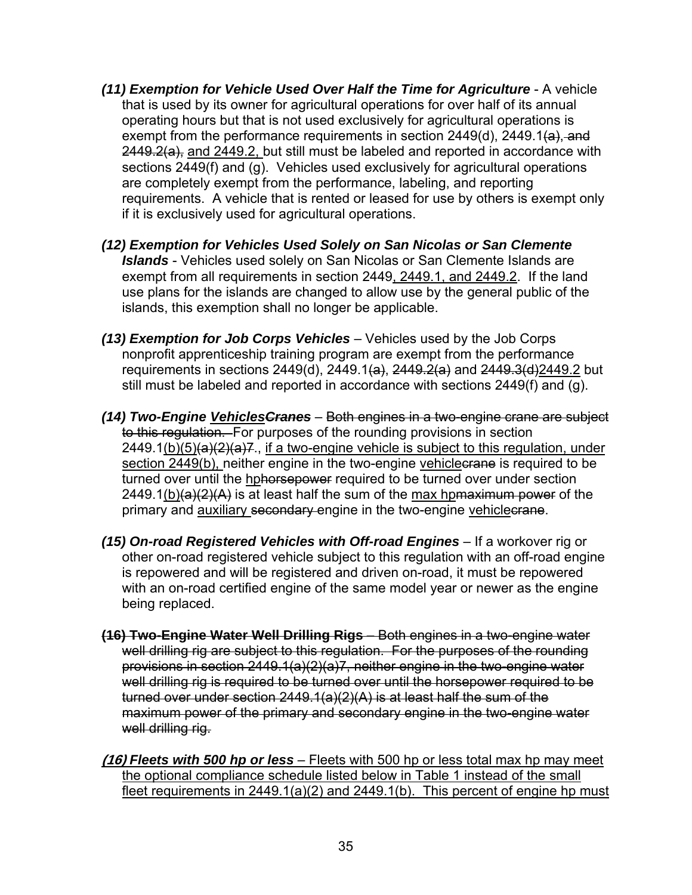***(11) Exemption for Vehicle Used Over Half the Time for Agriculture*** - A vehicle that is used by its owner for agricultural operations for over half of its annual operating hours but that is not used exclusively for agricultural operations is exempt from the performance requirements in section 2449(d), 2449.1~~(a)~~, ~~and 2449.2(a),~~ <u>and 2449.2,</u> but still must be labeled and reported in accordance with sections 2449(f) and (g). Vehicles used exclusively for agricultural operations are completely exempt from the performance, labeling, and reporting requirements. A vehicle that is rented or leased for use by others is exempt only if it is exclusively used for agricultural operations.

***(12) Exemption for Vehicles Used Solely on San Nicolas or San Clemente Islands*** - Vehicles used solely on San Nicolas or San Clemente Islands are exempt from all requirements in section 2449<u>, 2449.1, and 2449.2</u>. If the land use plans for the islands are changed to allow use by the general public of the islands, this exemption shall no longer be applicable.

***(13) Exemption for Job Corps Vehicles*** – Vehicles used by the Job Corps nonprofit apprenticeship training program are exempt from the performance requirements in sections 2449(d), 2449.1~~(a)~~, ~~2449.2(a)~~ and ~~2449.3(d)~~<u>2449.2</u> but still must be labeled and reported in accordance with sections 2449(f) and (g).

***(14) Two-Engine <u>Vehicles</u>~~Cranes~~*** – ~~Both engines in a two-engine crane are subject to this regulation.~~ For purposes of the rounding provisions in section 2449.1<u>(b)(5)</u>~~(a)(2)(a)7~~., <u>if a two-engine vehicle is subject to this regulation, under section 2449(b),</u> neither engine in the two-engine <u>vehicle</u>~~crane~~ is required to be turned over until the <u>hp</u>~~horsepower~~ required to be turned over under section 2449.1<u>(b)</u>~~(a)(2)(A)~~ is at least half the sum of the <u>max hp</u>~~maximum power~~ of the primary and <u>auxiliary</u> ~~secondary~~ engine in the two-engine <u>vehicle</u>~~crane~~.

***(15) On-road Registered Vehicles with Off-road Engines*** – If a workover rig or other on-road registered vehicle subject to this regulation with an off-road engine is repowered and will be registered and driven on-road, it must be repowered with an on-road certified engine of the same model year or newer as the engine being replaced.

~~**(16) Two-Engine Water Well Drilling Rigs** – Both engines in a two-engine water well drilling rig are subject to this regulation. For the purposes of the rounding provisions in section 2449.1(a)(2)(a)7, neither engine in the two-engine water well drilling rig is required to be turned over until the horsepower required to be turned over under section 2449.1(a)(2)(A) is at least half the sum of the maximum power of the primary and secondary engine in the two-engine water well drilling rig.~~

<u>***(16) Fleets with 500 hp or less*** – Fleets with 500 hp or less total max hp may meet the optional compliance schedule listed below in Table 1 instead of the small fleet requirements in 2449.1(a)(2) and 2449.1(b). This percent of engine hp must</u>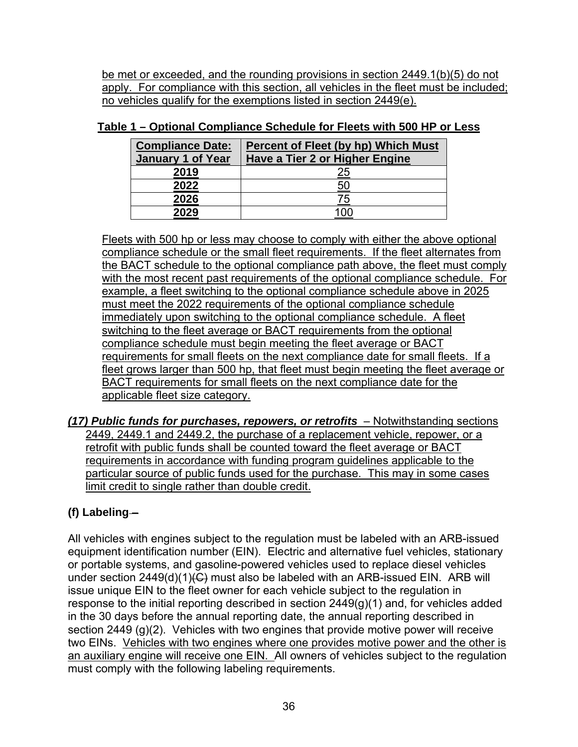be met or exceeded, and the rounding provisions in section 2449.1(b)(5) do not apply. For compliance with this section, all vehicles in the fleet must be included; no vehicles qualify for the exemptions listed in section 2449(e).

**Table 1 – Optional Compliance Schedule for Fleets with 500 HP or Less**

| Compliance Date: January 1 of Year | Percent of Fleet (by hp) Which Must Have a Tier 2 or Higher Engine |
|---|---|
| 2019 | 25 |
| 2022 | 50 |
| 2026 | 75 |
| 2029 | 100 |

Fleets with 500 hp or less may choose to comply with either the above optional compliance schedule or the small fleet requirements. If the fleet alternates from the BACT schedule to the optional compliance path above, the fleet must comply with the most recent past requirements of the optional compliance schedule. For example, a fleet switching to the optional compliance schedule above in 2025 must meet the 2022 requirements of the optional compliance schedule immediately upon switching to the optional compliance schedule. A fleet switching to the fleet average or BACT requirements from the optional compliance schedule must begin meeting the fleet average or BACT requirements for small fleets on the next compliance date for small fleets. If a fleet grows larger than 500 hp, that fleet must begin meeting the fleet average or BACT requirements for small fleets on the next compliance date for the applicable fleet size category.

***(17) Public funds for purchases, repowers, or retrofits*** – Notwithstanding sections 2449, 2449.1 and 2449.2, the purchase of a replacement vehicle, repower, or a retrofit with public funds shall be counted toward the fleet average or BACT requirements in accordance with funding program guidelines applicable to the particular source of public funds used for the purchase. This may in some cases limit credit to single rather than double credit.

**(f) Labeling**

All vehicles with engines subject to the regulation must be labeled with an ARB-issued equipment identification number (EIN). Electric and alternative fuel vehicles, stationary or portable systems, and gasoline-powered vehicles used to replace diesel vehicles under section 2449(d)(1)~~(C)~~ must also be labeled with an ARB-issued EIN. ARB will issue unique EIN to the fleet owner for each vehicle subject to the regulation in response to the initial reporting described in section 2449(g)(1) and, for vehicles added in the 30 days before the annual reporting date, the annual reporting described in section 2449 (g)(2). Vehicles with two engines that provide motive power will receive two EINs. Vehicles with two engines where one provides motive power and the other is an auxiliary engine will receive one EIN. All owners of vehicles subject to the regulation must comply with the following labeling requirements.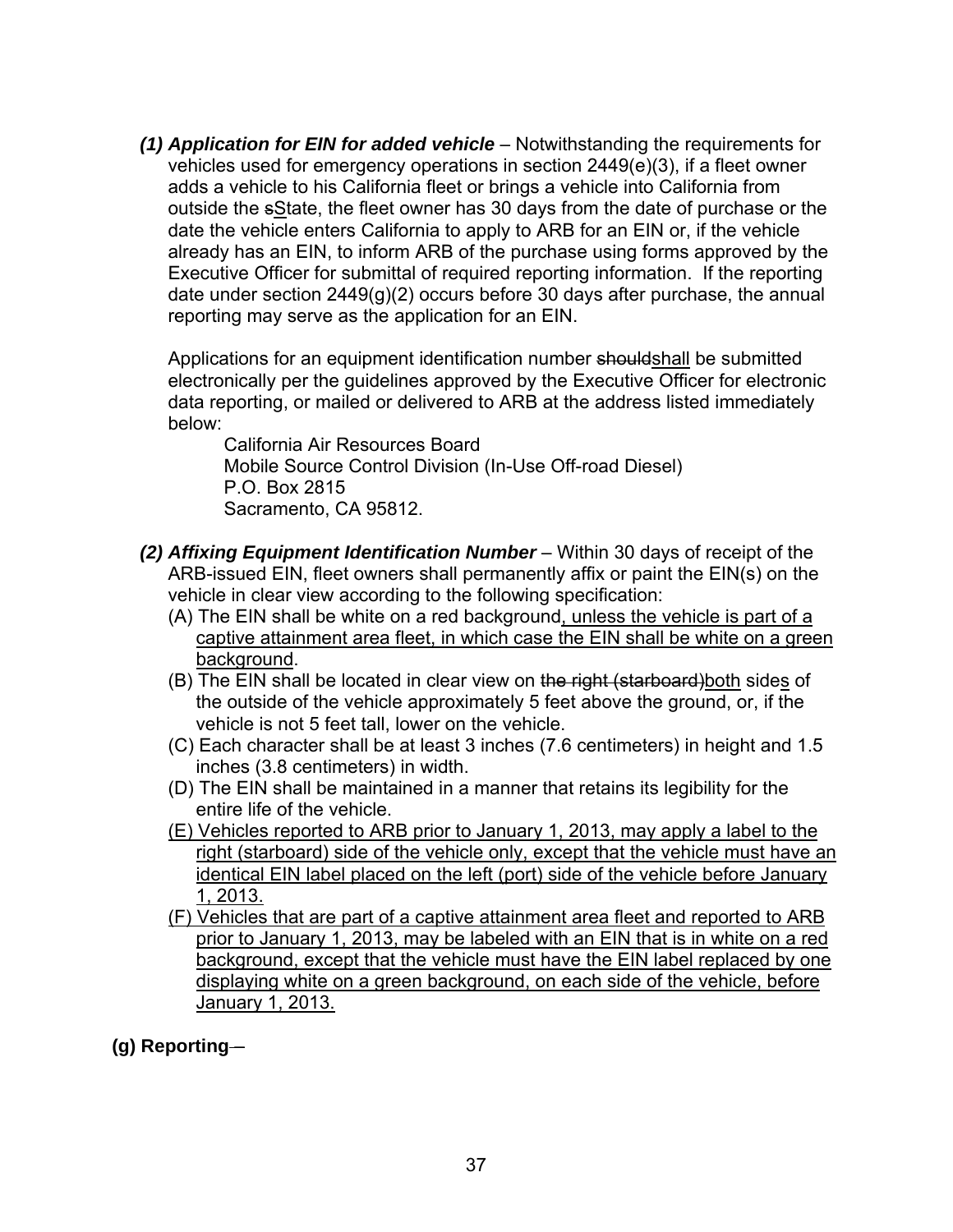***(1) Application for EIN for added vehicle*** – Notwithstanding the requirements for vehicles used for emergency operations in section 2449(e)(3), if a fleet owner adds a vehicle to his California fleet or brings a vehicle into California from outside the ~~s~~<u>S</u>tate, the fleet owner has 30 days from the date of purchase or the date the vehicle enters California to apply to ARB for an EIN or, if the vehicle already has an EIN, to inform ARB of the purchase using forms approved by the Executive Officer for submittal of required reporting information. If the reporting date under section 2449(g)(2) occurs before 30 days after purchase, the annual reporting may serve as the application for an EIN.

Applications for an equipment identification number ~~should~~<u>shall</u> be submitted electronically per the guidelines approved by the Executive Officer for electronic data reporting, or mailed or delivered to ARB at the address listed immediately below:

California Air Resources Board
Mobile Source Control Division (In-Use Off-road Diesel)
P.O. Box 2815
Sacramento, CA 95812.

***(2) Affixing Equipment Identification Number*** – Within 30 days of receipt of the ARB-issued EIN, fleet owners shall permanently affix or paint the EIN(s) on the vehicle in clear view according to the following specification:

(A) The EIN shall be white on a red background<u>, unless the vehicle is part of a captive attainment area fleet, in which case the EIN shall be white on a green background</u>.

(B) The EIN shall be located in clear view on ~~the right (starboard)~~<u>both</u> side<u>s</u> of the outside of the vehicle approximately 5 feet above the ground, or, if the vehicle is not 5 feet tall, lower on the vehicle.

(C) Each character shall be at least 3 inches (7.6 centimeters) in height and 1.5 inches (3.8 centimeters) in width.

(D) The EIN shall be maintained in a manner that retains its legibility for the entire life of the vehicle.

<u>(E) Vehicles reported to ARB prior to January 1, 2013, may apply a label to the right (starboard) side of the vehicle only, except that the vehicle must have an identical EIN label placed on the left (port) side of the vehicle before January 1, 2013.</u>

<u>(F) Vehicles that are part of a captive attainment area fleet and reported to ARB prior to January 1, 2013, may be labeled with an EIN that is in white on a red background, except that the vehicle must have the EIN label replaced by one displaying white on a green background, on each side of the vehicle, before January 1, 2013.</u>

**(g) Reporting**–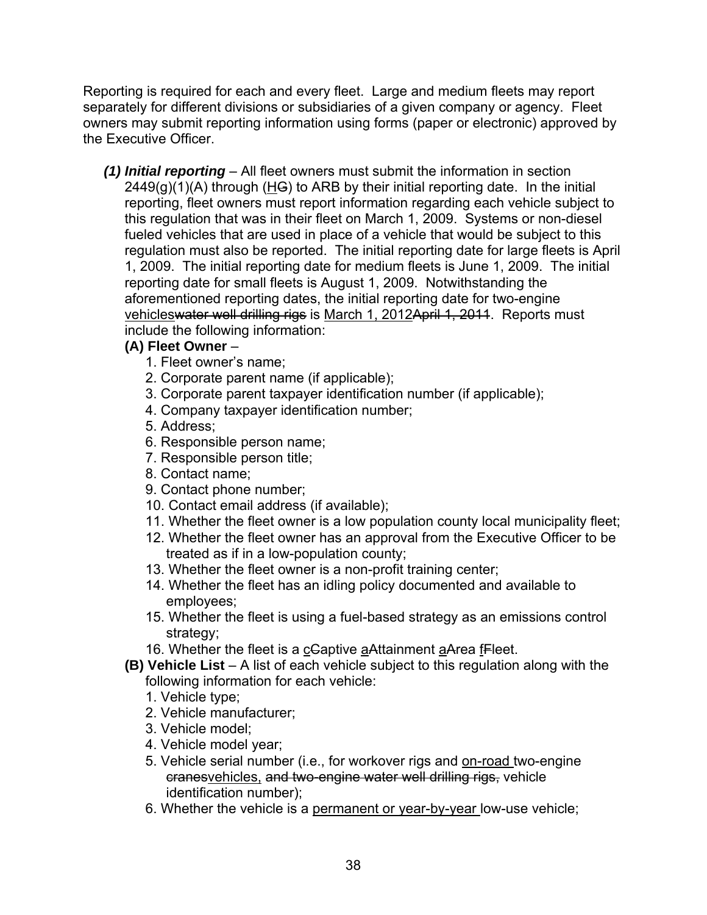Reporting is required for each and every fleet. Large and medium fleets may report separately for different divisions or subsidiaries of a given company or agency. Fleet owners may submit reporting information using forms (paper or electronic) approved by the Executive Officer.

***(1) Initial reporting*** – All fleet owners must submit the information in section 2449(g)(1)(A) through (<u>H</u>~~G~~) to ARB by their initial reporting date. In the initial reporting, fleet owners must report information regarding each vehicle subject to this regulation that was in their fleet on March 1, 2009. Systems or non-diesel fueled vehicles that are used in place of a vehicle that would be subject to this regulation must also be reported. The initial reporting date for large fleets is April 1, 2009. The initial reporting date for medium fleets is June 1, 2009. The initial reporting date for small fleets is August 1, 2009. Notwithstanding the aforementioned reporting dates, the initial reporting date for two-engine <u>vehicles</u>~~water well drilling rigs~~ is <u>March 1, 2012</u>~~April 1, 2011~~. Reports must include the following information:

**(A) Fleet Owner** –

1. Fleet owner's name;
2. Corporate parent name (if applicable);
3. Corporate parent taxpayer identification number (if applicable);
4. Company taxpayer identification number;
5. Address;
6. Responsible person name;
7. Responsible person title;
8. Contact name;
9. Contact phone number;
10. Contact email address (if available);
11. Whether the fleet owner is a low population county local municipality fleet;
12. Whether the fleet owner has an approval from the Executive Officer to be treated as if in a low-population county;
13. Whether the fleet owner is a non-profit training center;
14. Whether the fleet has an idling policy documented and available to employees;
15. Whether the fleet is using a fuel-based strategy as an emissions control strategy;
16. Whether the fleet is a <u>c</u>~~C~~aptive <u>a</u>~~A~~ttainment <u>a</u>~~A~~rea <u>f</u>~~F~~leet.

**(B) Vehicle List** – A list of each vehicle subject to this regulation along with the following information for each vehicle:

1. Vehicle type;
2. Vehicle manufacturer;
3. Vehicle model;
4. Vehicle model year;
5. Vehicle serial number (i.e., for workover rigs and <u>on-road</u> two-engine ~~cranes~~<u>vehicles,</u> ~~and two-engine water well drilling rigs,~~ vehicle identification number);
6. Whether the vehicle is a <u>permanent or year-by-year</u> low-use vehicle;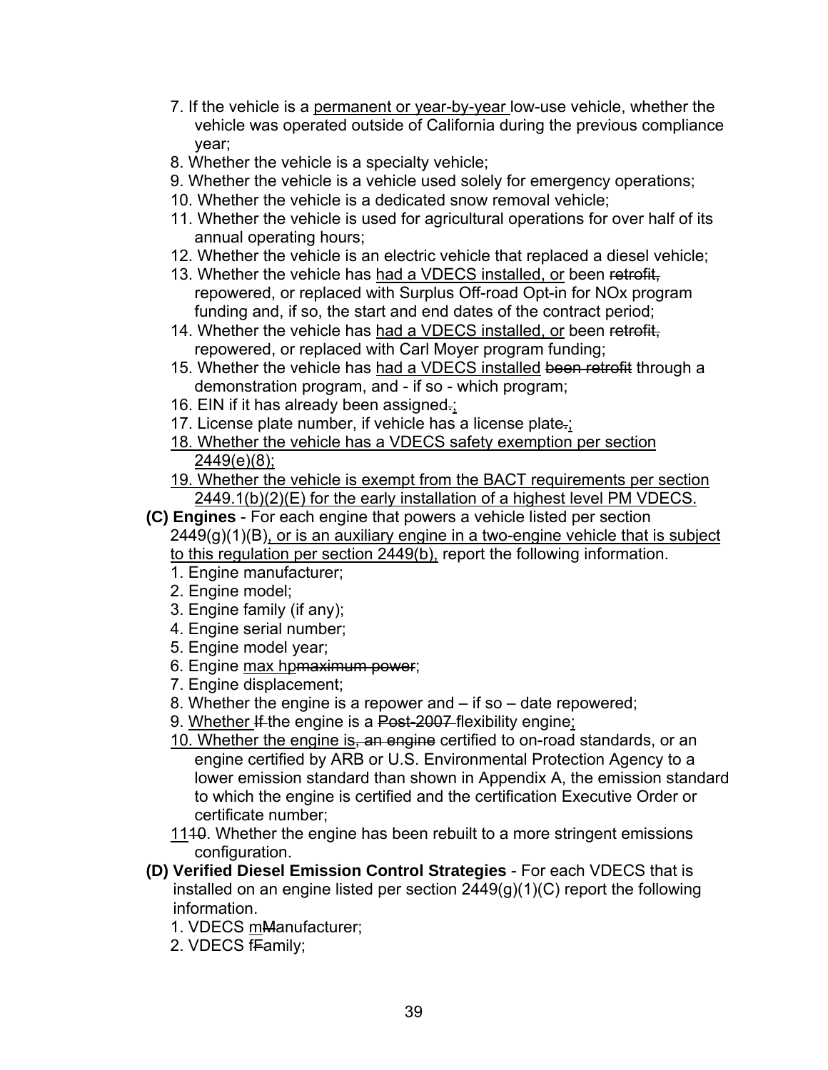7. If the vehicle is a <u>permanent or year-by-year</u> low-use vehicle, whether the vehicle was operated outside of California during the previous compliance year;
8. Whether the vehicle is a specialty vehicle;
9. Whether the vehicle is a vehicle used solely for emergency operations;
10. Whether the vehicle is a dedicated snow removal vehicle;
11. Whether the vehicle is used for agricultural operations for over half of its annual operating hours;
12. Whether the vehicle is an electric vehicle that replaced a diesel vehicle;
13. Whether the vehicle has <u>had a VDECS installed, or</u> been ~~retrofit,~~ repowered, or replaced with Surplus Off-road Opt-in for NOx program funding and, if so, the start and end dates of the contract period;
14. Whether the vehicle has <u>had a VDECS installed, or</u> been ~~retrofit,~~ repowered, or replaced with Carl Moyer program funding;
15. Whether the vehicle has <u>had a VDECS installed</u> ~~been retrofit~~ through a demonstration program, and - if so - which program;
16. EIN if it has already been assigned~~.~~<u>;</u>
17. License plate number, if vehicle has a license plate~~.~~<u>;</u>
18. <u>Whether the vehicle has a VDECS safety exemption per section 2449(e)(8);</u>
19. <u>Whether the vehicle is exempt from the BACT requirements per section 2449.1(b)(2)(E) for the early installation of a highest level PM VDECS.</u>

**(C) Engines** - For each engine that powers a vehicle listed per section 2449(g)(1)(B)<u>, or is an auxiliary engine in a two-engine vehicle that is subject to this regulation per section 2449(b),</u> report the following information.

1. Engine manufacturer;
2. Engine model;
3. Engine family (if any);
4. Engine serial number;
5. Engine model year;
6. Engine <u>max hp</u>~~maximum power~~;
7. Engine displacement;
8. Whether the engine is a repower and – if so – date repowered;
9. <u>Whether</u> ~~If~~ the engine is a ~~Post-2007~~ flexibility engine<u>;</u>
10. <u>Whether the engine is</u>~~, an engine~~ certified to on-road standards, or an engine certified by ARB or U.S. Environmental Protection Agency to a lower emission standard than shown in Appendix A, the emission standard to which the engine is certified and the certification Executive Order or certificate number;
<u>11</u>~~10~~. Whether the engine has been rebuilt to a more stringent emissions configuration.

**(D) Verified Diesel Emission Control Strategies** - For each VDECS that is installed on an engine listed per section 2449(g)(1)(C) report the following information.

1. VDECS <u>m</u>~~M~~anufacturer;
2. VDECS <u>f</u>~~F~~amily;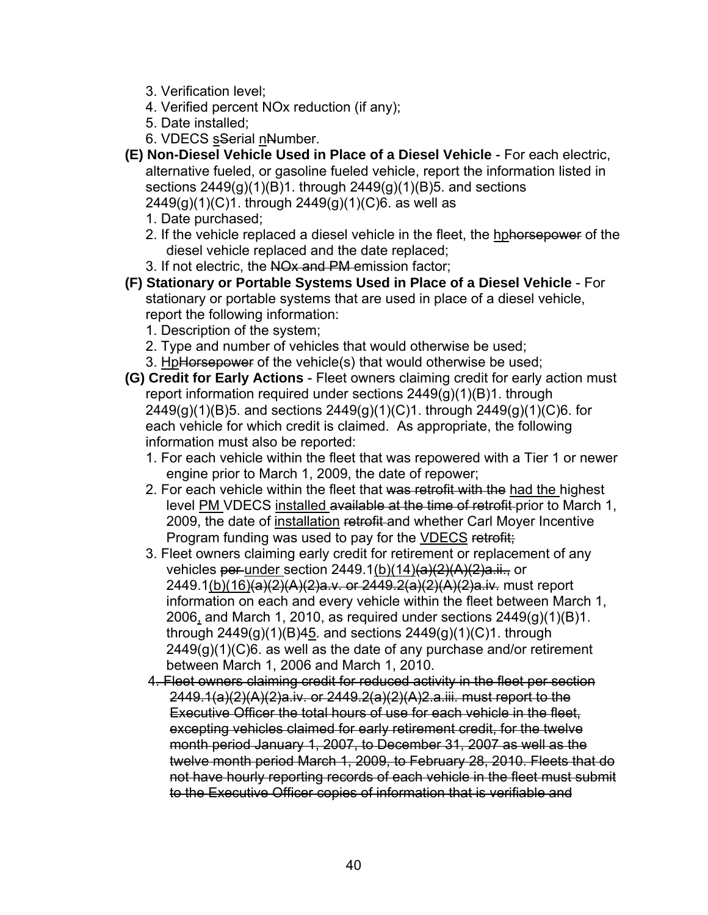3. Verification level;
4. Verified percent NOx reduction (if any);
5. Date installed;
6. VDECS <u>s</u>~~S~~erial <u>n</u>~~N~~umber.

**(E) Non-Diesel Vehicle Used in Place of a Diesel Vehicle** - For each electric, alternative fueled, or gasoline fueled vehicle, report the information listed in sections 2449(g)(1)(B)1. through 2449(g)(1)(B)5. and sections 2449(g)(1)(C)1. through 2449(g)(1)(C)6. as well as

1. Date purchased;
2. If the vehicle replaced a diesel vehicle in the fleet, the <u>hp</u>~~horsepower~~ of the diesel vehicle replaced and the date replaced;
3. If not electric, the ~~NOx and PM~~ emission factor;

**(F) Stationary or Portable Systems Used in Place of a Diesel Vehicle** - For stationary or portable systems that are used in place of a diesel vehicle, report the following information:

1. Description of the system;
2. Type and number of vehicles that would otherwise be used;
3. <u>Hp</u>~~Horsepower~~ of the vehicle(s) that would otherwise be used;

**(G) Credit for Early Actions** - Fleet owners claiming credit for early action must report information required under sections 2449(g)(1)(B)1. through 2449(g)(1)(B)5. and sections 2449(g)(1)(C)1. through 2449(g)(1)(C)6. for each vehicle for which credit is claimed. As appropriate, the following information must also be reported:

1. For each vehicle within the fleet that was repowered with a Tier 1 or newer engine prior to March 1, 2009, the date of repower;
2. For each vehicle within the fleet that ~~was retrofit with the~~ <u>had the</u> highest level <u>PM</u> VDECS <u>installed</u> ~~available at the time of retrofit~~ prior to March 1, 2009, the date of <u>installation</u> ~~retrofit~~ and whether Carl Moyer Incentive Program funding was used to pay for the <u>VDECS</u> ~~retrofit;~~
3. Fleet owners claiming early credit for retirement or replacement of any vehicles ~~per~~ <u>under</u> section 2449.1<u>(b)(14)</u>~~(a)(2)(A)(2)a.ii.,~~ or 2449.1<u>(b)(16)</u>~~(a)(2)(A)(2)a.v. or 2449.2(a)(2)(A)(2)a.iv.~~ must report information on each and every vehicle within the fleet between March 1, 2006<u>,</u> and March 1, 2010, as required under sections 2449(g)(1)(B)1. through 2449(g)(1)(B)~~4~~<u>5</u>. and sections 2449(g)(1)(C)1. through 2449(g)(1)(C)6. as well as the date of any purchase and/or retirement between March 1, 2006 and March 1, 2010.
4. ~~Fleet owners claiming credit for reduced activity in the fleet per section 2449.1(a)(2)(A)(2)a.iv. or 2449.2(a)(2)(A)2.a.iii. must report to the Executive Officer the total hours of use for each vehicle in the fleet, excepting vehicles claimed for early retirement credit, for the twelve month period January 1, 2007, to December 31, 2007 as well as the twelve month period March 1, 2009, to February 28, 2010. Fleets that do not have hourly reporting records of each vehicle in the fleet must submit to the Executive Officer copies of information that is verifiable and~~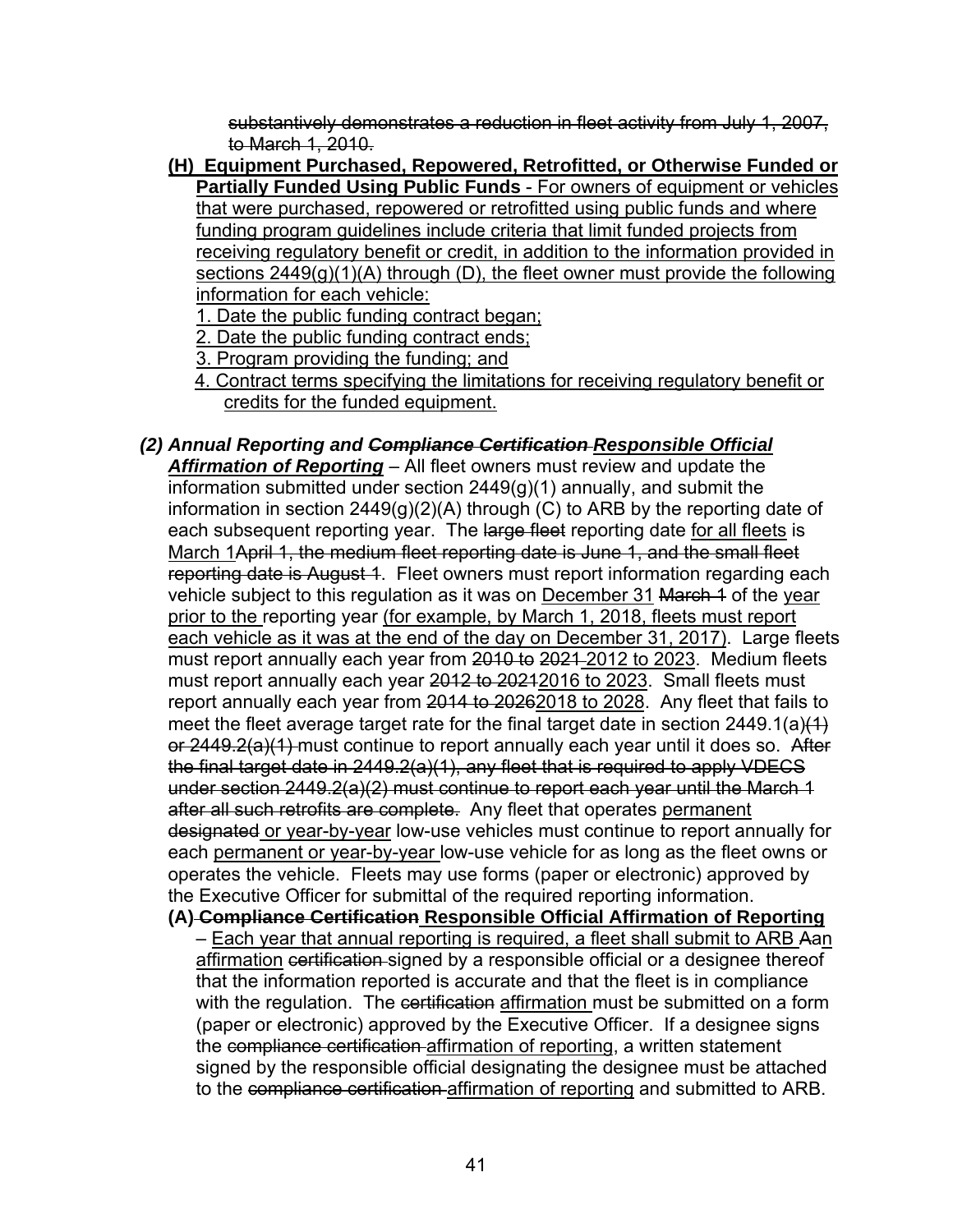~~substantively demonstrates a reduction in fleet activity from July 1, 2007, to March 1, 2010.~~

**(H) <u>Equipment Purchased, Repowered, Retrofitted, or Otherwise Funded or Partially Funded Using Public Funds</u>** <u>- For owners of equipment or vehicles that were purchased, repowered or retrofitted using public funds and where funding program guidelines include criteria that limit funded projects from receiving regulatory benefit or credit, in addition to the information provided in sections 2449(g)(1)(A) through (D), the fleet owner must provide the following information for each vehicle:</u>

<u>1. Date the public funding contract began;</u>

<u>2. Date the public funding contract ends;</u>

<u>3. Program providing the funding; and</u>

<u>4. Contract terms specifying the limitations for receiving regulatory benefit or credits for the funded equipment.</u>

***(2) Annual Reporting and ~~Compliance Certification~~ <u>Responsible Official Affirmation of Reporting</u>*** – All fleet owners must review and update the information submitted under section 2449(g)(1) annually, and submit the information in section 2449(g)(2)(A) through (C) to ARB by the reporting date of each subsequent reporting year. The ~~large fleet~~ reporting date <u>for all fleets</u> is <u>March 1</u>~~April 1, the medium fleet reporting date is June 1, and the small fleet reporting date is August 1~~. Fleet owners must report information regarding each vehicle subject to this regulation as it was on <u>December 31</u> ~~March 1~~ of the <u>year prior to the</u> reporting year <u>(for example, by March 1, 2018, fleets must report each vehicle as it was at the end of the day on December 31, 2017)</u>. Large fleets must report annually each year from ~~2010 to 2021~~ <u>2012 to 2023</u>. Medium fleets must report annually each year ~~2012 to 2021~~<u>2016 to 2023</u>. Small fleets must report annually each year from ~~2014 to 2026~~<u>2018 to 2028</u>. Any fleet that fails to meet the fleet average target rate for the final target date in section 2449.1(a)~~(1) or 2449.2(a)(1)~~ must continue to report annually each year until it does so. ~~After the final target date in 2449.2(a)(1), any fleet that is required to apply VDECS under section 2449.2(a)(2) must continue to report each year until the March 1 after all such retrofits are complete.~~ Any fleet that operates <u>permanent</u> ~~designated~~ <u>or year-by-year</u> low-use vehicles must continue to report annually for each <u>permanent or year-by-year</u> low-use vehicle for as long as the fleet owns or operates the vehicle. Fleets may use forms (paper or electronic) approved by the Executive Officer for submittal of the required reporting information.

**(A) ~~Compliance Certification~~ <u>Responsible Official Affirmation of Reporting</u>** – <u>Each year that annual reporting is required, a fleet shall submit to ARB</u> ~~A~~<u>an</u> <u>affirmation</u> ~~certification~~ signed by a responsible official or a designee thereof that the information reported is accurate and that the fleet is in compliance with the regulation. The ~~certification~~ <u>affirmation</u> must be submitted on a form (paper or electronic) approved by the Executive Officer. If a designee signs the ~~compliance certification~~ <u>affirmation of reporting</u>, a written statement signed by the responsible official designating the designee must be attached to the ~~compliance certification~~ <u>affirmation of reporting</u> and submitted to ARB.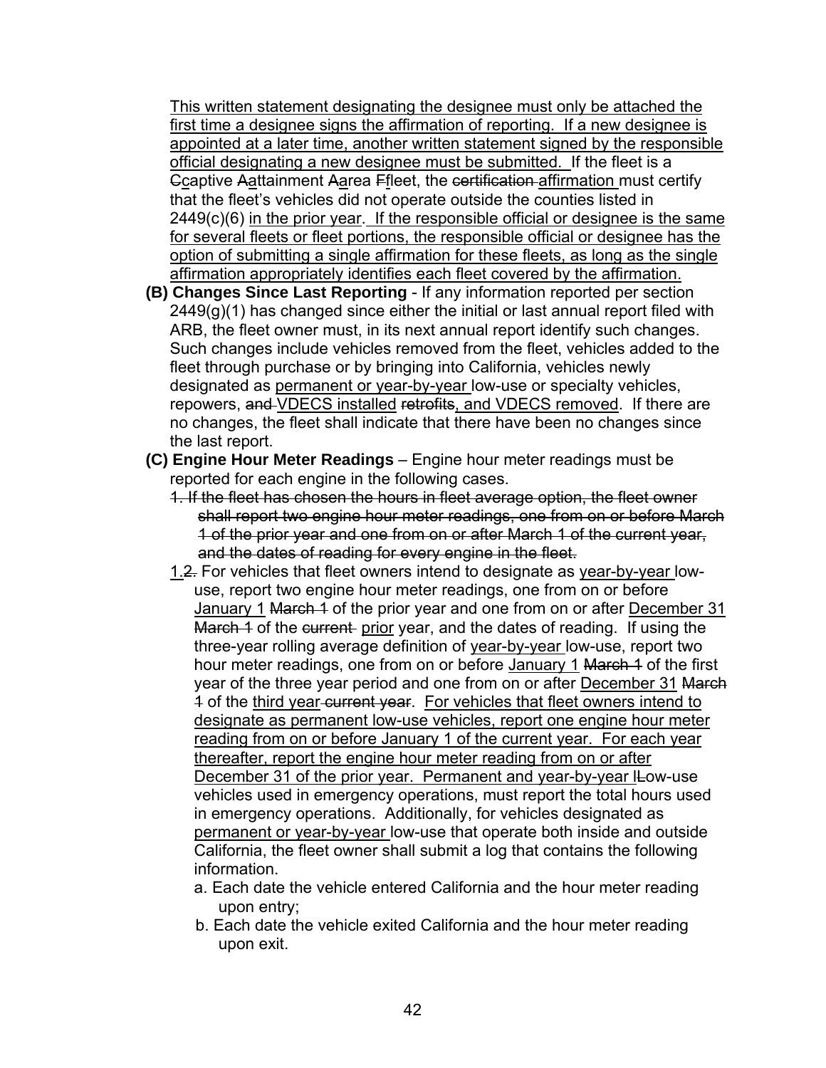This written statement designating the designee must only be attached the first time a designee signs the affirmation of reporting. If a new designee is appointed at a later time, another written statement signed by the responsible official designating a new designee must be submitted. If the fleet is a ~~C~~captive ~~A~~attainment ~~A~~area ~~F~~fleet, the ~~certification~~ affirmation must certify that the fleet's vehicles did not operate outside the counties listed in 2449(c)(6) in the prior year. If the responsible official or designee is the same for several fleets or fleet portions, the responsible official or designee has the option of submitting a single affirmation for these fleets, as long as the single affirmation appropriately identifies each fleet covered by the affirmation.

**(B) Changes Since Last Reporting** - If any information reported per section 2449(g)(1) has changed since either the initial or last annual report filed with ARB, the fleet owner must, in its next annual report identify such changes. Such changes include vehicles removed from the fleet, vehicles added to the fleet through purchase or by bringing into California, vehicles newly designated as permanent or year-by-year low-use or specialty vehicles, repowers, ~~and~~ VDECS installed ~~retrofits~~, and VDECS removed. If there are no changes, the fleet shall indicate that there have been no changes since the last report.

**(C) Engine Hour Meter Readings** – Engine hour meter readings must be reported for each engine in the following cases.

~~1. If the fleet has chosen the hours in fleet average option, the fleet owner shall report two engine hour meter readings, one from on or before March 1 of the prior year and one from on or after March 1 of the current year, and the dates of reading for every engine in the fleet.~~

1.~~2.~~ For vehicles that fleet owners intend to designate as year-by-year low-use, report two engine hour meter readings, one from on or before January 1 ~~March 1~~ of the prior year and one from on or after December 31 ~~March 1~~ of the ~~current~~ prior year, and the dates of reading. If using the three-year rolling average definition of year-by-year low-use, report two hour meter readings, one from on or before January 1 ~~March 1~~ of the first year of the three year period and one from on or after December 31 ~~March 1~~ of the third year ~~current year~~. For vehicles that fleet owners intend to designate as permanent low-use vehicles, report one engine hour meter reading from on or before January 1 of the current year. For each year thereafter, report the engine hour meter reading from on or after December 31 of the prior year. Permanent and year-by-year l~~L~~ow-use vehicles used in emergency operations, must report the total hours used in emergency operations. Additionally, for vehicles designated as permanent or year-by-year low-use that operate both inside and outside California, the fleet owner shall submit a log that contains the following information.

a. Each date the vehicle entered California and the hour meter reading upon entry;

b. Each date the vehicle exited California and the hour meter reading upon exit.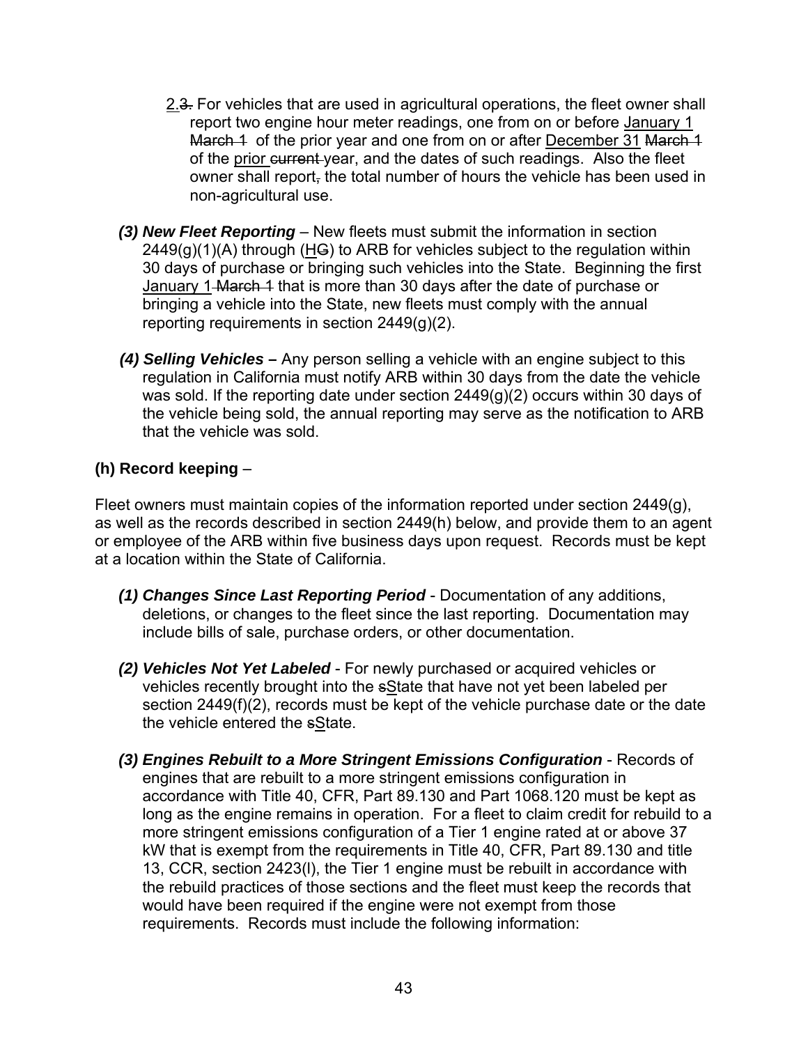2.~~3.~~ For vehicles that are used in agricultural operations, the fleet owner shall report two engine hour meter readings, one from on or before <u>January 1</u> ~~March 1~~ of the prior year and one from on or after <u>December 31</u> ~~March 1~~ of the <u>prior</u> ~~current~~ year, and the dates of such readings. Also the fleet owner shall report~~,~~ the total number of hours the vehicle has been used in non-agricultural use.

***(3) New Fleet Reporting*** – New fleets must submit the information in section 2449(g)(1)(A) through (<u>H</u>~~G~~) to ARB for vehicles subject to the regulation within 30 days of purchase or bringing such vehicles into the State. Beginning the first <u>January 1</u> ~~March 1~~ that is more than 30 days after the date of purchase or bringing a vehicle into the State, new fleets must comply with the annual reporting requirements in section 2449(g)(2).

***(4) Selling Vehicles –*** Any person selling a vehicle with an engine subject to this regulation in California must notify ARB within 30 days from the date the vehicle was sold. If the reporting date under section 2449(g)(2) occurs within 30 days of the vehicle being sold, the annual reporting may serve as the notification to ARB that the vehicle was sold.

**(h) Record keeping** –

Fleet owners must maintain copies of the information reported under section 2449(g), as well as the records described in section 2449(h) below, and provide them to an agent or employee of the ARB within five business days upon request. Records must be kept at a location within the State of California.

***(1) Changes Since Last Reporting Period*** - Documentation of any additions, deletions, or changes to the fleet since the last reporting. Documentation may include bills of sale, purchase orders, or other documentation.

***(2) Vehicles Not Yet Labeled*** - For newly purchased or acquired vehicles or vehicles recently brought into the ~~s~~<u>S</u>tate that have not yet been labeled per section 2449(f)(2), records must be kept of the vehicle purchase date or the date the vehicle entered the ~~s~~<u>S</u>tate.

***(3) Engines Rebuilt to a More Stringent Emissions Configuration*** - Records of engines that are rebuilt to a more stringent emissions configuration in accordance with Title 40, CFR, Part 89.130 and Part 1068.120 must be kept as long as the engine remains in operation. For a fleet to claim credit for rebuild to a more stringent emissions configuration of a Tier 1 engine rated at or above 37 kW that is exempt from the requirements in Title 40, CFR, Part 89.130 and title 13, CCR, section 2423(l), the Tier 1 engine must be rebuilt in accordance with the rebuild practices of those sections and the fleet must keep the records that would have been required if the engine were not exempt from those requirements. Records must include the following information: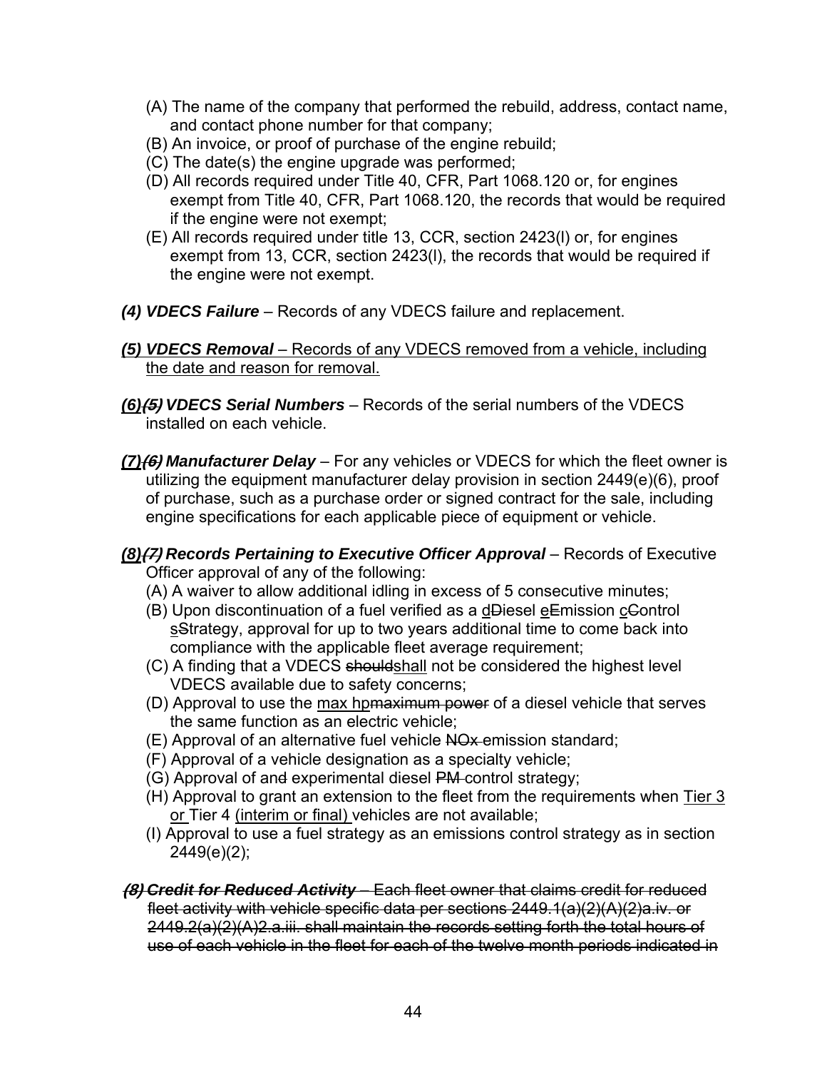(A) The name of the company that performed the rebuild, address, contact name, and contact phone number for that company;

(B) An invoice, or proof of purchase of the engine rebuild;

(C) The date(s) the engine upgrade was performed;

(D) All records required under Title 40, CFR, Part 1068.120 or, for engines exempt from Title 40, CFR, Part 1068.120, the records that would be required if the engine were not exempt;

(E) All records required under title 13, CCR, section 2423(l) or, for engines exempt from 13, CCR, section 2423(l), the records that would be required if the engine were not exempt.

***(4) VDECS Failure*** – Records of any VDECS failure and replacement.

***<u>(5) VDECS Removal</u>*** <u>– Records of any VDECS removed from a vehicle, including the date and reason for removal.</u>

***<u>(6)</u>~~(5)~~ VDECS Serial Numbers*** – Records of the serial numbers of the VDECS installed on each vehicle.

***<u>(7)</u>~~(6)~~ Manufacturer Delay*** – For any vehicles or VDECS for which the fleet owner is utilizing the equipment manufacturer delay provision in section 2449(e)(6), proof of purchase, such as a purchase order or signed contract for the sale, including engine specifications for each applicable piece of equipment or vehicle.

***<u>(8)</u>~~(7)~~ Records Pertaining to Executive Officer Approval*** – Records of Executive Officer approval of any of the following:

(A) A waiver to allow additional idling in excess of 5 consecutive minutes;

(B) Upon discontinuation of a fuel verified as a <u>d</u>~~D~~iesel <u>e</u>~~E~~mission <u>c</u>~~C~~ontrol <u>s</u>~~S~~trategy, approval for up to two years additional time to come back into compliance with the applicable fleet average requirement;

(C) A finding that a VDECS ~~should~~<u>shall</u> not be considered the highest level VDECS available due to safety concerns;

(D) Approval to use the <u>max hp</u>~~maximum power~~ of a diesel vehicle that serves the same function as an electric vehicle;

(E) Approval of an alternative fuel vehicle ~~NOx~~ emission standard;

(F) Approval of a vehicle designation as a specialty vehicle;

(G) Approval of an~~d~~ experimental diesel ~~PM~~ control strategy;

(H) Approval to grant an extension to the fleet from the requirements when <u>Tier 3 or</u> Tier 4 <u>(interim or final)</u> vehicles are not available;

(I) Approval to use a fuel strategy as an emissions control strategy as in section 2449(e)(2);

~~***(8) Credit for Reduced Activity***~~ ~~– Each fleet owner that claims credit for reduced fleet activity with vehicle specific data per sections 2449.1(a)(2)(A)(2)a.iv. or 2449.2(a)(2)(A)2.a.iii. shall maintain the records setting forth the total hours of use of each vehicle in the fleet for each of the twelve month periods indicated in~~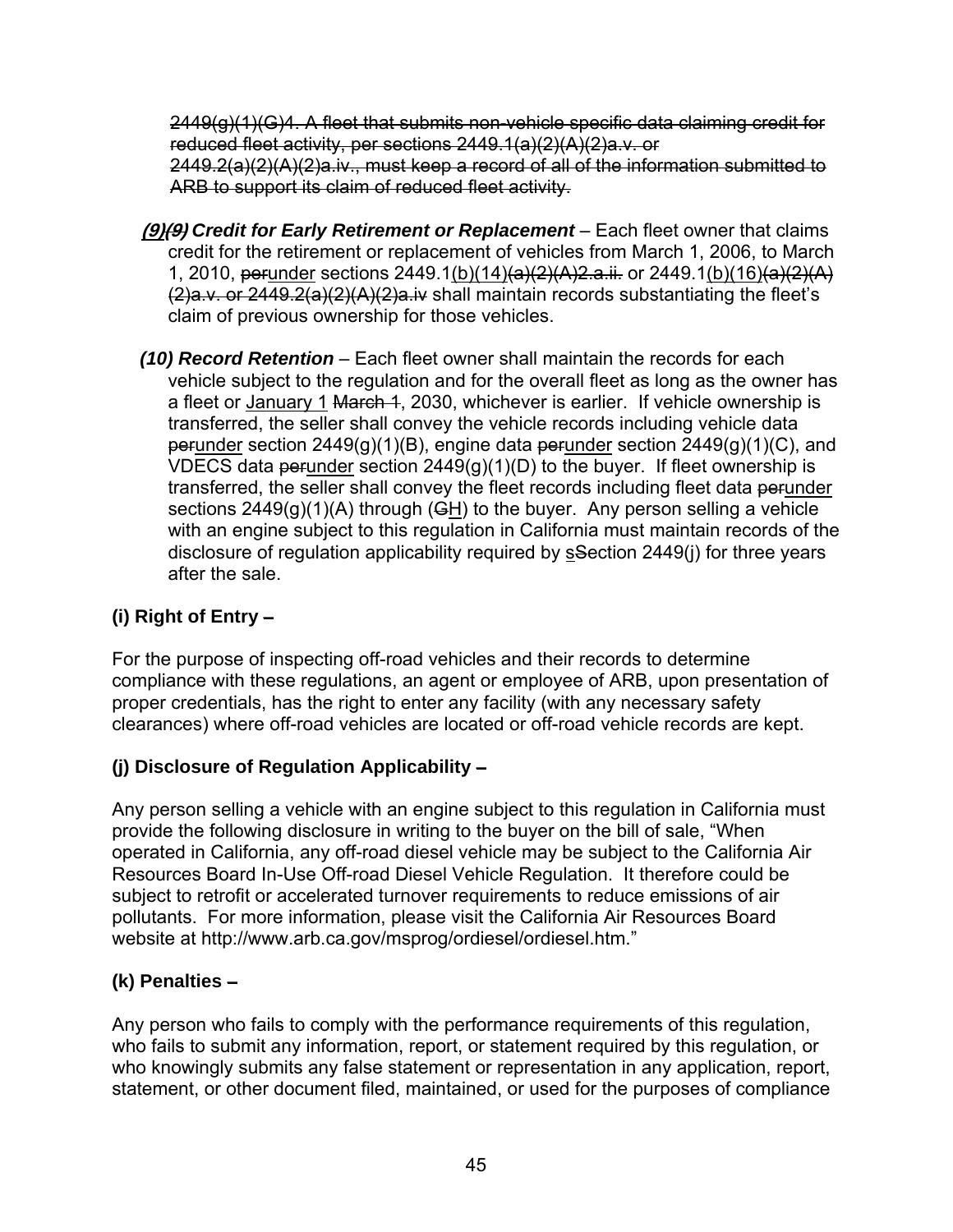~~2449(g)(1)(G)4. A fleet that submits non-vehicle specific data claiming credit for reduced fleet activity, per sections 2449.1(a)(2)(A)(2)a.v. or 2449.2(a)(2)(A)(2)a.iv., must keep a record of all of the information submitted to ARB to support its claim of reduced fleet activity.~~

***(9)~~(9)~~ Credit for Early Retirement or Replacement*** – Each fleet owner that claims credit for the retirement or replacement of vehicles from March 1, 2006, to March 1, 2010, ~~per~~<u>under</u> sections 2449.1<u>(b)(14)</u>~~(a)(2)(A)2.a.ii.~~ or 2449.1<u>(b)(16)</u>~~(a)(2)(A)(2)a.v. or 2449.2(a)(2)(A)(2)a.iv~~ shall maintain records substantiating the fleet's claim of previous ownership for those vehicles.

***(10) Record Retention*** – Each fleet owner shall maintain the records for each vehicle subject to the regulation and for the overall fleet as long as the owner has a fleet or <u>January 1</u> ~~March 1~~, 2030, whichever is earlier. If vehicle ownership is transferred, the seller shall convey the vehicle records including vehicle data ~~per~~<u>under</u> section 2449(g)(1)(B), engine data ~~per~~<u>under</u> section 2449(g)(1)(C), and VDECS data ~~per~~<u>under</u> section 2449(g)(1)(D) to the buyer. If fleet ownership is transferred, the seller shall convey the fleet records including fleet data ~~per~~<u>under</u> sections 2449(g)(1)(A) through (~~G~~<u>H</u>) to the buyer. Any person selling a vehicle with an engine subject to this regulation in California must maintain records of the disclosure of regulation applicability required by <u>s</u>~~S~~ection 2449(j) for three years after the sale.

**(i) Right of Entry –**

For the purpose of inspecting off-road vehicles and their records to determine compliance with these regulations, an agent or employee of ARB, upon presentation of proper credentials, has the right to enter any facility (with any necessary safety clearances) where off-road vehicles are located or off-road vehicle records are kept.

**(j) Disclosure of Regulation Applicability –**

Any person selling a vehicle with an engine subject to this regulation in California must provide the following disclosure in writing to the buyer on the bill of sale, "When operated in California, any off-road diesel vehicle may be subject to the California Air Resources Board In-Use Off-road Diesel Vehicle Regulation. It therefore could be subject to retrofit or accelerated turnover requirements to reduce emissions of air pollutants. For more information, please visit the California Air Resources Board website at http://www.arb.ca.gov/msprog/ordiesel/ordiesel.htm."

**(k) Penalties –**

Any person who fails to comply with the performance requirements of this regulation, who fails to submit any information, report, or statement required by this regulation, or who knowingly submits any false statement or representation in any application, report, statement, or other document filed, maintained, or used for the purposes of compliance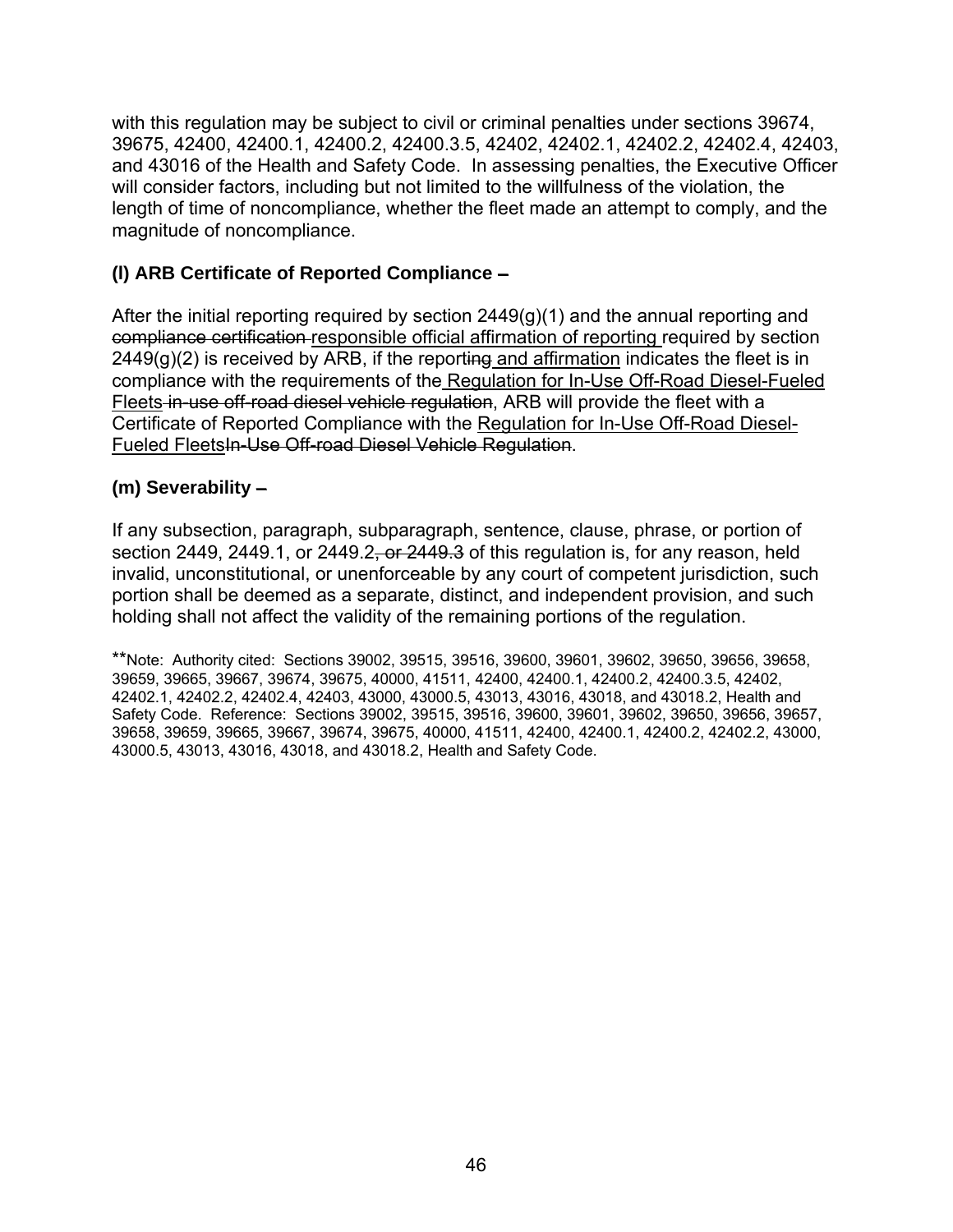with this regulation may be subject to civil or criminal penalties under sections 39674, 39675, 42400, 42400.1, 42400.2, 42400.3.5, 42402, 42402.1, 42402.2, 42402.4, 42403, and 43016 of the Health and Safety Code. In assessing penalties, the Executive Officer will consider factors, including but not limited to the willfulness of the violation, the length of time of noncompliance, whether the fleet made an attempt to comply, and the magnitude of noncompliance.

**(l) ARB Certificate of Reported Compliance –**

After the initial reporting required by section 2449(g)(1) and the annual reporting and ~~compliance certification~~ <u>responsible official affirmation of reporting</u> required by section 2449(g)(2) is received by ARB, if the report~~ing~~<u> and affirmation</u> indicates the fleet is in compliance with the requirements of the<u> Regulation for In-Use Off-Road Diesel-Fueled Fleets</u> ~~in-use off-road diesel vehicle regulation~~, ARB will provide the fleet with a Certificate of Reported Compliance with the <u>Regulation for In-Use Off-Road Diesel-Fueled Fleets</u>~~In-Use Off-road Diesel Vehicle Regulation~~.

**(m) Severability –**

If any subsection, paragraph, subparagraph, sentence, clause, phrase, or portion of section 2449, 2449.1, or 2449.2~~, or 2449.3~~ of this regulation is, for any reason, held invalid, unconstitutional, or unenforceable by any court of competent jurisdiction, such portion shall be deemed as a separate, distinct, and independent provision, and such holding shall not affect the validity of the remaining portions of the regulation.

**Note: Authority cited: Sections 39002, 39515, 39516, 39600, 39601, 39602, 39650, 39656, 39658, 39659, 39665, 39667, 39674, 39675, 40000, 41511, 42400, 42400.1, 42400.2, 42400.3.5, 42402, 42402.1, 42402.2, 42402.4, 42403, 43000, 43000.5, 43013, 43016, 43018, and 43018.2, Health and Safety Code. Reference: Sections 39002, 39515, 39516, 39600, 39601, 39602, 39650, 39656, 39657, 39658, 39659, 39665, 39667, 39674, 39675, 40000, 41511, 42400, 42400.1, 42400.2, 42402.2, 43000, 43000.5, 43013, 43016, 43018, and 43018.2, Health and Safety Code.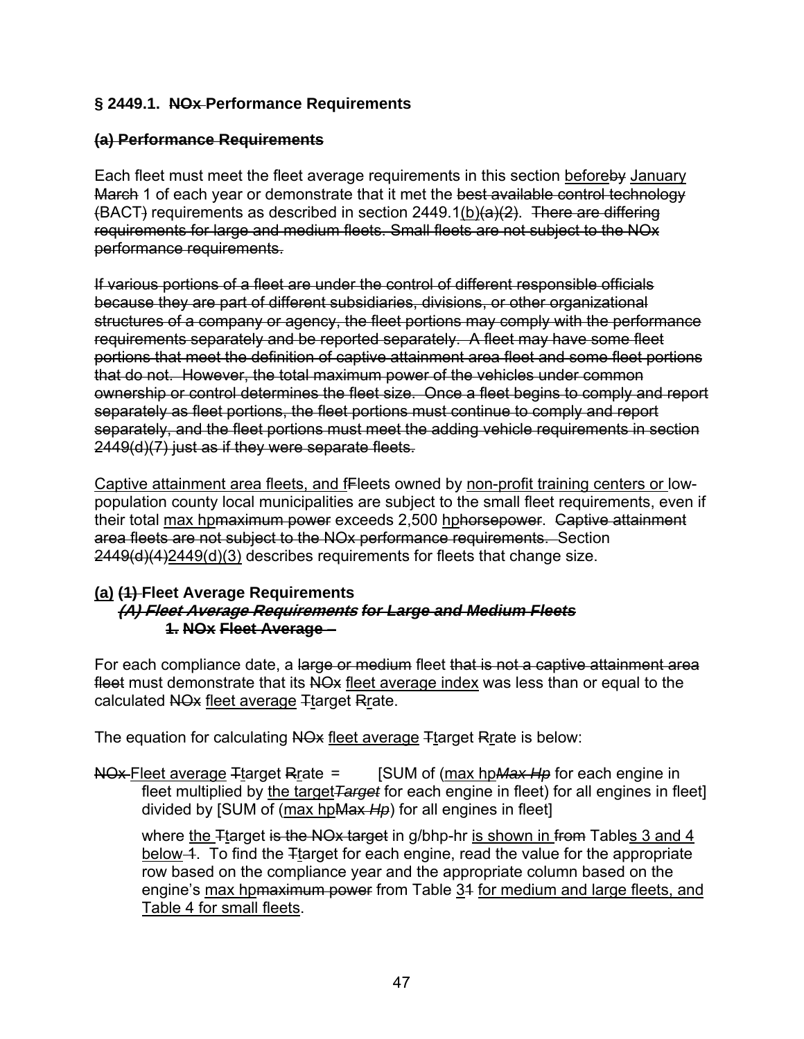## § 2449.1. ~~NOx~~ Performance Requirements

~~**(a) Performance Requirements**~~

Each fleet must meet the fleet average requirements in this section <u>before</u>~~by~~ <u>January</u> ~~March~~ 1 of each year or demonstrate that it met the ~~best available control technology (~~BACT~~)~~ requirements as described in section 2449.1<u>(b)</u>~~(a)(2)~~. ~~There are differing requirements for large and medium fleets. Small fleets are not subject to the NOx performance requirements.~~

~~If various portions of a fleet are under the control of different responsible officials because they are part of different subsidiaries, divisions, or other organizational structures of a company or agency, the fleet portions may comply with the performance requirements separately and be reported separately. A fleet may have some fleet portions that meet the definition of captive attainment area fleet and some fleet portions that do not. However, the total maximum power of the vehicles under common ownership or control determines the fleet size. Once a fleet begins to comply and report separately as fleet portions, the fleet portions must continue to comply and report separately, and the fleet portions must meet the adding vehicle requirements in section 2449(d)(7) just as if they were separate fleets.~~

<u>Captive attainment area fleets, and f</u>~~F~~leets owned by <u>non-profit training centers or</u> low-population county local municipalities are subject to the small fleet requirements, even if their total <u>max hp</u>~~maximum power~~ exceeds 2,500 <u>hp</u>~~horsepower~~. ~~Captive attainment area fleets are not subject to the NOx performance requirements.~~ Section ~~2449(d)(4)~~<u>2449(d)(3)</u> describes requirements for fleets that change size.

**<u>(a)</u> ~~(1)~~ Fleet Average Requirements**

***~~(A) Fleet Average Requirements for Large and Medium Fleets~~***

**~~1. NOx Fleet Average –~~**

For each compliance date, a ~~large or medium~~ fleet ~~that is not a captive attainment area fleet~~ must demonstrate that its ~~NOx~~ <u>fleet average index</u> was less than or equal to the calculated ~~NOx~~ <u>fleet average</u> ~~T~~<u>t</u>arget ~~R~~<u>r</u>ate.

The equation for calculating ~~NOx~~ <u>fleet average</u> ~~T~~<u>t</u>arget ~~R~~<u>r</u>ate is below:

~~NOx~~ <u>Fleet average</u> ~~T~~<u>t</u>arget ~~R~~<u>r</u>ate = [SUM of (<u>max hp</u>~~*Max Hp*~~ for each engine in fleet multiplied by <u>the target</u>~~*Target*~~ for each engine in fleet) for all engines in fleet] divided by [SUM of (<u>max hp</u>~~Max *Hp*~~) for all engines in fleet]

where <u>the</u> ~~T~~<u>t</u>arget ~~is the NOx target~~ in g/bhp-hr <u>is shown in</u> ~~from~~ Table<u>s 3 and 4 below</u> ~~1~~. To find the ~~T~~<u>t</u>arget for each engine, read the value for the appropriate row based on the compliance year and the appropriate column based on the engine's <u>max hp</u>~~maximum power~~ from Table <u>3</u>~~1~~ <u>for medium and large fleets, and Table 4 for small fleets</u>.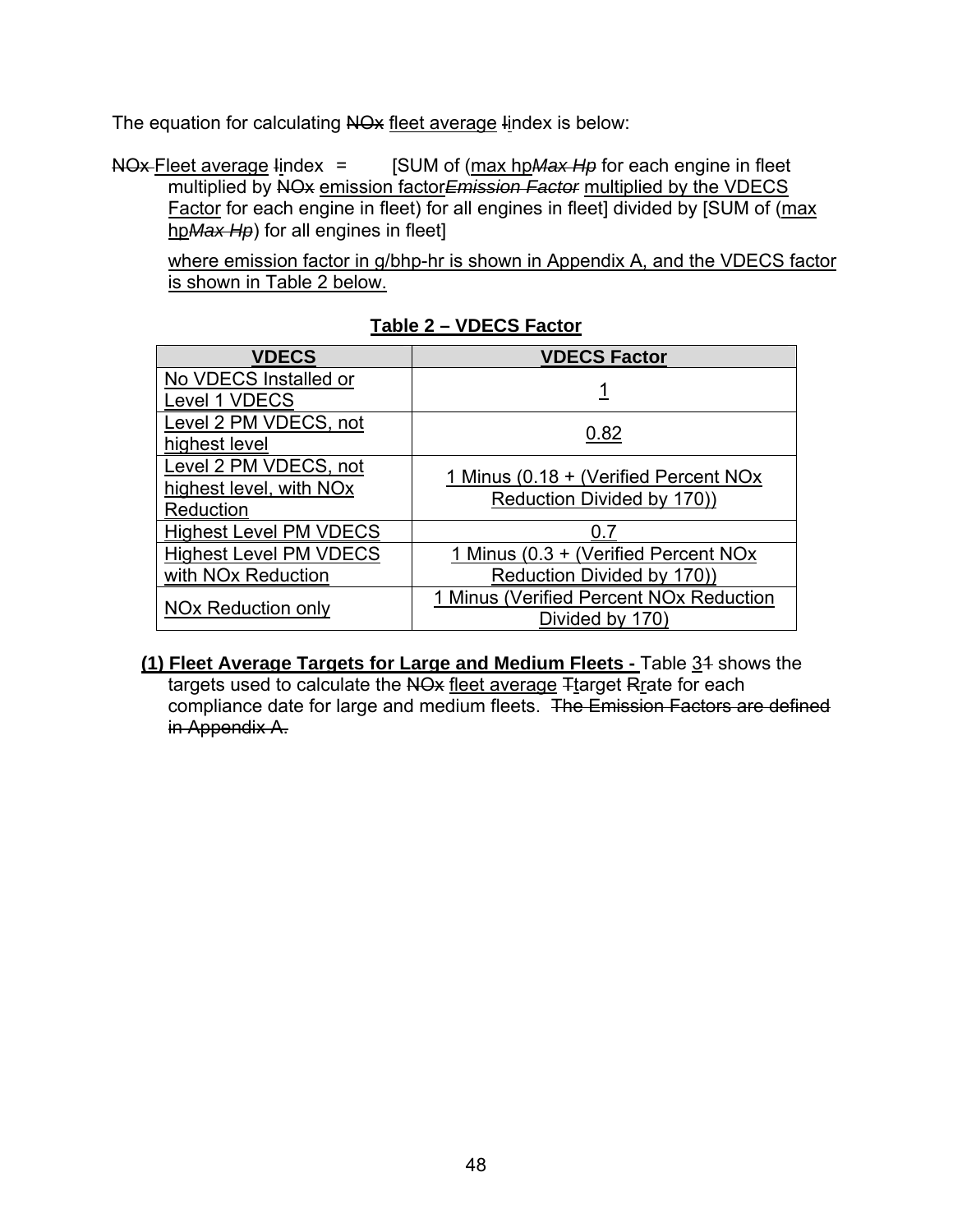The equation for calculating ~~NOx~~ fleet average ~~I~~index is below:

~~NOx~~ Fleet average ~~I~~index = [SUM of (max hp~~*Max Hp*~~ for each engine in fleet multiplied by ~~NOx~~ emission factor~~*Emission Factor*~~ multiplied by the VDECS Factor for each engine in fleet) for all engines in fleet] divided by [SUM of (max hp~~*Max Hp*~~) for all engines in fleet]

where emission factor in g/bhp-hr is shown in Appendix A, and the VDECS factor is shown in Table 2 below.

**Table 2 – VDECS Factor**

| VDECS | VDECS Factor |
|---|---|
| No VDECS Installed or Level 1 VDECS | 1 |
| Level 2 PM VDECS, not highest level | 0.82 |
| Level 2 PM VDECS, not highest level, with NOx Reduction | 1 Minus (0.18 + (Verified Percent NOx Reduction Divided by 170)) |
| Highest Level PM VDECS | 0.7 |
| Highest Level PM VDECS with NOx Reduction | 1 Minus (0.3 + (Verified Percent NOx Reduction Divided by 170)) |
| NOx Reduction only | 1 Minus (Verified Percent NOx Reduction Divided by 170) |

**(1) Fleet Average Targets for Large and Medium Fleets -** Table 3~~1~~ shows the targets used to calculate the ~~NOx~~ fleet average ~~T~~target ~~R~~rate for each compliance date for large and medium fleets. ~~The Emission Factors are defined in Appendix A.~~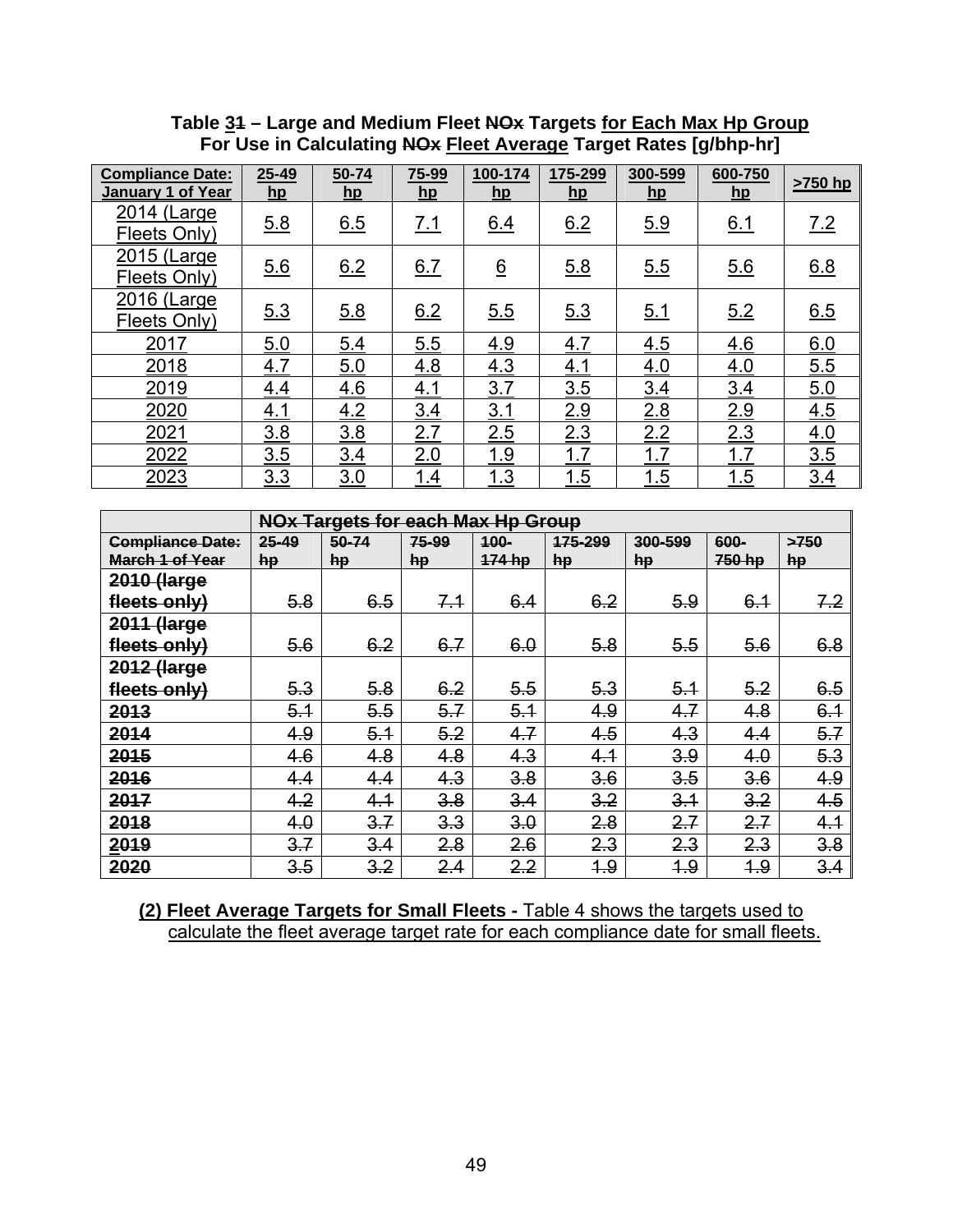**Table 31 – Large and Medium Fleet NOx Targets for Each Max Hp Group For Use in Calculating NOx Fleet Average Target Rates [g/bhp-hr]**

| Compliance Date: January 1 of Year | 25-49 hp | 50-74 hp | 75-99 hp | 100-174 hp | 175-299 hp | 300-599 hp | 600-750 hp | >750 hp |
|---|---|---|---|---|---|---|---|---|
| 2014 (Large Fleets Only) | 5.8 | 6.5 | 7.1 | 6.4 | 6.2 | 5.9 | 6.1 | 7.2 |
| 2015 (Large Fleets Only) | 5.6 | 6.2 | 6.7 | 6 | 5.8 | 5.5 | 5.6 | 6.8 |
| 2016 (Large Fleets Only) | 5.3 | 5.8 | 6.2 | 5.5 | 5.3 | 5.1 | 5.2 | 6.5 |
| 2017 | 5.0 | 5.4 | 5.5 | 4.9 | 4.7 | 4.5 | 4.6 | 6.0 |
| 2018 | 4.7 | 5.0 | 4.8 | 4.3 | 4.1 | 4.0 | 4.0 | 5.5 |
| 2019 | 4.4 | 4.6 | 4.1 | 3.7 | 3.5 | 3.4 | 3.4 | 5.0 |
| 2020 | 4.1 | 4.2 | 3.4 | 3.1 | 2.9 | 2.8 | 2.9 | 4.5 |
| 2021 | 3.8 | 3.8 | 2.7 | 2.5 | 2.3 | 2.2 | 2.3 | 4.0 |
| 2022 | 3.5 | 3.4 | 2.0 | 1.9 | 1.7 | 1.7 | 1.7 | 3.5 |
| 2023 | 3.3 | 3.0 | 1.4 | 1.3 | 1.5 | 1.5 | 1.5 | 3.4 |

| | NOx Targets for each Max Hp Group | | | | | | | |
|---|---|---|---|---|---|---|---|---|
| Compliance Date: March 1 of Year | 25-49 hp | 50-74 hp | 75-99 hp | 100-174 hp | 175-299 hp | 300-599 hp | 600-750 hp | >750 hp |
| **2010 (large fleets only)** | 5.8 | 6.5 | 7.1 | 6.4 | 6.2 | 5.9 | 6.1 | 7.2 |
| **2011 (large fleets only)** | 5.6 | 6.2 | 6.7 | 6.0 | 5.8 | 5.5 | 5.6 | 6.8 |
| **2012 (large fleets only)** | 5.3 | 5.8 | 6.2 | 5.5 | 5.3 | 5.1 | 5.2 | 6.5 |
| **2013** | 5.1 | 5.5 | 5.7 | 5.1 | 4.9 | 4.7 | 4.8 | 6.1 |
| **2014** | 4.9 | 5.1 | 5.2 | 4.7 | 4.5 | 4.3 | 4.4 | 5.7 |
| **2015** | 4.6 | 4.8 | 4.8 | 4.3 | 4.1 | 3.9 | 4.0 | 5.3 |
| **2016** | 4.4 | 4.4 | 4.3 | 3.8 | 3.6 | 3.5 | 3.6 | 4.9 |
| **2017** | 4.2 | 4.1 | 3.8 | 3.4 | 3.2 | 3.1 | 3.2 | 4.5 |
| **2018** | 4.0 | 3.7 | 3.3 | 3.0 | 2.8 | 2.7 | 2.7 | 4.1 |
| **2019** | 3.7 | 3.4 | 2.8 | 2.6 | 2.3 | 2.3 | 2.3 | 3.8 |
| **2020** | 3.5 | 3.2 | 2.4 | 2.2 | 1.9 | 1.9 | 1.9 | 3.4 |

**(2) Fleet Average Targets for Small Fleets -** Table 4 shows the targets used to calculate the fleet average target rate for each compliance date for small fleets.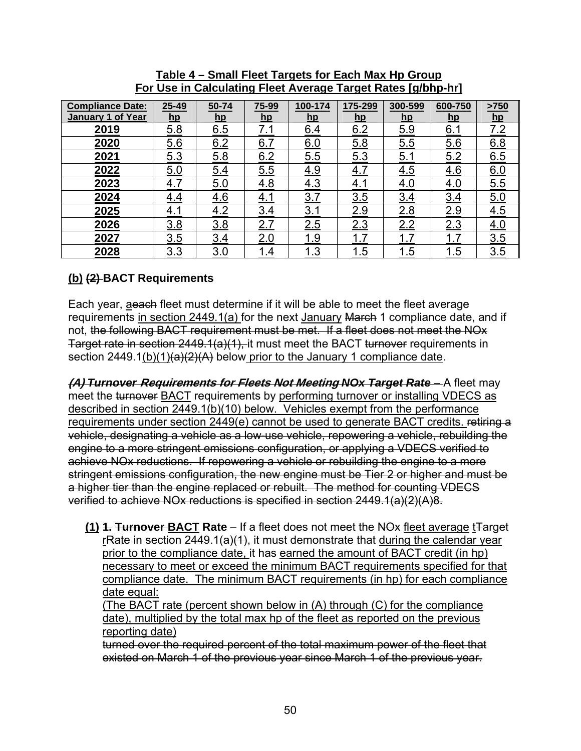**Table 4 – Small Fleet Targets for Each Max Hp Group**
**For Use in Calculating Fleet Average Target Rates [g/bhp-hr]**

| Compliance Date: January 1 of Year | 25-49 hp | 50-74 hp | 75-99 hp | 100-174 hp | 175-299 hp | 300-599 hp | 600-750 hp | >750 hp |
|---|---|---|---|---|---|---|---|---|
| 2019 | 5.8 | 6.5 | 7.1 | 6.4 | 6.2 | 5.9 | 6.1 | 7.2 |
| 2020 | 5.6 | 6.2 | 6.7 | 6.0 | 5.8 | 5.5 | 5.6 | 6.8 |
| 2021 | 5.3 | 5.8 | 6.2 | 5.5 | 5.3 | 5.1 | 5.2 | 6.5 |
| 2022 | 5.0 | 5.4 | 5.5 | 4.9 | 4.7 | 4.5 | 4.6 | 6.0 |
| 2023 | 4.7 | 5.0 | 4.8 | 4.3 | 4.1 | 4.0 | 4.0 | 5.5 |
| 2024 | 4.4 | 4.6 | 4.1 | 3.7 | 3.5 | 3.4 | 3.4 | 5.0 |
| 2025 | 4.1 | 4.2 | 3.4 | 3.1 | 2.9 | 2.8 | 2.9 | 4.5 |
| 2026 | 3.8 | 3.8 | 2.7 | 2.5 | 2.3 | 2.2 | 2.3 | 4.0 |
| 2027 | 3.5 | 3.4 | 2.0 | 1.9 | 1.7 | 1.7 | 1.7 | 3.5 |
| 2028 | 3.3 | 3.0 | 1.4 | 1.3 | 1.5 | 1.5 | 1.5 | 3.5 |

**(b) ~~(2)~~ BACT Requirements**

Each year, a~~each~~ fleet must determine if it will be able to meet the fleet average requirements in section 2449.1(a) for the next January ~~March~~ 1 compliance date, and if not, ~~the following BACT requirement must be met. If a fleet does not meet the NOx Target rate in section 2449.1(a)(1),~~ it must meet the BACT ~~turnover~~ requirements in section 2449.1(b)(1)~~(a)(2)(A)~~ below prior to the January 1 compliance date.

***~~(A) Turnover Requirements for Fleets Not Meeting~~ NOx Target Rate –*** A fleet may meet the ~~turnover~~ BACT requirements by performing turnover or installing VDECS as described in section 2449.1(b)(10) below. Vehicles exempt from the performance requirements under section 2449(e) cannot be used to generate BACT credits. ~~retiring a vehicle, designating a vehicle as a low-use vehicle, repowering a vehicle, rebuilding the engine to a more stringent emissions configuration, or applying a VDECS verified to achieve NOx reductions. If repowering a vehicle or rebuilding the engine to a more stringent emissions configuration, the new engine must be Tier 2 or higher and must be a higher tier than the engine replaced or rebuilt. The method for counting VDECS verified to achieve NOx reductions is specified in section 2449.1(a)(2)(A)8.~~

**(1) ~~1. Turnover~~ BACT Rate** – If a fleet does not meet the ~~NOx~~ fleet average t~~T~~arget r~~R~~ate in section 2449.1(a)~~(1)~~, it must demonstrate that during the calendar year prior to the compliance date, it has earned the amount of BACT credit (in hp) necessary to meet or exceed the minimum BACT requirements specified for that compliance date. The minimum BACT requirements (in hp) for each compliance date equal:
(The BACT rate (percent shown below in (A) through (C) for the compliance date), multiplied by the total max hp of the fleet as reported on the previous reporting date)
~~turned over the required percent of the total maximum power of the fleet that existed on March 1 of the previous year since March 1 of the previous year.~~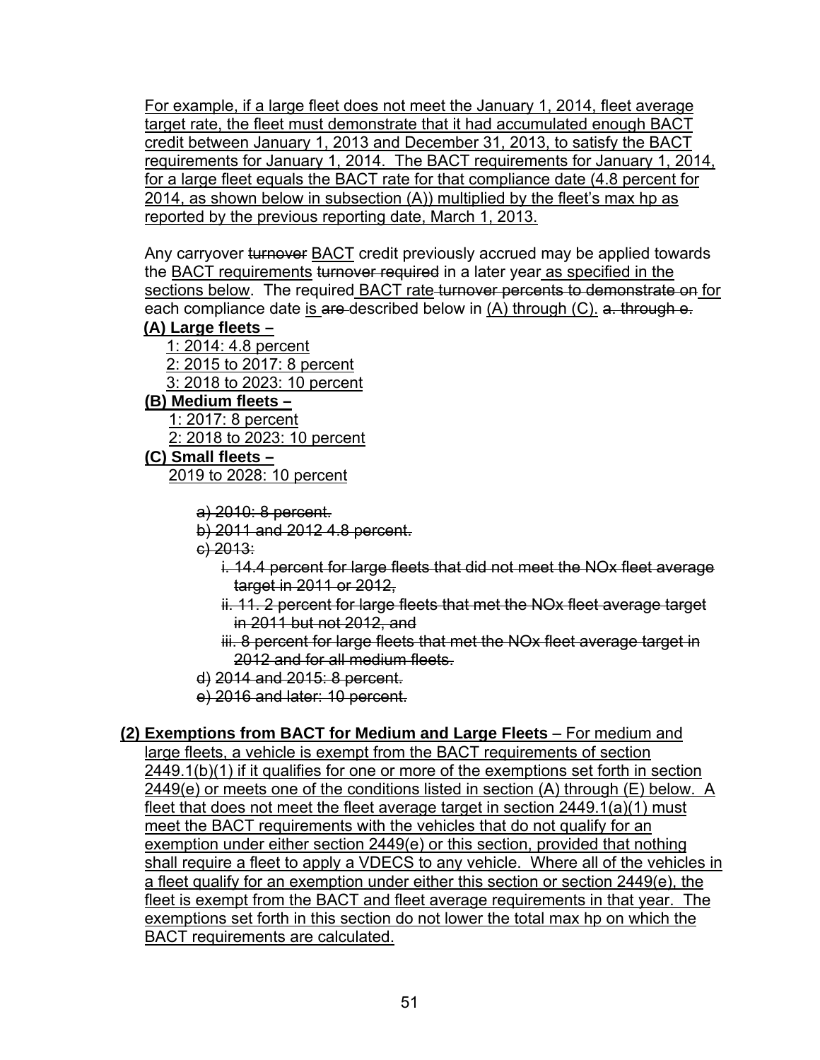For example, if a large fleet does not meet the January 1, 2014, fleet average target rate, the fleet must demonstrate that it had accumulated enough BACT credit between January 1, 2013 and December 31, 2013, to satisfy the BACT requirements for January 1, 2014. The BACT requirements for January 1, 2014, for a large fleet equals the BACT rate for that compliance date (4.8 percent for 2014, as shown below in subsection (A)) multiplied by the fleet's max hp as reported by the previous reporting date, March 1, 2013.

Any carryover ~~turnover~~ BACT credit previously accrued may be applied towards the BACT requirements ~~turnover required~~ in a later year as specified in the sections below. The required BACT rate ~~turnover percents to demonstrate on~~ for each compliance date is ~~are~~ described below in (A) through (C). ~~a. through e.~~

**(A) Large fleets –**

1: 2014: 4.8 percent

2: 2015 to 2017: 8 percent

3: 2018 to 2023: 10 percent

**(B) Medium fleets –**

1: 2017: 8 percent

2: 2018 to 2023: 10 percent

**(C) Small fleets –**

2019 to 2028: 10 percent

~~a) 2010: 8 percent.~~

~~b) 2011 and 2012 4.8 percent.~~

~~c) 2013:~~

~~i. 14.4 percent for large fleets that did not meet the NOx fleet average target in 2011 or 2012,~~

~~ii. 11. 2 percent for large fleets that met the NOx fleet average target in 2011 but not 2012, and~~

~~iii. 8 percent for large fleets that met the NOx fleet average target in 2012 and for all medium fleets.~~

~~d) 2014 and 2015: 8 percent.~~

~~e) 2016 and later: 10 percent.~~

**(2) Exemptions from BACT for Medium and Large Fleets** – For medium and large fleets, a vehicle is exempt from the BACT requirements of section 2449.1(b)(1) if it qualifies for one or more of the exemptions set forth in section 2449(e) or meets one of the conditions listed in section (A) through (E) below. A fleet that does not meet the fleet average target in section 2449.1(a)(1) must meet the BACT requirements with the vehicles that do not qualify for an exemption under either section 2449(e) or this section, provided that nothing shall require a fleet to apply a VDECS to any vehicle. Where all of the vehicles in a fleet qualify for an exemption under either this section or section 2449(e), the fleet is exempt from the BACT and fleet average requirements in that year. The exemptions set forth in this section do not lower the total max hp on which the BACT requirements are calculated.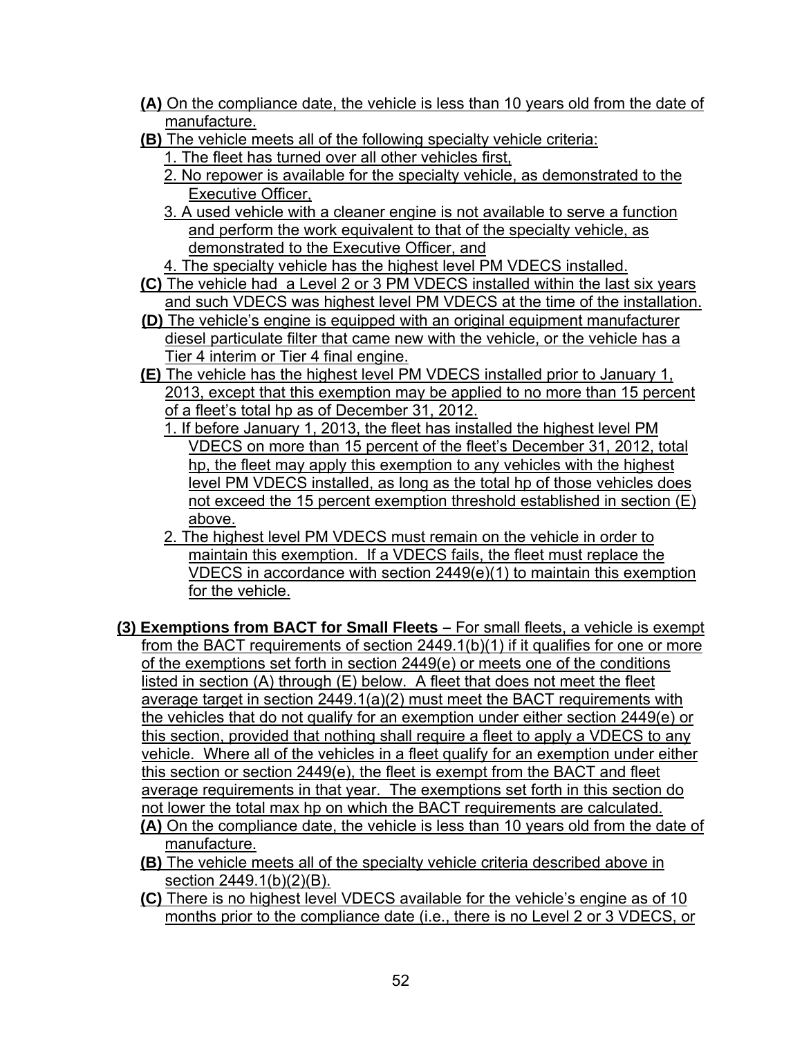**(A)** On the compliance date, the vehicle is less than 10 years old from the date of manufacture.

**(B)** The vehicle meets all of the following specialty vehicle criteria:

1. The fleet has turned over all other vehicles first,
2. No repower is available for the specialty vehicle, as demonstrated to the Executive Officer,
3. A used vehicle with a cleaner engine is not available to serve a function and perform the work equivalent to that of the specialty vehicle, as demonstrated to the Executive Officer, and
4. The specialty vehicle has the highest level PM VDECS installed.

**(C)** The vehicle had a Level 2 or 3 PM VDECS installed within the last six years and such VDECS was highest level PM VDECS at the time of the installation.

**(D)** The vehicle's engine is equipped with an original equipment manufacturer diesel particulate filter that came new with the vehicle, or the vehicle has a Tier 4 interim or Tier 4 final engine.

**(E)** The vehicle has the highest level PM VDECS installed prior to January 1, 2013, except that this exemption may be applied to no more than 15 percent of a fleet's total hp as of December 31, 2012.

1. If before January 1, 2013, the fleet has installed the highest level PM VDECS on more than 15 percent of the fleet's December 31, 2012, total hp, the fleet may apply this exemption to any vehicles with the highest level PM VDECS installed, as long as the total hp of those vehicles does not exceed the 15 percent exemption threshold established in section (E) above.
2. The highest level PM VDECS must remain on the vehicle in order to maintain this exemption. If a VDECS fails, the fleet must replace the VDECS in accordance with section 2449(e)(1) to maintain this exemption for the vehicle.

**(3) Exemptions from BACT for Small Fleets –** For small fleets, a vehicle is exempt from the BACT requirements of section 2449.1(b)(1) if it qualifies for one or more of the exemptions set forth in section 2449(e) or meets one of the conditions listed in section (A) through (E) below. A fleet that does not meet the fleet average target in section 2449.1(a)(2) must meet the BACT requirements with the vehicles that do not qualify for an exemption under either section 2449(e) or this section, provided that nothing shall require a fleet to apply a VDECS to any vehicle. Where all of the vehicles in a fleet qualify for an exemption under either this section or section 2449(e), the fleet is exempt from the BACT and fleet average requirements in that year. The exemptions set forth in this section do not lower the total max hp on which the BACT requirements are calculated.

**(A)** On the compliance date, the vehicle is less than 10 years old from the date of manufacture.

**(B)** The vehicle meets all of the specialty vehicle criteria described above in section 2449.1(b)(2)(B).

**(C)** There is no highest level VDECS available for the vehicle's engine as of 10 months prior to the compliance date (i.e., there is no Level 2 or 3 VDECS, or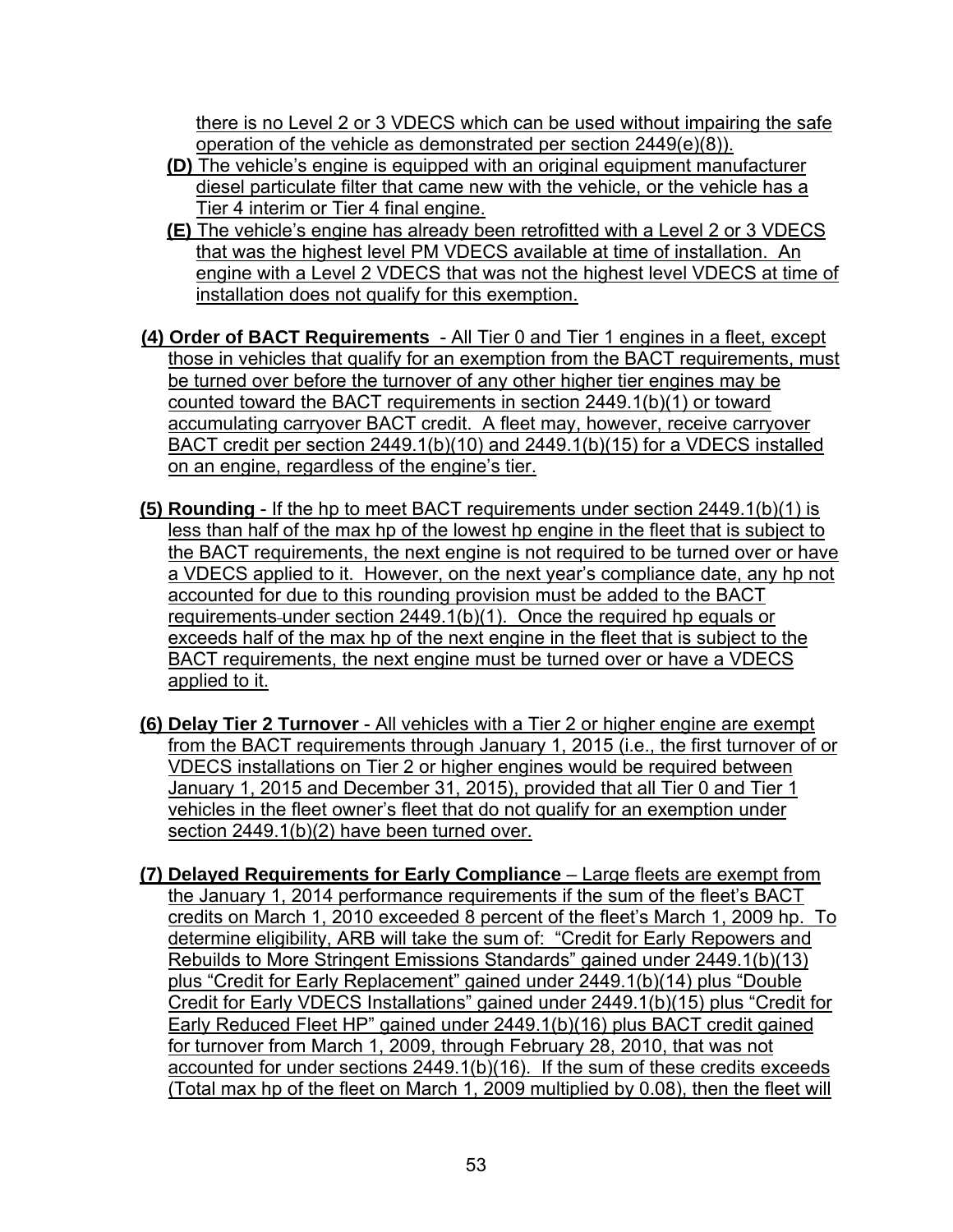there is no Level 2 or 3 VDECS which can be used without impairing the safe operation of the vehicle as demonstrated per section 2449(e)(8)).

**(D)** The vehicle's engine is equipped with an original equipment manufacturer diesel particulate filter that came new with the vehicle, or the vehicle has a Tier 4 interim or Tier 4 final engine.

**(E)** The vehicle's engine has already been retrofitted with a Level 2 or 3 VDECS that was the highest level PM VDECS available at time of installation. An engine with a Level 2 VDECS that was not the highest level VDECS at time of installation does not qualify for this exemption.

**(4) Order of BACT Requirements** - All Tier 0 and Tier 1 engines in a fleet, except those in vehicles that qualify for an exemption from the BACT requirements, must be turned over before the turnover of any other higher tier engines may be counted toward the BACT requirements in section 2449.1(b)(1) or toward accumulating carryover BACT credit. A fleet may, however, receive carryover BACT credit per section 2449.1(b)(10) and 2449.1(b)(15) for a VDECS installed on an engine, regardless of the engine's tier.

**(5) Rounding** - If the hp to meet BACT requirements under section 2449.1(b)(1) is less than half of the max hp of the lowest hp engine in the fleet that is subject to the BACT requirements, the next engine is not required to be turned over or have a VDECS applied to it. However, on the next year's compliance date, any hp not accounted for due to this rounding provision must be added to the BACT requirements under section 2449.1(b)(1). Once the required hp equals or exceeds half of the max hp of the next engine in the fleet that is subject to the BACT requirements, the next engine must be turned over or have a VDECS applied to it.

**(6) Delay Tier 2 Turnover** - All vehicles with a Tier 2 or higher engine are exempt from the BACT requirements through January 1, 2015 (i.e., the first turnover of or VDECS installations on Tier 2 or higher engines would be required between January 1, 2015 and December 31, 2015), provided that all Tier 0 and Tier 1 vehicles in the fleet owner's fleet that do not qualify for an exemption under section 2449.1(b)(2) have been turned over.

**(7) Delayed Requirements for Early Compliance** – Large fleets are exempt from the January 1, 2014 performance requirements if the sum of the fleet's BACT credits on March 1, 2010 exceeded 8 percent of the fleet's March 1, 2009 hp. To determine eligibility, ARB will take the sum of: "Credit for Early Repowers and Rebuilds to More Stringent Emissions Standards" gained under 2449.1(b)(13) plus "Credit for Early Replacement" gained under 2449.1(b)(14) plus "Double Credit for Early VDECS Installations" gained under 2449.1(b)(15) plus "Credit for Early Reduced Fleet HP" gained under 2449.1(b)(16) plus BACT credit gained for turnover from March 1, 2009, through February 28, 2010, that was not accounted for under sections 2449.1(b)(16). If the sum of these credits exceeds (Total max hp of the fleet on March 1, 2009 multiplied by 0.08), then the fleet will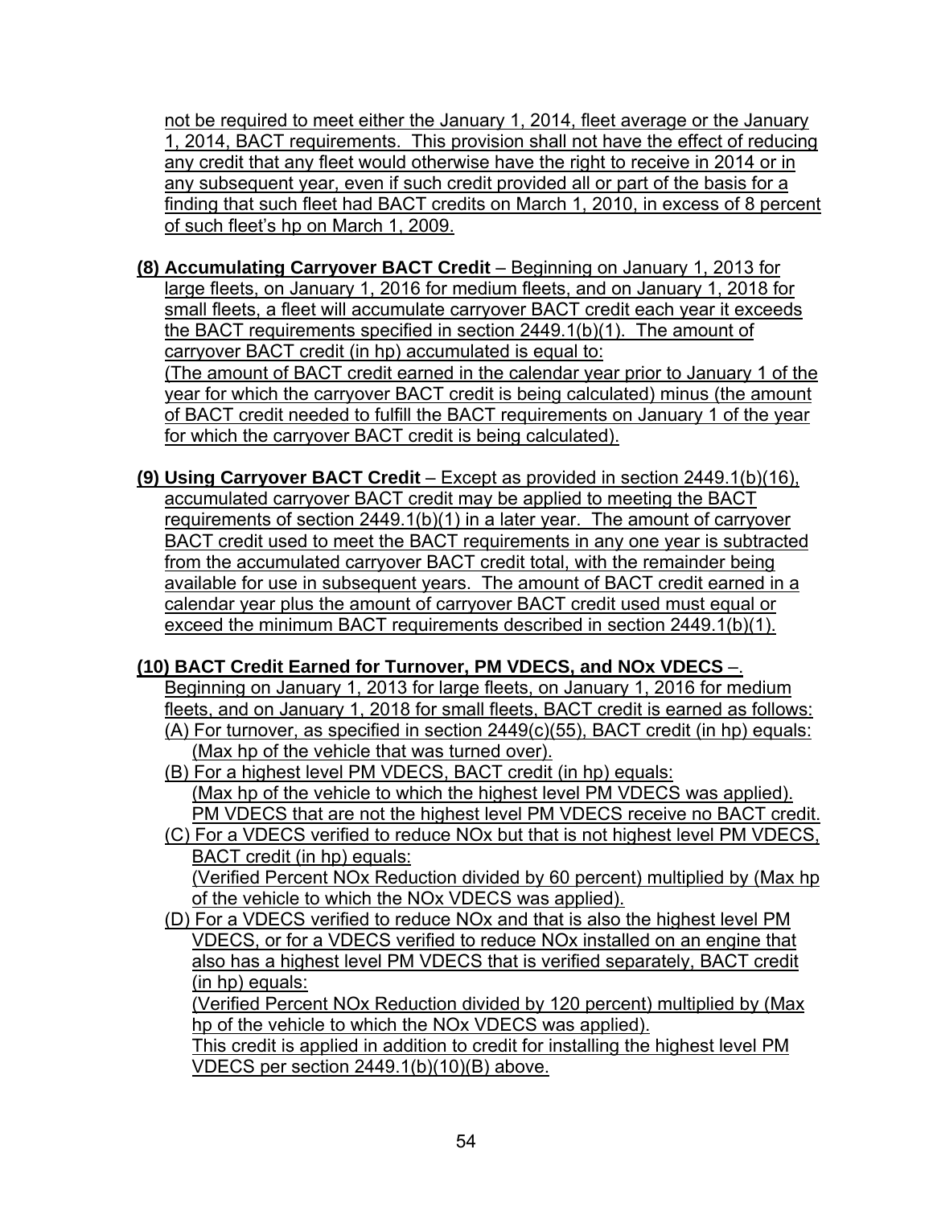not be required to meet either the January 1, 2014, fleet average or the January 1, 2014, BACT requirements. This provision shall not have the effect of reducing any credit that any fleet would otherwise have the right to receive in 2014 or in any subsequent year, even if such credit provided all or part of the basis for a finding that such fleet had BACT credits on March 1, 2010, in excess of 8 percent of such fleet's hp on March 1, 2009.

**(8) Accumulating Carryover BACT Credit** – Beginning on January 1, 2013 for large fleets, on January 1, 2016 for medium fleets, and on January 1, 2018 for small fleets, a fleet will accumulate carryover BACT credit each year it exceeds the BACT requirements specified in section 2449.1(b)(1). The amount of carryover BACT credit (in hp) accumulated is equal to:
(The amount of BACT credit earned in the calendar year prior to January 1 of the year for which the carryover BACT credit is being calculated) minus (the amount of BACT credit needed to fulfill the BACT requirements on January 1 of the year for which the carryover BACT credit is being calculated).

**(9) Using Carryover BACT Credit** – Except as provided in section 2449.1(b)(16), accumulated carryover BACT credit may be applied to meeting the BACT requirements of section 2449.1(b)(1) in a later year. The amount of carryover BACT credit used to meet the BACT requirements in any one year is subtracted from the accumulated carryover BACT credit total, with the remainder being available for use in subsequent years. The amount of BACT credit earned in a calendar year plus the amount of carryover BACT credit used must equal or exceed the minimum BACT requirements described in section 2449.1(b)(1).

**(10) BACT Credit Earned for Turnover, PM VDECS, and NOx VDECS** –. Beginning on January 1, 2013 for large fleets, on January 1, 2016 for medium fleets, and on January 1, 2018 for small fleets, BACT credit is earned as follows:

(A) For turnover, as specified in section 2449(c)(55), BACT credit (in hp) equals:
(Max hp of the vehicle that was turned over).

(B) For a highest level PM VDECS, BACT credit (in hp) equals:
(Max hp of the vehicle to which the highest level PM VDECS was applied).
PM VDECS that are not the highest level PM VDECS receive no BACT credit.

(C) For a VDECS verified to reduce NOx but that is not highest level PM VDECS, BACT credit (in hp) equals:
(Verified Percent NOx Reduction divided by 60 percent) multiplied by (Max hp of the vehicle to which the NOx VDECS was applied).

(D) For a VDECS verified to reduce NOx and that is also the highest level PM VDECS, or for a VDECS verified to reduce NOx installed on an engine that also has a highest level PM VDECS that is verified separately, BACT credit (in hp) equals:
(Verified Percent NOx Reduction divided by 120 percent) multiplied by (Max hp of the vehicle to which the NOx VDECS was applied).
This credit is applied in addition to credit for installing the highest level PM VDECS per section 2449.1(b)(10)(B) above.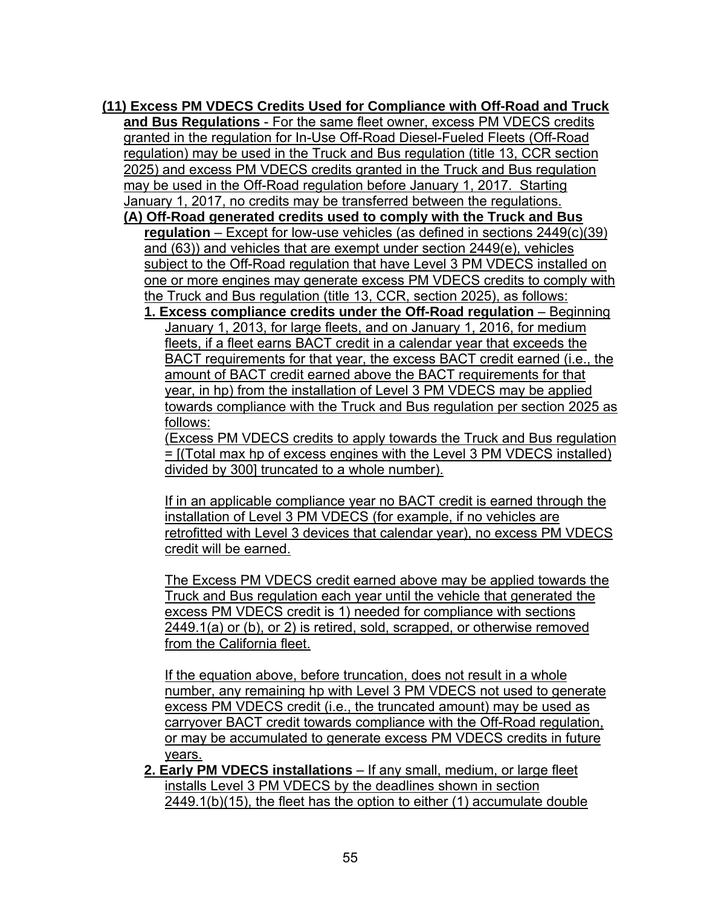**(11) Excess PM VDECS Credits Used for Compliance with Off-Road and Truck and Bus Regulations** - For the same fleet owner, excess PM VDECS credits granted in the regulation for In-Use Off-Road Diesel-Fueled Fleets (Off-Road regulation) may be used in the Truck and Bus regulation (title 13, CCR section 2025) and excess PM VDECS credits granted in the Truck and Bus regulation may be used in the Off-Road regulation before January 1, 2017. Starting January 1, 2017, no credits may be transferred between the regulations.

**(A) Off-Road generated credits used to comply with the Truck and Bus regulation** – Except for low-use vehicles (as defined in sections 2449(c)(39) and (63)) and vehicles that are exempt under section 2449(e), vehicles subject to the Off-Road regulation that have Level 3 PM VDECS installed on one or more engines may generate excess PM VDECS credits to comply with the Truck and Bus regulation (title 13, CCR, section 2025), as follows:

**1. Excess compliance credits under the Off-Road regulation** – Beginning January 1, 2013, for large fleets, and on January 1, 2016, for medium fleets, if a fleet earns BACT credit in a calendar year that exceeds the BACT requirements for that year, the excess BACT credit earned (i.e., the amount of BACT credit earned above the BACT requirements for that year, in hp) from the installation of Level 3 PM VDECS may be applied towards compliance with the Truck and Bus regulation per section 2025 as follows:

(Excess PM VDECS credits to apply towards the Truck and Bus regulation = [(Total max hp of excess engines with the Level 3 PM VDECS installed) divided by 300] truncated to a whole number).

If in an applicable compliance year no BACT credit is earned through the installation of Level 3 PM VDECS (for example, if no vehicles are retrofitted with Level 3 devices that calendar year), no excess PM VDECS credit will be earned.

The Excess PM VDECS credit earned above may be applied towards the Truck and Bus regulation each year until the vehicle that generated the excess PM VDECS credit is 1) needed for compliance with sections 2449.1(a) or (b), or 2) is retired, sold, scrapped, or otherwise removed from the California fleet.

If the equation above, before truncation, does not result in a whole number, any remaining hp with Level 3 PM VDECS not used to generate excess PM VDECS credit (i.e., the truncated amount) may be used as carryover BACT credit towards compliance with the Off-Road regulation, or may be accumulated to generate excess PM VDECS credits in future years.

**2. Early PM VDECS installations** – If any small, medium, or large fleet installs Level 3 PM VDECS by the deadlines shown in section 2449.1(b)(15), the fleet has the option to either (1) accumulate double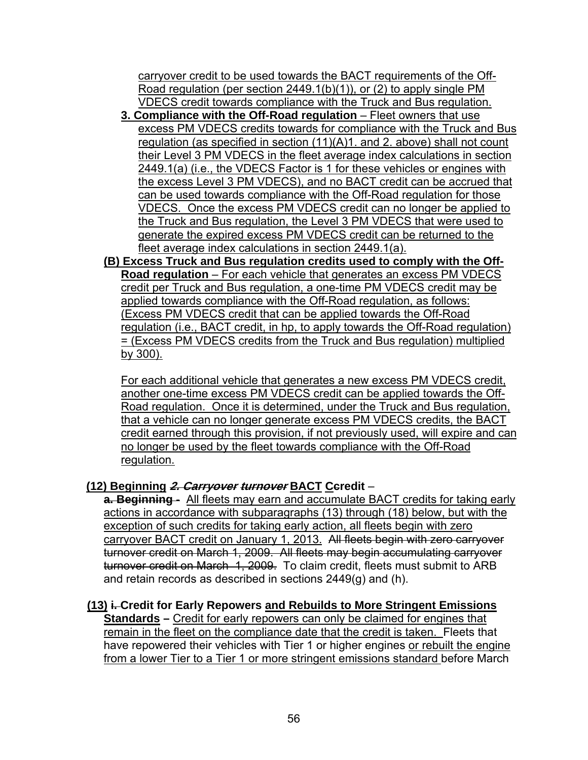carryover credit to be used towards the BACT requirements of the Off-Road regulation (per section 2449.1(b)(1)), or (2) to apply single PM VDECS credit towards compliance with the Truck and Bus regulation.

**3. Compliance with the Off-Road regulation** – Fleet owners that use excess PM VDECS credits towards for compliance with the Truck and Bus regulation (as specified in section (11)(A)1. and 2. above) shall not count their Level 3 PM VDECS in the fleet average index calculations in section 2449.1(a) (i.e., the VDECS Factor is 1 for these vehicles or engines with the excess Level 3 PM VDECS), and no BACT credit can be accrued that can be used towards compliance with the Off-Road regulation for those VDECS. Once the excess PM VDECS credit can no longer be applied to the Truck and Bus regulation, the Level 3 PM VDECS that were used to generate the expired excess PM VDECS credit can be returned to the fleet average index calculations in section 2449.1(a).

**(B) Excess Truck and Bus regulation credits used to comply with the Off-Road regulation** – For each vehicle that generates an excess PM VDECS credit per Truck and Bus regulation, a one-time PM VDECS credit may be applied towards compliance with the Off-Road regulation, as follows: (Excess PM VDECS credit that can be applied towards the Off-Road regulation (i.e., BACT credit, in hp, to apply towards the Off-Road regulation) = (Excess PM VDECS credits from the Truck and Bus regulation) multiplied by 300).

For each additional vehicle that generates a new excess PM VDECS credit, another one-time excess PM VDECS credit can be applied towards the Off-Road regulation. Once it is determined, under the Truck and Bus regulation, that a vehicle can no longer generate excess PM VDECS credits, the BACT credit earned through this provision, if not previously used, will expire and can no longer be used by the fleet towards compliance with the Off-Road regulation.

**(12) Beginning ~~*2. Carryover turnover*~~ BACT C~~c~~redit** –

~~**a. Beginning -**~~ All fleets may earn and accumulate BACT credits for taking early actions in accordance with subparagraphs (13) through (18) below, but with the exception of such credits for taking early action, all fleets begin with zero carryover BACT credit on January 1, 2013. ~~All fleets begin with zero carryover turnover credit on March 1, 2009. All fleets may begin accumulating carryover turnover credit on March 1, 2009.~~ To claim credit, fleets must submit to ARB and retain records as described in sections 2449(g) and (h).

**(13) ~~i.~~ Credit for Early Repowers and Rebuilds to More Stringent Emissions Standards –** Credit for early repowers can only be claimed for engines that remain in the fleet on the compliance date that the credit is taken. Fleets that have repowered their vehicles with Tier 1 or higher engines or rebuilt the engine from a lower Tier to a Tier 1 or more stringent emissions standard before March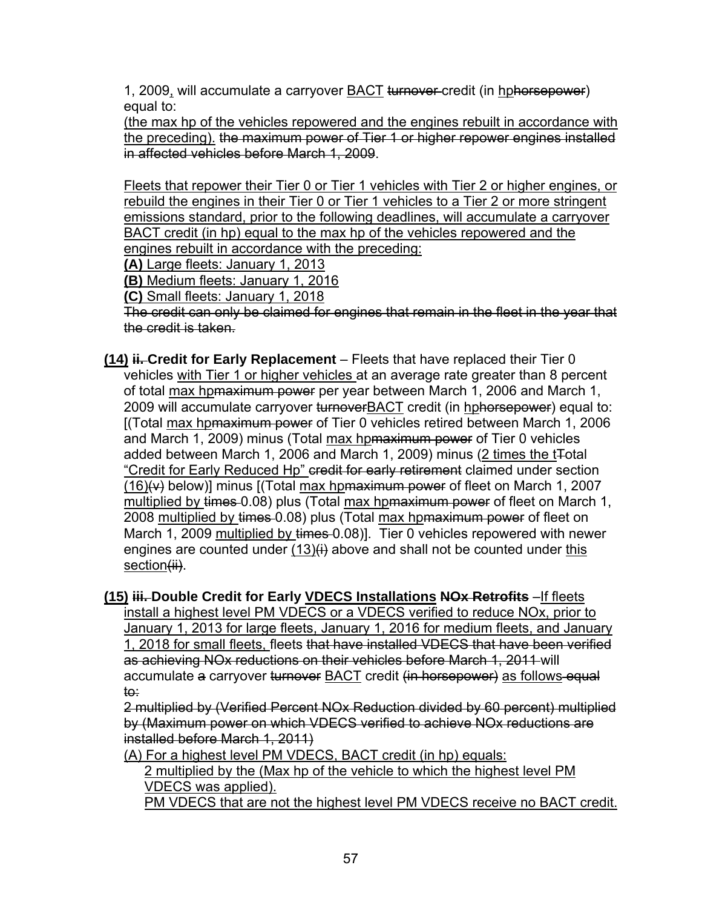1, 2009, will accumulate a carryover BACT turnover credit (in hphorsepower) equal to:

(the max hp of the vehicles repowered and the engines rebuilt in accordance with the preceding). the maximum power of Tier 1 or higher repower engines installed in affected vehicles before March 1, 2009.

Fleets that repower their Tier 0 or Tier 1 vehicles with Tier 2 or higher engines, or rebuild the engines in their Tier 0 or Tier 1 vehicles to a Tier 2 or more stringent emissions standard, prior to the following deadlines, will accumulate a carryover BACT credit (in hp) equal to the max hp of the vehicles repowered and the engines rebuilt in accordance with the preceding:

**(A)** Large fleets: January 1, 2013

**(B)** Medium fleets: January 1, 2016

**(C)** Small fleets: January 1, 2018

The credit can only be claimed for engines that remain in the fleet in the year that the credit is taken.

**(14) ii. Credit for Early Replacement** – Fleets that have replaced their Tier 0 vehicles with Tier 1 or higher vehicles at an average rate greater than 8 percent of total max hpmaximum power per year between March 1, 2006 and March 1, 2009 will accumulate carryover turnoverBACT credit (in hphorsepower) equal to: [(Total max hpmaximum power of Tier 0 vehicles retired between March 1, 2006 and March 1, 2009) minus (Total max hpmaximum power of Tier 0 vehicles added between March 1, 2006 and March 1, 2009) minus (2 times the tTotal "Credit for Early Reduced Hp" credit for early retirement claimed under section (16)(v) below)] minus [(Total max hpmaximum power of fleet on March 1, 2007 multiplied by times 0.08) plus (Total max hpmaximum power of fleet on March 1, 2008 multiplied by times 0.08) plus (Total max hpmaximum power of fleet on March 1, 2009 multiplied by times 0.08)]. Tier 0 vehicles repowered with newer engines are counted under (13)(i) above and shall not be counted under this section(ii).

**(15) iii. Double Credit for Early VDECS Installations NOx Retrofits** –If fleets install a highest level PM VDECS or a VDECS verified to reduce NOx, prior to January 1, 2013 for large fleets, January 1, 2016 for medium fleets, and January 1, 2018 for small fleets, fleets that have installed VDECS that have been verified as achieving NOx reductions on their vehicles before March 1, 2011 will accumulate a carryover turnover BACT credit (in horsepower) as follows equal to:

2 multiplied by (Verified Percent NOx Reduction divided by 60 percent) multiplied by (Maximum power on which VDECS verified to achieve NOx reductions are installed before March 1, 2011)

(A) For a highest level PM VDECS, BACT credit (in hp) equals:

2 multiplied by the (Max hp of the vehicle to which the highest level PM VDECS was applied).

PM VDECS that are not the highest level PM VDECS receive no BACT credit.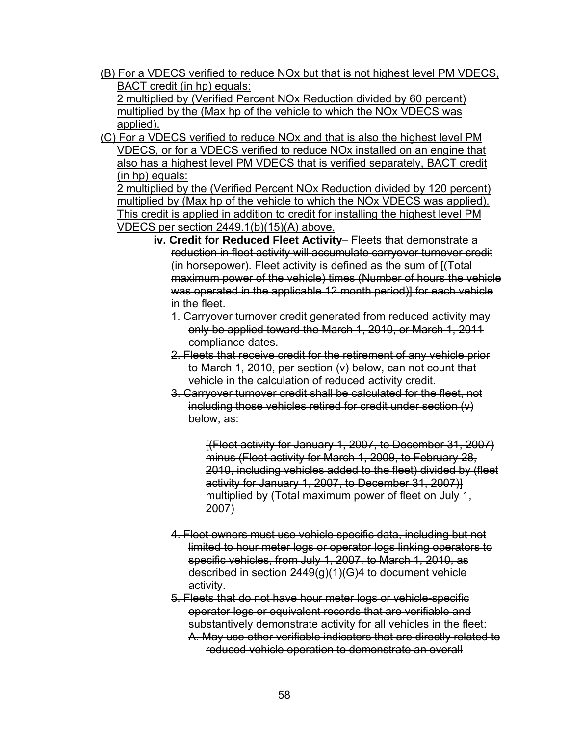(B) For a VDECS verified to reduce NOx but that is not highest level PM VDECS, BACT credit (in hp) equals:
2 multiplied by (Verified Percent NOx Reduction divided by 60 percent) multiplied by the (Max hp of the vehicle to which the NOx VDECS was applied).

(C) For a VDECS verified to reduce NOx and that is also the highest level PM VDECS, or for a VDECS verified to reduce NOx installed on an engine that also has a highest level PM VDECS that is verified separately, BACT credit (in hp) equals:
2 multiplied by the (Verified Percent NOx Reduction divided by 120 percent) multiplied by (Max hp of the vehicle to which the NOx VDECS was applied). This credit is applied in addition to credit for installing the highest level PM VDECS per section 2449.1(b)(15)(A) above.

~~**iv. Credit for Reduced Fleet Activity** – Fleets that demonstrate a reduction in fleet activity will accumulate carryover turnover credit (in horsepower). Fleet activity is defined as the sum of [(Total maximum power of the vehicle) times (Number of hours the vehicle was operated in the applicable 12 month period)] for each vehicle in the fleet.~~

~~1. Carryover turnover credit generated from reduced activity may only be applied toward the March 1, 2010, or March 1, 2011 compliance dates.~~

~~2. Fleets that receive credit for the retirement of any vehicle prior to March 1, 2010, per section (v) below, can not count that vehicle in the calculation of reduced activity credit.~~

~~3. Carryover turnover credit shall be calculated for the fleet, not including those vehicles retired for credit under section (v) below, as:~~

> ~~[(Fleet activity for January 1, 2007, to December 31, 2007) minus (Fleet activity for March 1, 2009, to February 28, 2010, including vehicles added to the fleet) divided by (fleet activity for January 1, 2007, to December 31, 2007)] multiplied by (Total maximum power of fleet on July 1, 2007)~~

~~4. Fleet owners must use vehicle specific data, including but not limited to hour meter logs or operator logs linking operators to specific vehicles, from July 1, 2007, to March 1, 2010, as described in section 2449(g)(1)(G)4 to document vehicle activity.~~

~~5. Fleets that do not have hour meter logs or vehicle-specific operator logs or equivalent records that are verifiable and substantively demonstrate activity for all vehicles in the fleet:~~
   ~~A. May use other verifiable indicators that are directly related to reduced vehicle operation to demonstrate an overall~~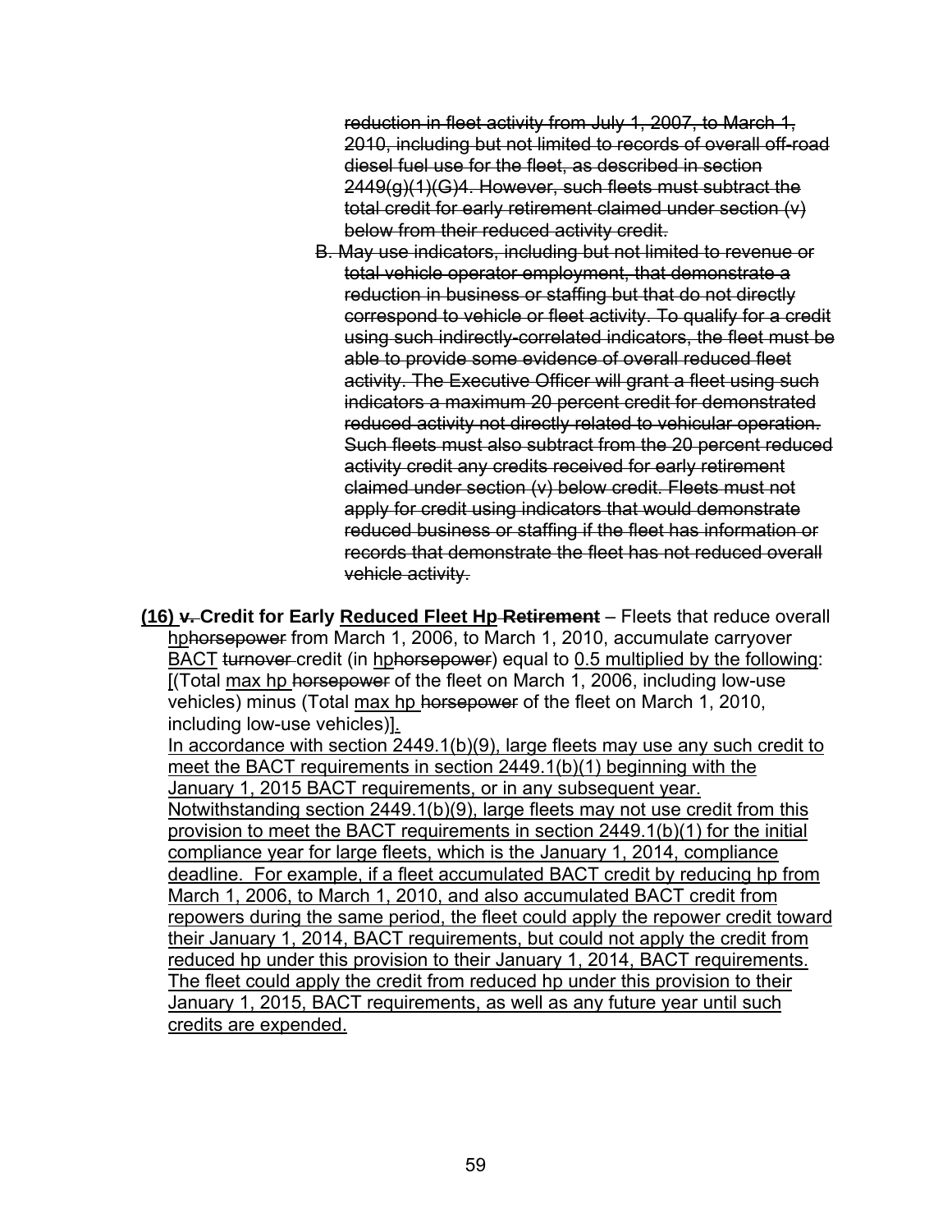~~reduction in fleet activity from July 1, 2007, to March 1, 2010, including but not limited to records of overall off-road diesel fuel use for the fleet, as described in section 2449(g)(1)(G)4. However, such fleets must subtract the total credit for early retirement claimed under section (v) below from their reduced activity credit.~~

~~B. May use indicators, including but not limited to revenue or total vehicle operator employment, that demonstrate a reduction in business or staffing but that do not directly correspond to vehicle or fleet activity. To qualify for a credit using such indirectly-correlated indicators, the fleet must be able to provide some evidence of overall reduced fleet activity. The Executive Officer will grant a fleet using such indicators a maximum 20 percent credit for demonstrated reduced activity not directly related to vehicular operation. Such fleets must also subtract from the 20 percent reduced activity credit any credits received for early retirement claimed under section (v) below credit. Fleets must not apply for credit using indicators that would demonstrate reduced business or staffing if the fleet has information or records that demonstrate the fleet has not reduced overall vehicle activity.~~

**<u>(16)</u> ~~v.~~ Credit for Early <u>Reduced Fleet Hp</u> ~~Retirement~~** – Fleets that reduce overall <u>hp</u>~~horsepower~~ from March 1, 2006, to March 1, 2010, accumulate carryover <u>BACT</u> ~~turnover~~ credit (in <u>hp</u>~~horsepower~~) equal to <u>0.5 multiplied by the following</u>: <u>[</u>(Total <u>max hp</u> ~~horsepower~~ of the fleet on March 1, 2006, including low-use vehicles) minus (Total <u>max hp</u> ~~horsepower~~ of the fleet on March 1, 2010, including low-use vehicles)<u>].</u>

<u>In accordance with section 2449.1(b)(9), large fleets may use any such credit to meet the BACT requirements in section 2449.1(b)(1) beginning with the January 1, 2015 BACT requirements, or in any subsequent year. Notwithstanding section 2449.1(b)(9), large fleets may not use credit from this provision to meet the BACT requirements in section 2449.1(b)(1) for the initial compliance year for large fleets, which is the January 1, 2014, compliance deadline. For example, if a fleet accumulated BACT credit by reducing hp from March 1, 2006, to March 1, 2010, and also accumulated BACT credit from repowers during the same period, the fleet could apply the repower credit toward their January 1, 2014, BACT requirements, but could not apply the credit from reduced hp under this provision to their January 1, 2014, BACT requirements. The fleet could apply the credit from reduced hp under this provision to their January 1, 2015, BACT requirements, as well as any future year until such credits are expended.</u>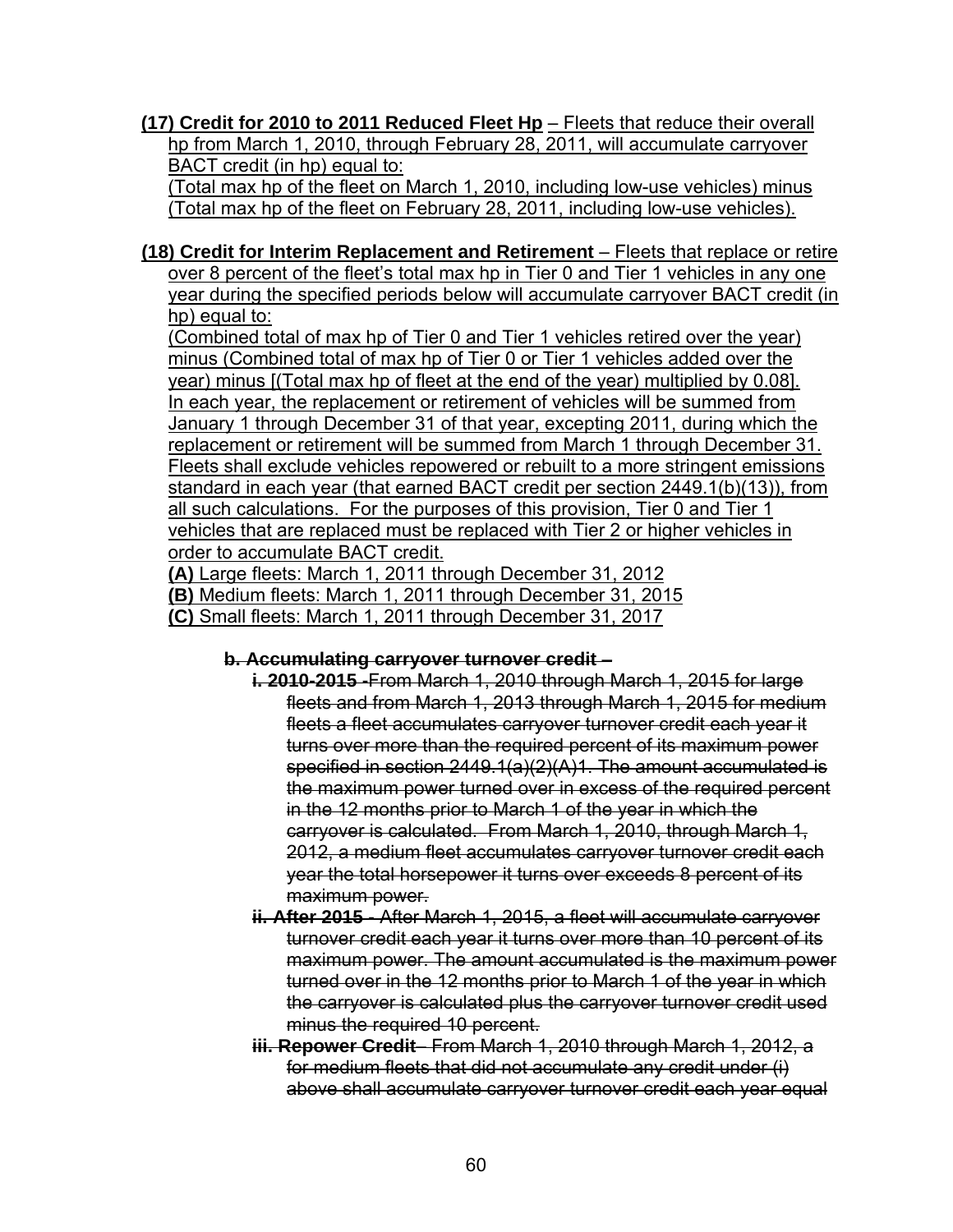**(17) Credit for 2010 to 2011 Reduced Fleet Hp** – Fleets that reduce their overall hp from March 1, 2010, through February 28, 2011, will accumulate carryover BACT credit (in hp) equal to:
(Total max hp of the fleet on March 1, 2010, including low-use vehicles) minus (Total max hp of the fleet on February 28, 2011, including low-use vehicles).

**(18) Credit for Interim Replacement and Retirement** – Fleets that replace or retire over 8 percent of the fleet's total max hp in Tier 0 and Tier 1 vehicles in any one year during the specified periods below will accumulate carryover BACT credit (in hp) equal to:
(Combined total of max hp of Tier 0 and Tier 1 vehicles retired over the year) minus (Combined total of max hp of Tier 0 or Tier 1 vehicles added over the year) minus [(Total max hp of fleet at the end of the year) multiplied by 0.08]. In each year, the replacement or retirement of vehicles will be summed from January 1 through December 31 of that year, excepting 2011, during which the replacement or retirement will be summed from March 1 through December 31. Fleets shall exclude vehicles repowered or rebuilt to a more stringent emissions standard in each year (that earned BACT credit per section 2449.1(b)(13)), from all such calculations. For the purposes of this provision, Tier 0 and Tier 1 vehicles that are replaced must be replaced with Tier 2 or higher vehicles in order to accumulate BACT credit.

**(A)** Large fleets: March 1, 2011 through December 31, 2012
**(B)** Medium fleets: March 1, 2011 through December 31, 2015
**(C)** Small fleets: March 1, 2011 through December 31, 2017

~~**b. Accumulating carryover turnover credit –**~~

~~**i. 2010-2015 -**From March 1, 2010 through March 1, 2015 for large fleets and from March 1, 2013 through March 1, 2015 for medium fleets a fleet accumulates carryover turnover credit each year it turns over more than the required percent of its maximum power specified in section 2449.1(a)(2)(A)1. The amount accumulated is the maximum power turned over in excess of the required percent in the 12 months prior to March 1 of the year in which the carryover is calculated. From March 1, 2010, through March 1, 2012, a medium fleet accumulates carryover turnover credit each year the total horsepower it turns over exceeds 8 percent of its maximum power.~~

~~**ii. After 2015** - After March 1, 2015, a fleet will accumulate carryover turnover credit each year it turns over more than 10 percent of its maximum power. The amount accumulated is the maximum power turned over in the 12 months prior to March 1 of the year in which the carryover is calculated plus the carryover turnover credit used minus the required 10 percent.~~

~~**iii. Repower Credit**– From March 1, 2010 through March 1, 2012, a for medium fleets that did not accumulate any credit under (i) above shall accumulate carryover turnover credit each year equal~~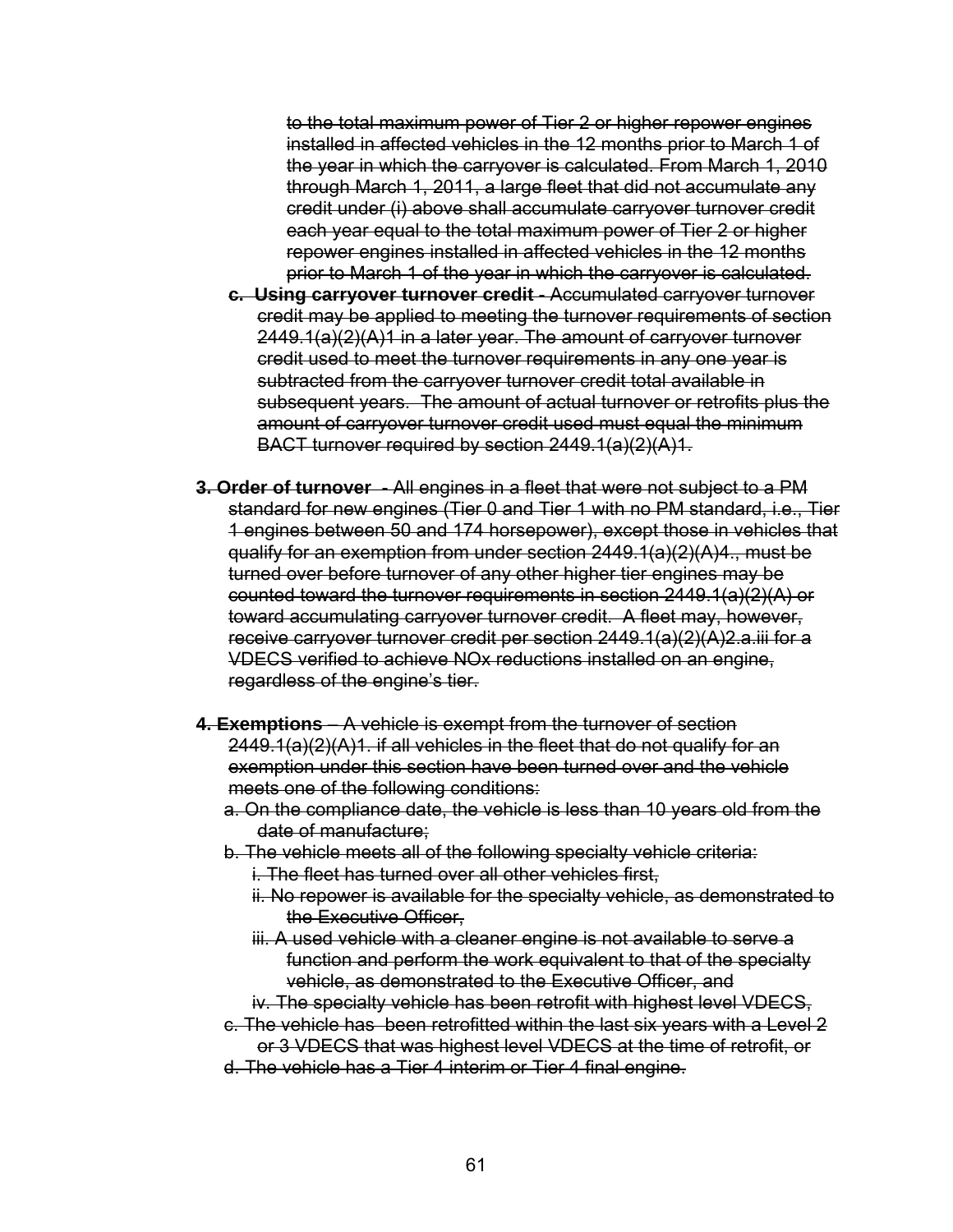~~to the total maximum power of Tier 2 or higher repower engines installed in affected vehicles in the 12 months prior to March 1 of the year in which the carryover is calculated. From March 1, 2010 through March 1, 2011, a large fleet that did not accumulate any credit under (i) above shall accumulate carryover turnover credit each year equal to the total maximum power of Tier 2 or higher repower engines installed in affected vehicles in the 12 months prior to March 1 of the year in which the carryover is calculated.~~

- ~~**c. Using carryover turnover credit** - Accumulated carryover turnover credit may be applied to meeting the turnover requirements of section 2449.1(a)(2)(A)1 in a later year. The amount of carryover turnover credit used to meet the turnover requirements in any one year is subtracted from the carryover turnover credit total available in subsequent years. The amount of actual turnover or retrofits plus the amount of carryover turnover credit used must equal the minimum BACT turnover required by section 2449.1(a)(2)(A)1.~~

~~**3. Order of turnover** - All engines in a fleet that were not subject to a PM standard for new engines (Tier 0 and Tier 1 with no PM standard, i.e., Tier 1 engines between 50 and 174 horsepower), except those in vehicles that qualify for an exemption from under section 2449.1(a)(2)(A)4., must be turned over before turnover of any other higher tier engines may be counted toward the turnover requirements in section 2449.1(a)(2)(A) or toward accumulating carryover turnover credit. A fleet may, however, receive carryover turnover credit per section 2449.1(a)(2)(A)2.a.iii for a VDECS verified to achieve NOx reductions installed on an engine, regardless of the engine's tier.~~

~~**4. Exemptions** – A vehicle is exempt from the turnover of section 2449.1(a)(2)(A)1. if all vehicles in the fleet that do not qualify for an exemption under this section have been turned over and the vehicle meets one of the following conditions:~~

- ~~a. On the compliance date, the vehicle is less than 10 years old from the date of manufacture;~~
- ~~b. The vehicle meets all of the following specialty vehicle criteria:~~
  - ~~i. The fleet has turned over all other vehicles first,~~
  - ~~ii. No repower is available for the specialty vehicle, as demonstrated to the Executive Officer,~~
  - ~~iii. A used vehicle with a cleaner engine is not available to serve a function and perform the work equivalent to that of the specialty vehicle, as demonstrated to the Executive Officer, and~~
  - ~~iv. The specialty vehicle has been retrofit with highest level VDECS,~~
- ~~c. The vehicle has been retrofitted within the last six years with a Level 2 or 3 VDECS that was highest level VDECS at the time of retrofit, or~~
- ~~d. The vehicle has a Tier 4 interim or Tier 4 final engine.~~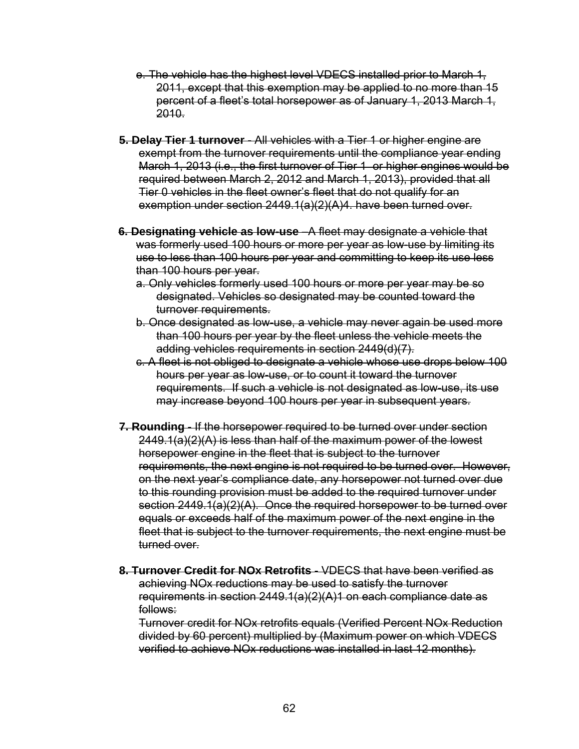~~e. The vehicle has the highest level VDECS installed prior to March 1, 2011, except that this exemption may be applied to no more than 15 percent of a fleet's total horsepower as of January 1, 2013 March 1, 2010.~~

~~**5. Delay Tier 1 turnover** - All vehicles with a Tier 1 or higher engine are exempt from the turnover requirements until the compliance year ending March 1, 2013 (i.e., the first turnover of Tier 1 or higher engines would be required between March 2, 2012 and March 1, 2013), provided that all Tier 0 vehicles in the fleet owner's fleet that do not qualify for an exemption under section 2449.1(a)(2)(A)4. have been turned over.~~

~~**6. Designating vehicle as low-use** –A fleet may designate a vehicle that was formerly used 100 hours or more per year as low-use by limiting its use to less than 100 hours per year and committing to keep its use less than 100 hours per year.~~

~~a. Only vehicles formerly used 100 hours or more per year may be so designated. Vehicles so designated may be counted toward the turnover requirements.~~

~~b. Once designated as low-use, a vehicle may never again be used more than 100 hours per year by the fleet unless the vehicle meets the adding vehicles requirements in section 2449(d)(7).~~

~~c. A fleet is not obliged to designate a vehicle whose use drops below 100 hours per year as low-use, or to count it toward the turnover requirements. If such a vehicle is not designated as low-use, its use may increase beyond 100 hours per year in subsequent years.~~

~~**7. Rounding** - If the horsepower required to be turned over under section 2449.1(a)(2)(A) is less than half of the maximum power of the lowest horsepower engine in the fleet that is subject to the turnover requirements, the next engine is not required to be turned over. However, on the next year's compliance date, any horsepower not turned over due to this rounding provision must be added to the required turnover under section 2449.1(a)(2)(A). Once the required horsepower to be turned over equals or exceeds half of the maximum power of the next engine in the fleet that is subject to the turnover requirements, the next engine must be turned over.~~

~~**8. Turnover Credit for NOx Retrofits** - VDECS that have been verified as achieving NOx reductions may be used to satisfy the turnover requirements in section 2449.1(a)(2)(A)1 on each compliance date as follows:~~

~~Turnover credit for NOx retrofits equals (Verified Percent NOx Reduction divided by 60 percent) multiplied by (Maximum power on which VDECS verified to achieve NOx reductions was installed in last 12 months).~~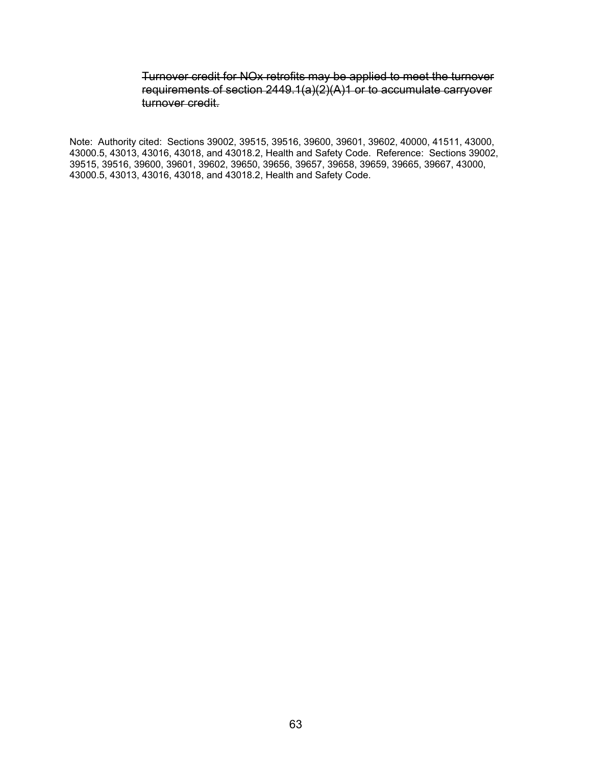~~Turnover credit for NOx retrofits may be applied to meet the turnover requirements of section 2449.1(a)(2)(A)1 or to accumulate carryover turnover credit.~~

Note: Authority cited: Sections 39002, 39515, 39516, 39600, 39601, 39602, 40000, 41511, 43000, 43000.5, 43013, 43016, 43018, and 43018.2, Health and Safety Code. Reference: Sections 39002, 39515, 39516, 39600, 39601, 39602, 39650, 39656, 39657, 39658, 39659, 39665, 39667, 43000, 43000.5, 43013, 43016, 43018, and 43018.2, Health and Safety Code.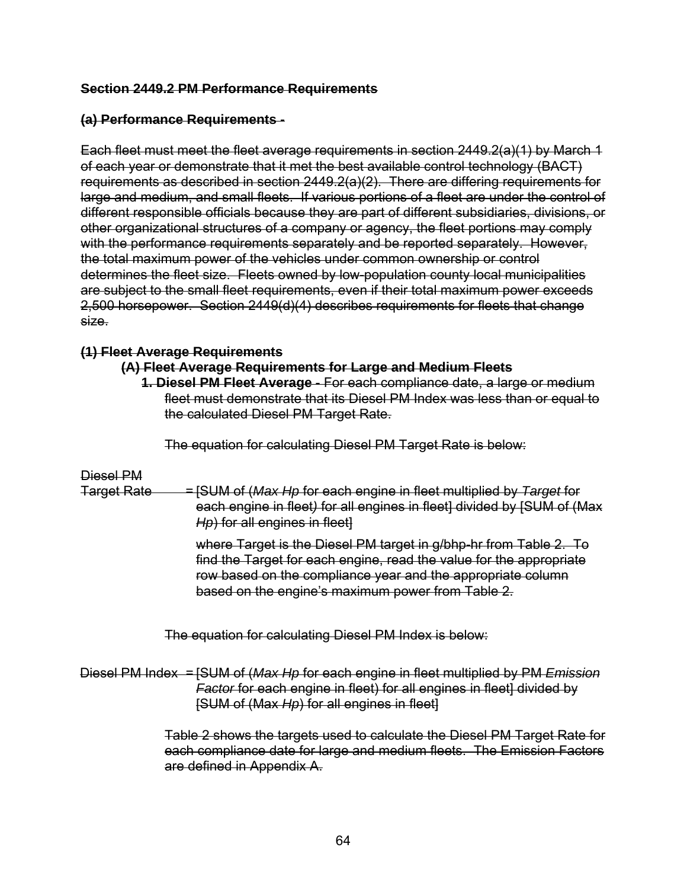**Section 2449.2 PM Performance Requirements**

**(a) Performance Requirements -**

Each fleet must meet the fleet average requirements in section 2449.2(a)(1) by March 1 of each year or demonstrate that it met the best available control technology (BACT) requirements as described in section 2449.2(a)(2). There are differing requirements for large and medium, and small fleets. If various portions of a fleet are under the control of different responsible officials because they are part of different subsidiaries, divisions, or other organizational structures of a company or agency, the fleet portions may comply with the performance requirements separately and be reported separately. However, the total maximum power of the vehicles under common ownership or control determines the fleet size. Fleets owned by low-population county local municipalities are subject to the small fleet requirements, even if their total maximum power exceeds 2,500 horsepower. Section 2449(d)(4) describes requirements for fleets that change size.

**(1) Fleet Average Requirements**

**(A) Fleet Average Requirements for Large and Medium Fleets**

**1. Diesel PM Fleet Average -** For each compliance date, a large or medium fleet must demonstrate that its Diesel PM Index was less than or equal to the calculated Diesel PM Target Rate.

The equation for calculating Diesel PM Target Rate is below:

Diesel PM Target Rate = [SUM of (*Max Hp* for each engine in fleet multiplied by *Target* for each engine in fleet) for all engines in fleet] divided by [SUM of (Max *Hp*) for all engines in fleet]

where Target is the Diesel PM target in g/bhp-hr from Table 2. To find the Target for each engine, read the value for the appropriate row based on the compliance year and the appropriate column based on the engine's maximum power from Table 2.

The equation for calculating Diesel PM Index is below:

Diesel PM Index = [SUM of (*Max Hp* for each engine in fleet multiplied by PM *Emission Factor* for each engine in fleet) for all engines in fleet] divided by [SUM of (Max *Hp*) for all engines in fleet]

Table 2 shows the targets used to calculate the Diesel PM Target Rate for each compliance date for large and medium fleets. The Emission Factors are defined in Appendix A.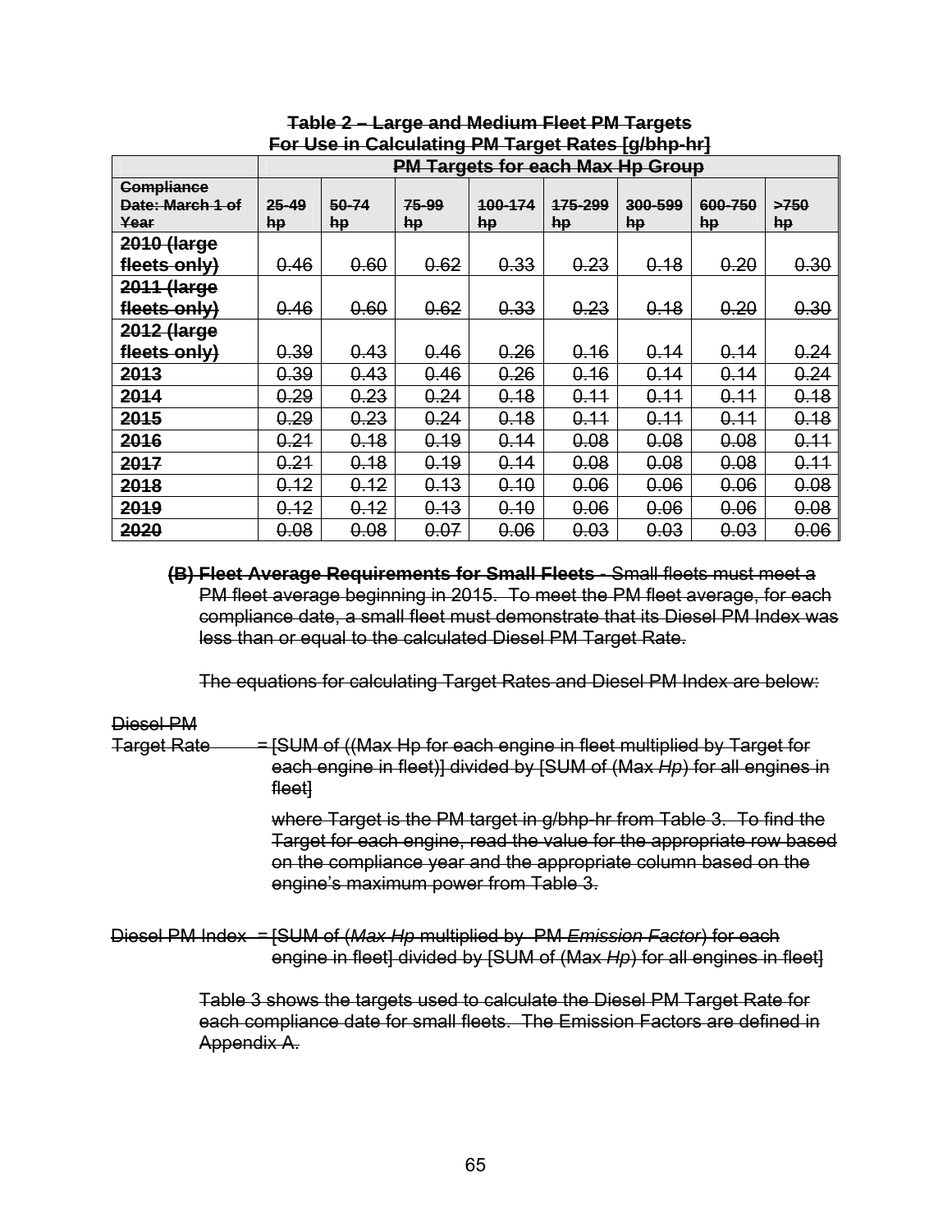**Table 2 – Large and Medium Fleet PM Targets**
**For Use in Calculating PM Target Rates [g/bhp-hr]**

| | PM Targets for each Max Hp Group | | | | | | | |
|---|---|---|---|---|---|---|---|---|
| **Compliance Date: March 1 of Year** | **25-49 hp** | **50-74 hp** | **75-99 hp** | **100-174 hp** | **175-299 hp** | **300-599 hp** | **600-750 hp** | **>750 hp** |
| **2010 (large fleets only)** | 0.46 | 0.60 | 0.62 | 0.33 | 0.23 | 0.18 | 0.20 | 0.30 |
| **2011 (large fleets only)** | 0.46 | 0.60 | 0.62 | 0.33 | 0.23 | 0.18 | 0.20 | 0.30 |
| **2012 (large fleets only)** | 0.39 | 0.43 | 0.46 | 0.26 | 0.16 | 0.14 | 0.14 | 0.24 |
| **2013** | 0.39 | 0.43 | 0.46 | 0.26 | 0.16 | 0.14 | 0.14 | 0.24 |
| **2014** | 0.29 | 0.23 | 0.24 | 0.18 | 0.11 | 0.11 | 0.11 | 0.18 |
| **2015** | 0.29 | 0.23 | 0.24 | 0.18 | 0.11 | 0.11 | 0.11 | 0.18 |
| **2016** | 0.21 | 0.18 | 0.19 | 0.14 | 0.08 | 0.08 | 0.08 | 0.11 |
| **2017** | 0.21 | 0.18 | 0.19 | 0.14 | 0.08 | 0.08 | 0.08 | 0.11 |
| **2018** | 0.12 | 0.12 | 0.13 | 0.10 | 0.06 | 0.06 | 0.06 | 0.08 |
| **2019** | 0.12 | 0.12 | 0.13 | 0.10 | 0.06 | 0.06 | 0.06 | 0.08 |
| **2020** | 0.08 | 0.08 | 0.07 | 0.06 | 0.03 | 0.03 | 0.03 | 0.06 |

**(B) Fleet Average Requirements for Small Fleets** - Small fleets must meet a PM fleet average beginning in 2015. To meet the PM fleet average, for each compliance date, a small fleet must demonstrate that its Diesel PM Index was less than or equal to the calculated Diesel PM Target Rate.

The equations for calculating Target Rates and Diesel PM Index are below:

Diesel PM Target Rate = [SUM of ((Max Hp for each engine in fleet multiplied by Target for each engine in fleet)] divided by [SUM of (Max *Hp*) for all engines in fleet]

where Target is the PM target in g/bhp-hr from Table 3. To find the Target for each engine, read the value for the appropriate row based on the compliance year and the appropriate column based on the engine's maximum power from Table 3.

Diesel PM Index = [SUM of (*Max Hp* multiplied by PM *Emission Factor*) for each engine in fleet] divided by [SUM of (Max *Hp*) for all engines in fleet]

Table 3 shows the targets used to calculate the Diesel PM Target Rate for each compliance date for small fleets. The Emission Factors are defined in Appendix A.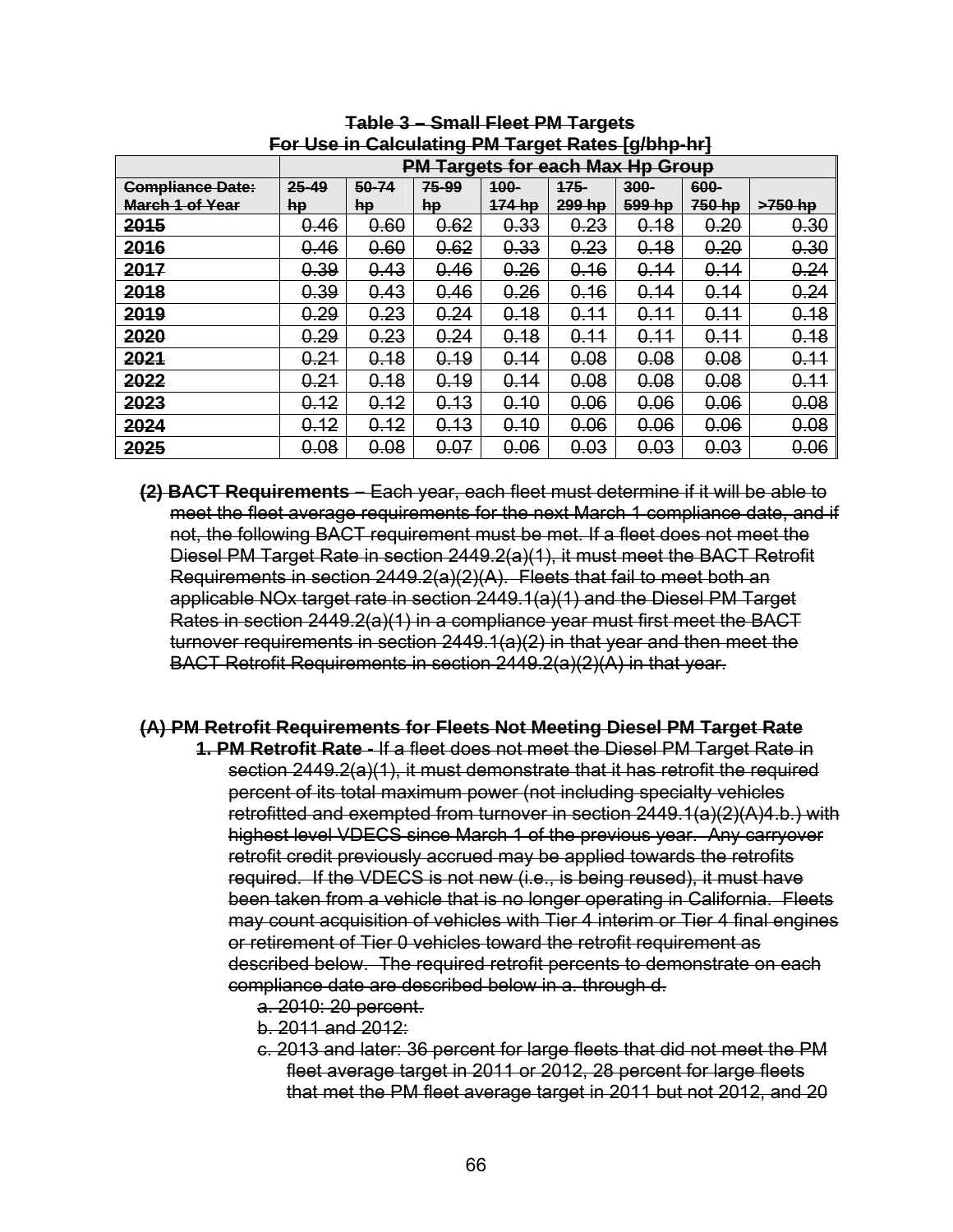**Table 3 – Small Fleet PM Targets**
**For Use in Calculating PM Target Rates [g/bhp-hr]**

| | PM Targets for each Max Hp Group | | | | | | | |
|---|---|---|---|---|---|---|---|---|
| **Compliance Date: March 1 of Year** | **25-49 hp** | **50-74 hp** | **75-99 hp** | **100-174 hp** | **175-299 hp** | **300-599 hp** | **600-750 hp** | **>750 hp** |
| **2015** | 0.46 | 0.60 | 0.62 | 0.33 | 0.23 | 0.18 | 0.20 | 0.30 |
| **2016** | 0.46 | 0.60 | 0.62 | 0.33 | 0.23 | 0.18 | 0.20 | 0.30 |
| **2017** | 0.39 | 0.43 | 0.46 | 0.26 | 0.16 | 0.14 | 0.14 | 0.24 |
| **2018** | 0.39 | 0.43 | 0.46 | 0.26 | 0.16 | 0.14 | 0.14 | 0.24 |
| **2019** | 0.29 | 0.23 | 0.24 | 0.18 | 0.11 | 0.11 | 0.11 | 0.18 |
| **2020** | 0.29 | 0.23 | 0.24 | 0.18 | 0.11 | 0.11 | 0.11 | 0.18 |
| **2021** | 0.21 | 0.18 | 0.19 | 0.14 | 0.08 | 0.08 | 0.08 | 0.11 |
| **2022** | 0.21 | 0.18 | 0.19 | 0.14 | 0.08 | 0.08 | 0.08 | 0.11 |
| **2023** | 0.12 | 0.12 | 0.13 | 0.10 | 0.06 | 0.06 | 0.06 | 0.08 |
| **2024** | 0.12 | 0.12 | 0.13 | 0.10 | 0.06 | 0.06 | 0.06 | 0.08 |
| **2025** | 0.08 | 0.08 | 0.07 | 0.06 | 0.03 | 0.03 | 0.03 | 0.06 |

**(2) BACT Requirements** – Each year, each fleet must determine if it will be able to meet the fleet average requirements for the next March 1 compliance date, and if not, the following BACT requirement must be met. If a fleet does not meet the Diesel PM Target Rate in section 2449.2(a)(1), it must meet the BACT Retrofit Requirements in section 2449.2(a)(2)(A). Fleets that fail to meet both an applicable NOx target rate in section 2449.1(a)(1) and the Diesel PM Target Rates in section 2449.2(a)(1) in a compliance year must first meet the BACT turnover requirements in section 2449.1(a)(2) in that year and then meet the BACT Retrofit Requirements in section 2449.2(a)(2)(A) in that year.

**(A) PM Retrofit Requirements for Fleets Not Meeting Diesel PM Target Rate**

**1. PM Retrofit Rate -** If a fleet does not meet the Diesel PM Target Rate in section 2449.2(a)(1), it must demonstrate that it has retrofit the required percent of its total maximum power (not including specialty vehicles retrofitted and exempted from turnover in section 2449.1(a)(2)(A)4.b.) with highest level VDECS since March 1 of the previous year. Any carryover retrofit credit previously accrued may be applied towards the retrofits required. If the VDECS is not new (i.e., is being reused), it must have been taken from a vehicle that is no longer operating in California. Fleets may count acquisition of vehicles with Tier 4 interim or Tier 4 final engines or retirement of Tier 0 vehicles toward the retrofit requirement as described below. The required retrofit percents to demonstrate on each compliance date are described below in a. through d.

a. 2010: 20 percent.

b. 2011 and 2012:

c. 2013 and later: 36 percent for large fleets that did not meet the PM fleet average target in 2011 or 2012, 28 percent for large fleets that met the PM fleet average target in 2011 but not 2012, and 20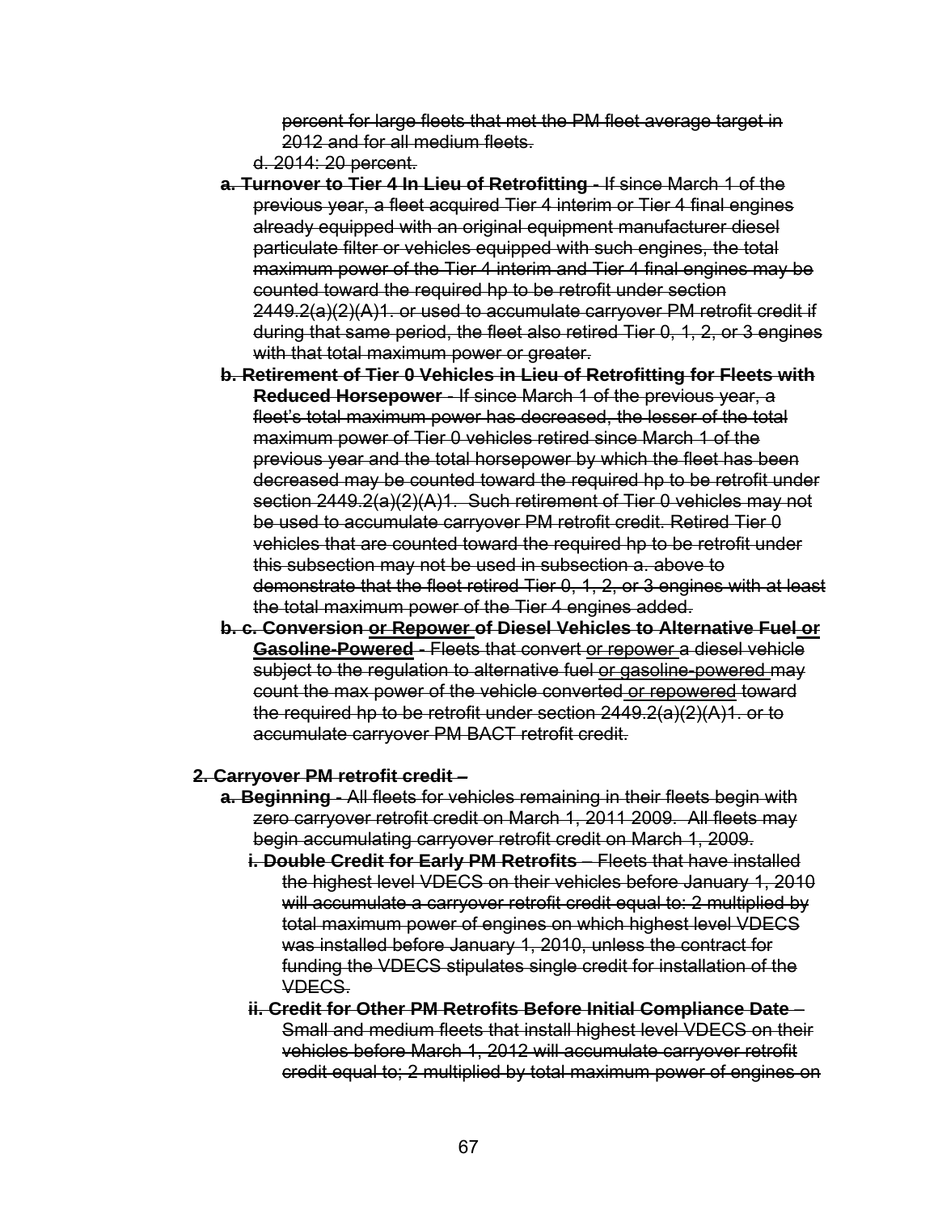percent for large fleets that met the PM fleet average target in 2012 and for all medium fleets.

d. 2014: 20 percent.

**a. Turnover to Tier 4 In Lieu of Retrofitting -** If since March 1 of the previous year, a fleet acquired Tier 4 interim or Tier 4 final engines already equipped with an original equipment manufacturer diesel particulate filter or vehicles equipped with such engines, the total maximum power of the Tier 4 interim and Tier 4 final engines may be counted toward the required hp to be retrofit under section 2449.2(a)(2)(A)1. or used to accumulate carryover PM retrofit credit if during that same period, the fleet also retired Tier 0, 1, 2, or 3 engines with that total maximum power or greater.

**b. Retirement of Tier 0 Vehicles in Lieu of Retrofitting for Fleets with Reduced Horsepower** - If since March 1 of the previous year, a fleet's total maximum power has decreased, the lesser of the total maximum power of Tier 0 vehicles retired since March 1 of the previous year and the total horsepower by which the fleet has been decreased may be counted toward the required hp to be retrofit under section 2449.2(a)(2)(A)1. Such retirement of Tier 0 vehicles may not be used to accumulate carryover PM retrofit credit. Retired Tier 0 vehicles that are counted toward the required hp to be retrofit under this subsection may not be used in subsection a. above to demonstrate that the fleet retired Tier 0, 1, 2, or 3 engines with at least the total maximum power of the Tier 4 engines added.

**b. c. Conversion or Repower of Diesel Vehicles to Alternative Fuel or Gasoline-Powered -** Fleets that convert or repower a diesel vehicle subject to the regulation to alternative fuel or gasoline-powered may count the max power of the vehicle converted or repowered toward the required hp to be retrofit under section 2449.2(a)(2)(A)1. or to accumulate carryover PM BACT retrofit credit.

**2. Carryover PM retrofit credit –**

**a. Beginning -** All fleets for vehicles remaining in their fleets begin with zero carryover retrofit credit on March 1, 2011 2009. All fleets may begin accumulating carryover retrofit credit on March 1, 2009.

**i. Double Credit for Early PM Retrofits** – Fleets that have installed the highest level VDECS on their vehicles before January 1, 2010 will accumulate a carryover retrofit credit equal to: 2 multiplied by total maximum power of engines on which highest level VDECS was installed before January 1, 2010, unless the contract for funding the VDECS stipulates single credit for installation of the VDECS.

**ii. Credit for Other PM Retrofits Before Initial Compliance Date** – Small and medium fleets that install highest level VDECS on their vehicles before March 1, 2012 will accumulate carryover retrofit credit equal to; 2 multiplied by total maximum power of engines on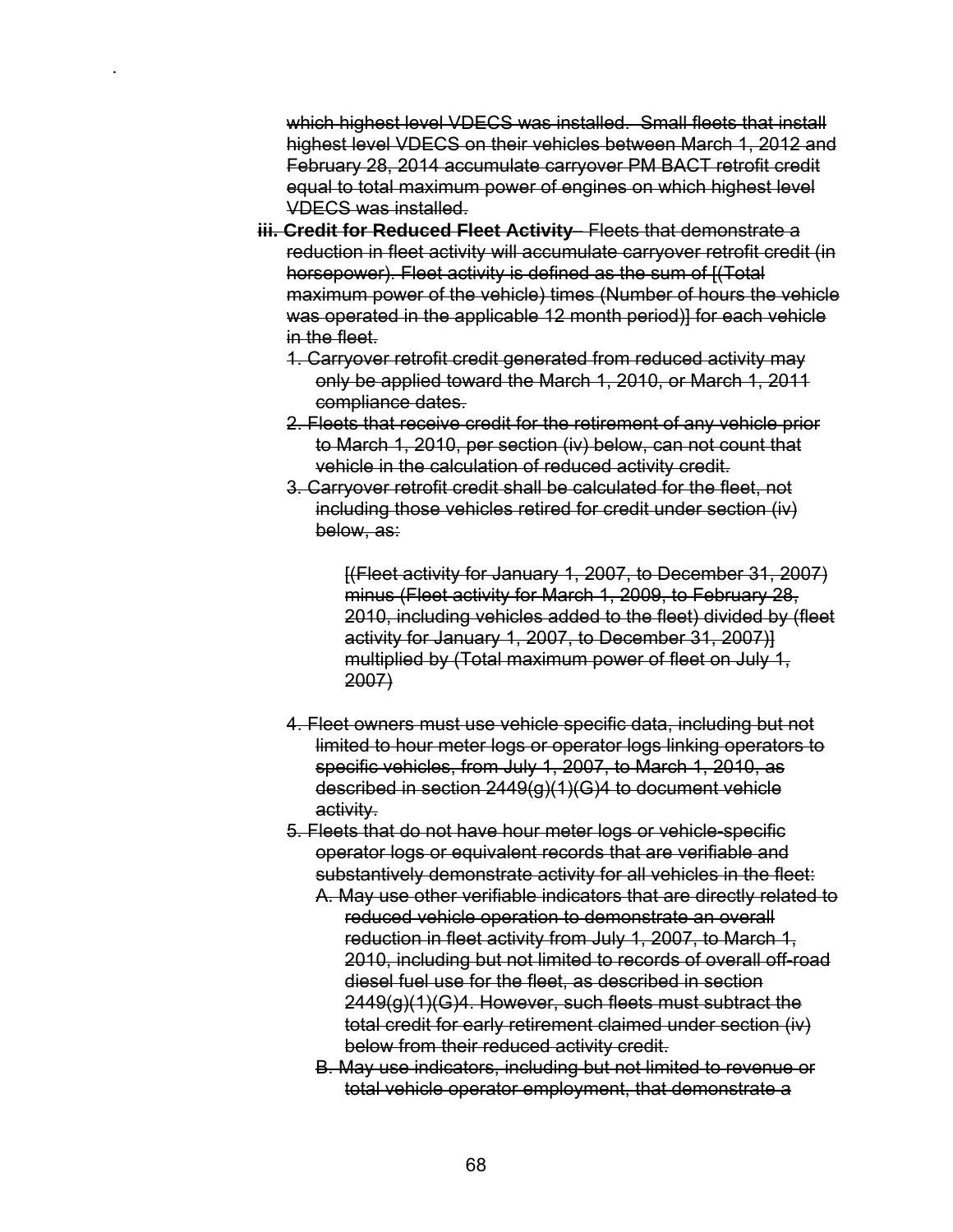~~which highest level VDECS was installed. Small fleets that install highest level VDECS on their vehicles between March 1, 2012 and February 28, 2014 accumulate carryover PM BACT retrofit credit equal to total maximum power of engines on which highest level VDECS was installed.~~

~~**iii. Credit for Reduced Fleet Activity**– Fleets that demonstrate a reduction in fleet activity will accumulate carryover retrofit credit (in horsepower). Fleet activity is defined as the sum of [(Total maximum power of the vehicle) times (Number of hours the vehicle was operated in the applicable 12 month period)] for each vehicle in the fleet.~~

1. ~~Carryover retrofit credit generated from reduced activity may only be applied toward the March 1, 2010, or March 1, 2011 compliance dates.~~
2. ~~Fleets that receive credit for the retirement of any vehicle prior to March 1, 2010, per section (iv) below, can not count that vehicle in the calculation of reduced activity credit.~~
3. ~~Carryover retrofit credit shall be calculated for the fleet, not including those vehicles retired for credit under section (iv) below, as:~~

   ~~[(Fleet activity for January 1, 2007, to December 31, 2007) minus (Fleet activity for March 1, 2009, to February 28, 2010, including vehicles added to the fleet) divided by (fleet activity for January 1, 2007, to December 31, 2007)] multiplied by (Total maximum power of fleet on July 1, 2007)~~

4. ~~Fleet owners must use vehicle specific data, including but not limited to hour meter logs or operator logs linking operators to specific vehicles, from July 1, 2007, to March 1, 2010, as described in section 2449(g)(1)(G)4 to document vehicle activity.~~
5. ~~Fleets that do not have hour meter logs or vehicle-specific operator logs or equivalent records that are verifiable and substantively demonstrate activity for all vehicles in the fleet:~~
   - ~~A. May use other verifiable indicators that are directly related to reduced vehicle operation to demonstrate an overall reduction in fleet activity from July 1, 2007, to March 1, 2010, including but not limited to records of overall off-road diesel fuel use for the fleet, as described in section 2449(g)(1)(G)4. However, such fleets must subtract the total credit for early retirement claimed under section (iv) below from their reduced activity credit.~~
   - ~~B. May use indicators, including but not limited to revenue or total vehicle operator employment, that demonstrate a~~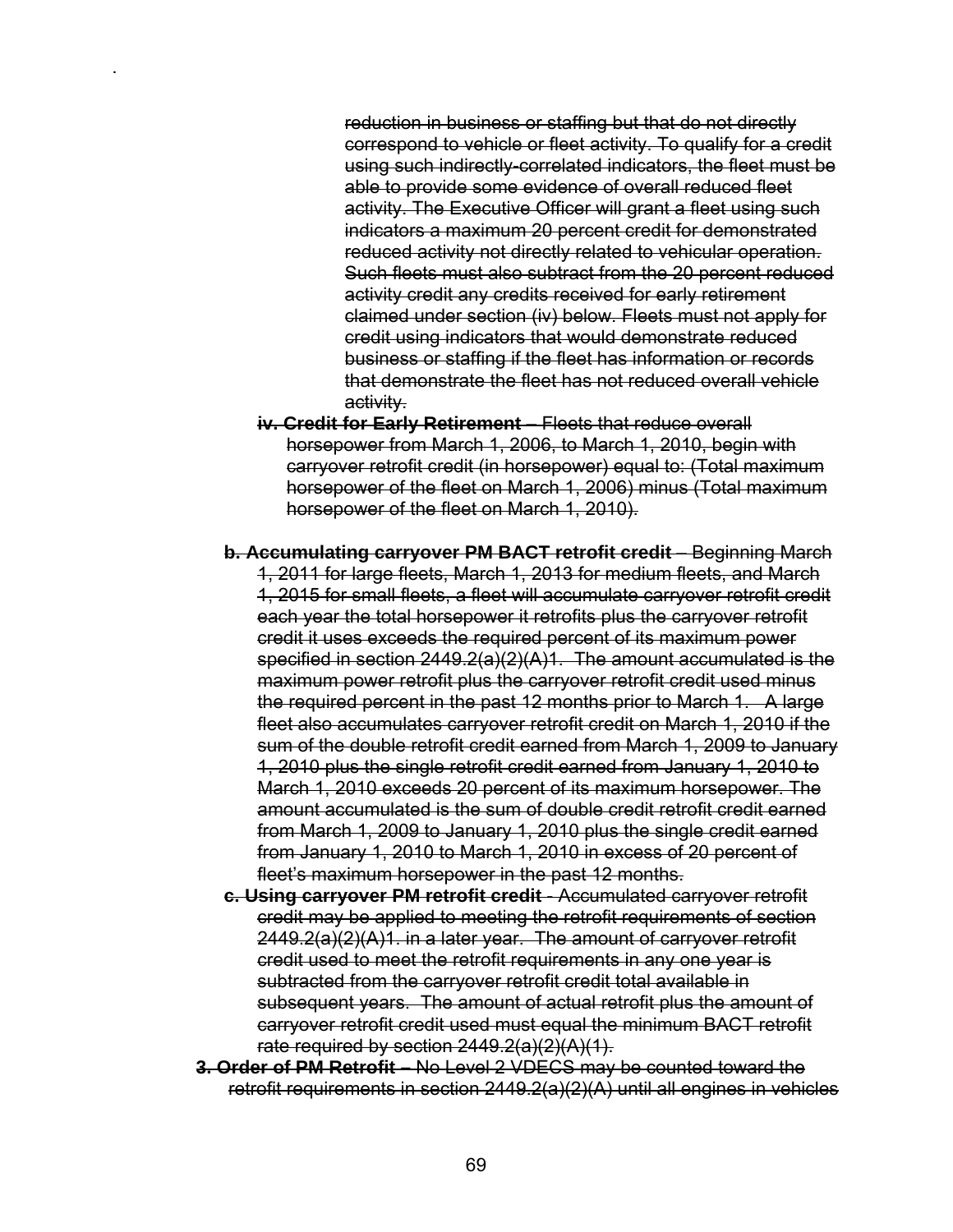~~reduction in business or staffing but that do not directly correspond to vehicle or fleet activity. To qualify for a credit using such indirectly-correlated indicators, the fleet must be able to provide some evidence of overall reduced fleet activity. The Executive Officer will grant a fleet using such indicators a maximum 20 percent credit for demonstrated reduced activity not directly related to vehicular operation. Such fleets must also subtract from the 20 percent reduced activity credit any credits received for early retirement claimed under section (iv) below. Fleets must not apply for credit using indicators that would demonstrate reduced business or staffing if the fleet has information or records that demonstrate the fleet has not reduced overall vehicle activity.~~

~~**iv. Credit for Early Retirement** – Fleets that reduce overall horsepower from March 1, 2006, to March 1, 2010, begin with carryover retrofit credit (in horsepower) equal to: (Total maximum horsepower of the fleet on March 1, 2006) minus (Total maximum horsepower of the fleet on March 1, 2010).~~

~~**b. Accumulating carryover PM BACT retrofit credit** – Beginning March 1, 2011 for large fleets, March 1, 2013 for medium fleets, and March 1, 2015 for small fleets, a fleet will accumulate carryover retrofit credit each year the total horsepower it retrofits plus the carryover retrofit credit it uses exceeds the required percent of its maximum power specified in section 2449.2(a)(2)(A)1. The amount accumulated is the maximum power retrofit plus the carryover retrofit credit used minus the required percent in the past 12 months prior to March 1. A large fleet also accumulates carryover retrofit credit on March 1, 2010 if the sum of the double retrofit credit earned from March 1, 2009 to January 1, 2010 plus the single retrofit credit earned from January 1, 2010 to March 1, 2010 exceeds 20 percent of its maximum horsepower. The amount accumulated is the sum of double credit retrofit credit earned from March 1, 2009 to January 1, 2010 plus the single credit earned from January 1, 2010 to March 1, 2010 in excess of 20 percent of fleet's maximum horsepower in the past 12 months.~~

~~**c. Using carryover PM retrofit credit** - Accumulated carryover retrofit credit may be applied to meeting the retrofit requirements of section 2449.2(a)(2)(A)1. in a later year. The amount of carryover retrofit credit used to meet the retrofit requirements in any one year is subtracted from the carryover retrofit credit total available in subsequent years. The amount of actual retrofit plus the amount of carryover retrofit credit used must equal the minimum BACT retrofit rate required by section 2449.2(a)(2)(A)(1).~~

~~**3. Order of PM Retrofit** – No Level 2 VDECS may be counted toward the retrofit requirements in section 2449.2(a)(2)(A) until all engines in vehicles~~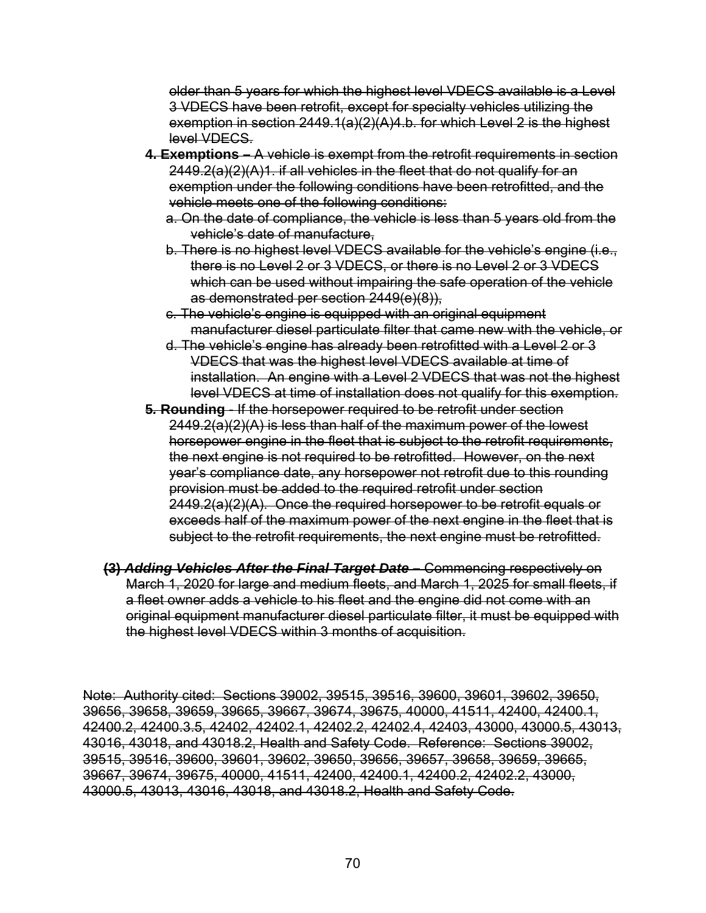~~older than 5 years for which the highest level VDECS available is a Level 3 VDECS have been retrofit, except for specialty vehicles utilizing the exemption in section 2449.1(a)(2)(A)4.b. for which Level 2 is the highest level VDECS.~~

~~**4. Exemptions –** A vehicle is exempt from the retrofit requirements in section 2449.2(a)(2)(A)1. if all vehicles in the fleet that do not qualify for an exemption under the following conditions have been retrofitted, and the vehicle meets one of the following conditions:~~

~~a. On the date of compliance, the vehicle is less than 5 years old from the vehicle's date of manufacture,~~

~~b. There is no highest level VDECS available for the vehicle's engine (i.e., there is no Level 2 or 3 VDECS, or there is no Level 2 or 3 VDECS which can be used without impairing the safe operation of the vehicle as demonstrated per section 2449(e)(8)),~~

~~c. The vehicle's engine is equipped with an original equipment manufacturer diesel particulate filter that came new with the vehicle, or~~

~~d. The vehicle's engine has already been retrofitted with a Level 2 or 3 VDECS that was the highest level VDECS available at time of installation. An engine with a Level 2 VDECS that was not the highest level VDECS at time of installation does not qualify for this exemption.~~

~~**5. Rounding** - If the horsepower required to be retrofit under section 2449.2(a)(2)(A) is less than half of the maximum power of the lowest horsepower engine in the fleet that is subject to the retrofit requirements, the next engine is not required to be retrofitted. However, on the next year's compliance date, any horsepower not retrofit due to this rounding provision must be added to the required retrofit under section 2449.2(a)(2)(A). Once the required horsepower to be retrofit equals or exceeds half of the maximum power of the next engine in the fleet that is subject to the retrofit requirements, the next engine must be retrofitted.~~

~~**(3) *Adding Vehicles After the Final Target Date –*** Commencing respectively on March 1, 2020 for large and medium fleets, and March 1, 2025 for small fleets, if a fleet owner adds a vehicle to his fleet and the engine did not come with an original equipment manufacturer diesel particulate filter, it must be equipped with the highest level VDECS within 3 months of acquisition.~~

~~Note: Authority cited: Sections 39002, 39515, 39516, 39600, 39601, 39602, 39650, 39656, 39658, 39659, 39665, 39667, 39674, 39675, 40000, 41511, 42400, 42400.1, 42400.2, 42400.3.5, 42402, 42402.1, 42402.2, 42402.4, 42403, 43000, 43000.5, 43013, 43016, 43018, and 43018.2, Health and Safety Code. Reference: Sections 39002, 39515, 39516, 39600, 39601, 39602, 39650, 39656, 39657, 39658, 39659, 39665, 39667, 39674, 39675, 40000, 41511, 42400, 42400.1, 42400.2, 42402.2, 43000, 43000.5, 43013, 43016, 43018, and 43018.2, Health and Safety Code.~~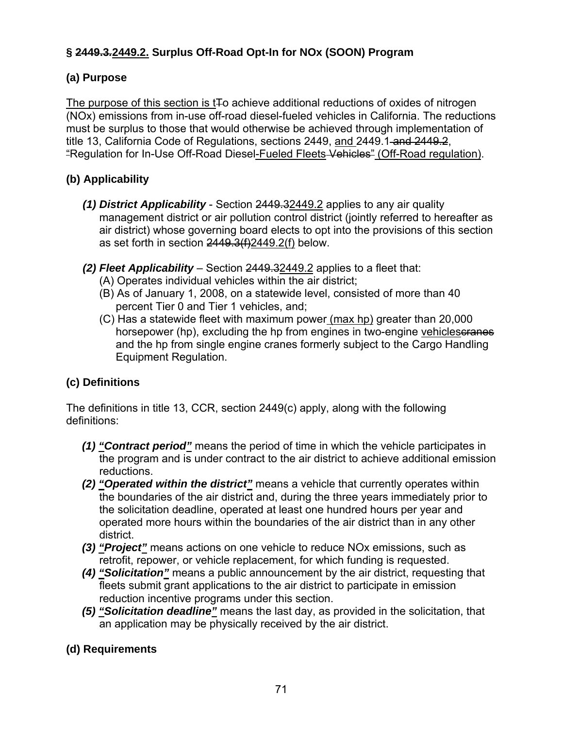**§ ~~2449.3.~~2449.2. Surplus Off-Road Opt-In for NOx (SOON) Program**

**(a) Purpose**

The purpose of this section is t~~T~~o achieve additional reductions of oxides of nitrogen (NOx) emissions from in-use off-road diesel-fueled vehicles in California. The reductions must be surplus to those that would otherwise be achieved through implementation of title 13, California Code of Regulations, sections 2449, and 2449.1 ~~and 2449.2~~, ~~"~~Regulation for In-Use Off-Road Diesel-Fueled Fleets ~~Vehicles"~~ (Off-Road regulation).

**(b) Applicability**

- ***(1) District Applicability*** - Section ~~2449.3~~2449.2 applies to any air quality management district or air pollution control district (jointly referred to hereafter as air district) whose governing board elects to opt into the provisions of this section as set forth in section ~~2449.3(f)~~2449.2(f) below.
- ***(2) Fleet Applicability*** – Section ~~2449.3~~2449.2 applies to a fleet that:
  - (A) Operates individual vehicles within the air district;
  - (B) As of January 1, 2008, on a statewide level, consisted of more than 40 percent Tier 0 and Tier 1 vehicles, and;
  - (C) Has a statewide fleet with maximum power (max hp) greater than 20,000 horsepower (hp), excluding the hp from engines in two-engine vehicles~~cranes~~ and the hp from single engine cranes formerly subject to the Cargo Handling Equipment Regulation.

**(c) Definitions**

The definitions in title 13, CCR, section 2449(c) apply, along with the following definitions:

- ***(1) "Contract period"*** means the period of time in which the vehicle participates in the program and is under contract to the air district to achieve additional emission reductions.
- ***(2) "Operated within the district"*** means a vehicle that currently operates within the boundaries of the air district and, during the three years immediately prior to the solicitation deadline, operated at least one hundred hours per year and operated more hours within the boundaries of the air district than in any other district.
- ***(3) "Project"*** means actions on one vehicle to reduce NOx emissions, such as retrofit, repower, or vehicle replacement, for which funding is requested.
- ***(4) "Solicitation"*** means a public announcement by the air district, requesting that fleets submit grant applications to the air district to participate in emission reduction incentive programs under this section.
- ***(5) "Solicitation deadline"*** means the last day, as provided in the solicitation, that an application may be physically received by the air district.

**(d) Requirements**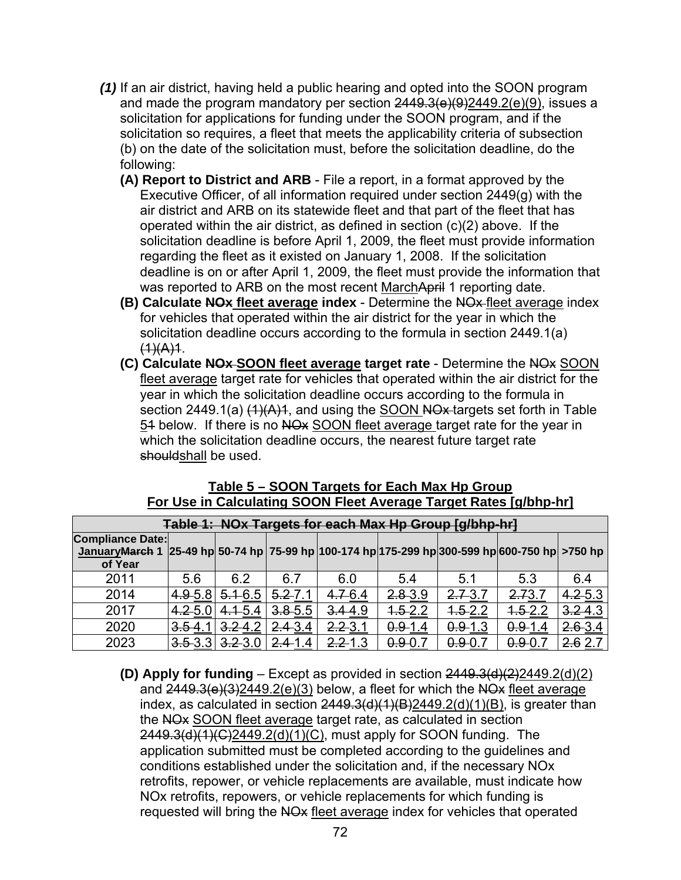**(1)** If an air district, having held a public hearing and opted into the SOON program and made the program mandatory per section ~~2449.3(e)(9)~~2449.2(e)(9), issues a solicitation for applications for funding under the SOON program, and if the solicitation so requires, a fleet that meets the applicability criteria of subsection (b) on the date of the solicitation must, before the solicitation deadline, do the following:

**(A) Report to District and ARB** - File a report, in a format approved by the Executive Officer, of all information required under section 2449(g) with the air district and ARB on its statewide fleet and that part of the fleet that has operated within the air district, as defined in section (c)(2) above. If the solicitation deadline is before April 1, 2009, the fleet must provide information regarding the fleet as it existed on January 1, 2008. If the solicitation deadline is on or after April 1, 2009, the fleet must provide the information that was reported to ARB on the most recent <u>March</u>~~April~~ 1 reporting date.

**(B) Calculate ~~NOx~~ <u>fleet average</u> index** - Determine the ~~NOx~~ <u>fleet average</u> index for vehicles that operated within the air district for the year in which the solicitation deadline occurs according to the formula in section 2449.1(a) ~~(1)(A)1~~.

**(C) Calculate ~~NOx~~ <u>SOON fleet average</u> target rate** - Determine the ~~NOx~~ <u>SOON fleet average</u> target rate for vehicles that operated within the air district for the year in which the solicitation deadline occurs according to the formula in section 2449.1(a) ~~(1)(A)1~~, and using the <u>SOON</u> ~~NOx~~ targets set forth in Table <u>5</u>~~1~~ below. If there is no ~~NOx~~ <u>SOON fleet average</u> target rate for the year in which the solicitation deadline occurs, the nearest future target rate ~~should~~<u>shall</u> be used.

**<u>Table 5 – SOON Targets for Each Max Hp Group</u>**
**<u>For Use in Calculating SOON Fleet Average Target Rates [g/bhp-hr]</u>**

| ~~Table 1: NOx Targets for each Max Hp Group [g/bhp-hr]~~ | | | | | | | | |
|---|---|---|---|---|---|---|---|---|
| Compliance Date: <u>January</u>~~March~~ 1 of Year | 25-49 hp | 50-74 hp | 75-99 hp | 100-174 hp | 175-299 hp | 300-599 hp | 600-750 hp | >750 hp |
| 2011 | 5.6 | 6.2 | 6.7 | 6.0 | 5.4 | 5.1 | 5.3 | 6.4 |
| 2014 | ~~4.9~~ <u>5.8</u> | ~~5.1~~ <u>6.5</u> | ~~5.2~~ <u>7.1</u> | ~~4.7~~ <u>6.4</u> | ~~2.8~~ <u>3.9</u> | ~~2.7~~ <u>3.7</u> | ~~2.7~~<u>3.7</u> | ~~4.2~~ <u>5.3</u> |
| 2017 | ~~4.2~~ <u>5.0</u> | ~~4.1~~ <u>5.4</u> | ~~3.8~~ <u>5.5</u> | ~~3.4~~ <u>4.9</u> | ~~1.5~~ <u>2.2</u> | ~~1.5~~ <u>2.2</u> | ~~1.5~~ <u>2.2</u> | ~~3.2~~ <u>4.3</u> |
| 2020 | ~~3.5~~ <u>4.1</u> | ~~3.2~~ <u>4.2</u> | ~~2.4~~ <u>3.4</u> | ~~2.2~~ <u>3.1</u> | ~~0.9~~ <u>1.4</u> | ~~0.9~~ <u>1.3</u> | ~~0.9~~ <u>1.4</u> | ~~2.6~~ <u>3.4</u> |
| 2023 | ~~3.5~~ <u>3.3</u> | ~~3.2~~ <u>3.0</u> | ~~2.4~~ <u>1.4</u> | ~~2.2~~ <u>1.3</u> | ~~0.9~~ <u>0.7</u> | ~~0.9~~ <u>0.7</u> | ~~0.9~~ <u>0.7</u> | ~~2.6~~ <u>2.7</u> |

**(D) Apply for funding** – Except as provided in section ~~2449.3(d)(2)~~<u>2449.2(d)(2)</u> and ~~2449.3(e)(3)~~<u>2449.2(e)(3)</u> below, a fleet for which the ~~NOx~~ <u>fleet average</u> index, as calculated in section ~~2449.3(d)(1)(B)~~<u>2449.2(d)(1)(B)</u>, is greater than the ~~NOx~~ <u>SOON fleet average</u> target rate, as calculated in section ~~2449.3(d)(1)(C)~~<u>2449.2(d)(1)(C)</u>, must apply for SOON funding. The application submitted must be completed according to the guidelines and conditions established under the solicitation and, if the necessary NOx retrofits, repower, or vehicle replacements are available, must indicate how NOx retrofits, repowers, or vehicle replacements for which funding is requested will bring the ~~NOx~~ <u>fleet average</u> index for vehicles that operated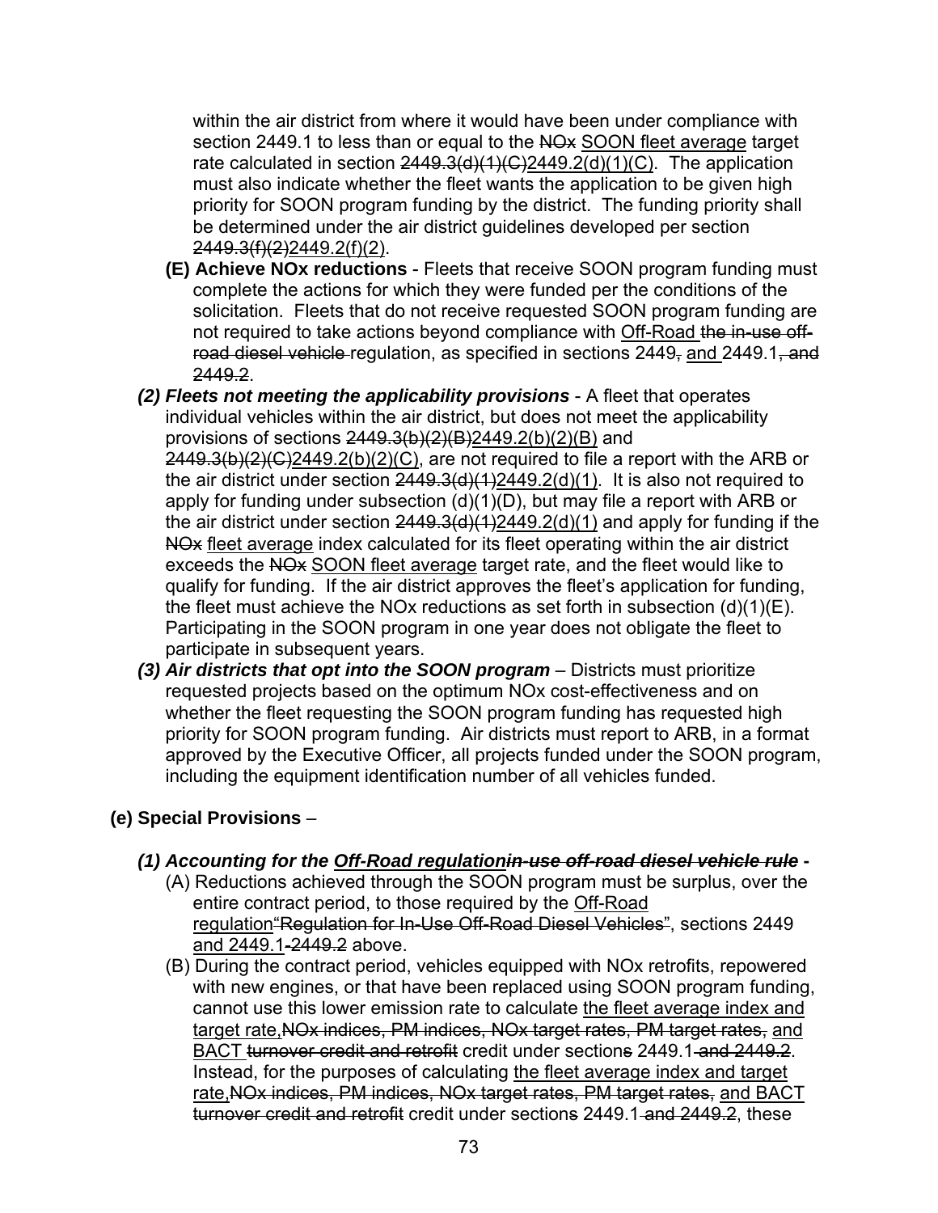within the air district from where it would have been under compliance with section 2449.1 to less than or equal to the ~~NOx~~ <u>SOON fleet average</u> target rate calculated in section ~~2449.3(d)(1)(C)~~<u>2449.2(d)(1)(C)</u>. The application must also indicate whether the fleet wants the application to be given high priority for SOON program funding by the district. The funding priority shall be determined under the air district guidelines developed per section ~~2449.3(f)(2)~~<u>2449.2(f)(2)</u>.

**(E) Achieve NOx reductions** - Fleets that receive SOON program funding must complete the actions for which they were funded per the conditions of the solicitation. Fleets that do not receive requested SOON program funding are not required to take actions beyond compliance with <u>Off-Road</u> ~~the in-use off-road diesel vehicle~~ regulation, as specified in sections 2449~~,~~ <u>and</u> 2449.1~~, and 2449.2~~.

***(2) Fleets not meeting the applicability provisions*** - A fleet that operates individual vehicles within the air district, but does not meet the applicability provisions of sections ~~2449.3(b)(2)(B)~~<u>2449.2(b)(2)(B)</u> and ~~2449.3(b)(2)(C)~~<u>2449.2(b)(2)(C)</u>, are not required to file a report with the ARB or the air district under section ~~2449.3(d)(1)~~<u>2449.2(d)(1)</u>. It is also not required to apply for funding under subsection (d)(1)(D), but may file a report with ARB or the air district under section ~~2449.3(d)(1)~~<u>2449.2(d)(1)</u> and apply for funding if the ~~NOx~~ <u>fleet average</u> index calculated for its fleet operating within the air district exceeds the ~~NOx~~ <u>SOON fleet average</u> target rate, and the fleet would like to qualify for funding. If the air district approves the fleet's application for funding, the fleet must achieve the NOx reductions as set forth in subsection (d)(1)(E). Participating in the SOON program in one year does not obligate the fleet to participate in subsequent years.

***(3) Air districts that opt into the SOON program*** – Districts must prioritize requested projects based on the optimum NOx cost-effectiveness and on whether the fleet requesting the SOON program funding has requested high priority for SOON program funding. Air districts must report to ARB, in a format approved by the Executive Officer, all projects funded under the SOON program, including the equipment identification number of all vehicles funded.

**(e) Special Provisions** –

***(1) Accounting for the <u>Off-Road regulation</u>~~in-use off-road diesel vehicle rule~~* -**

(A) Reductions achieved through the SOON program must be surplus, over the entire contract period, to those required by the <u>Off-Road regulation</u>~~"Regulation for In-Use Off-Road Diesel Vehicles"~~, sections 2449 <u>and 2449.1</u>~~-2449.2~~ above.

(B) During the contract period, vehicles equipped with NOx retrofits, repowered with new engines, or that have been replaced using SOON program funding, cannot use this lower emission rate to calculate <u>the fleet average index and target rate,</u>~~NOx indices, PM indices, NOx target rates, PM target rates,~~ <u>and BACT</u> ~~turnover credit and retrofit~~ credit under section~~s~~ 2449.1 ~~and 2449.2~~. Instead, for the purposes of calculating <u>the fleet average index and target rate,</u>~~NOx indices, PM indices, NOx target rates, PM target rates,~~ <u>and BACT</u> ~~turnover credit and retrofit~~ credit under section~~s~~ 2449.1 ~~and 2449.2~~, these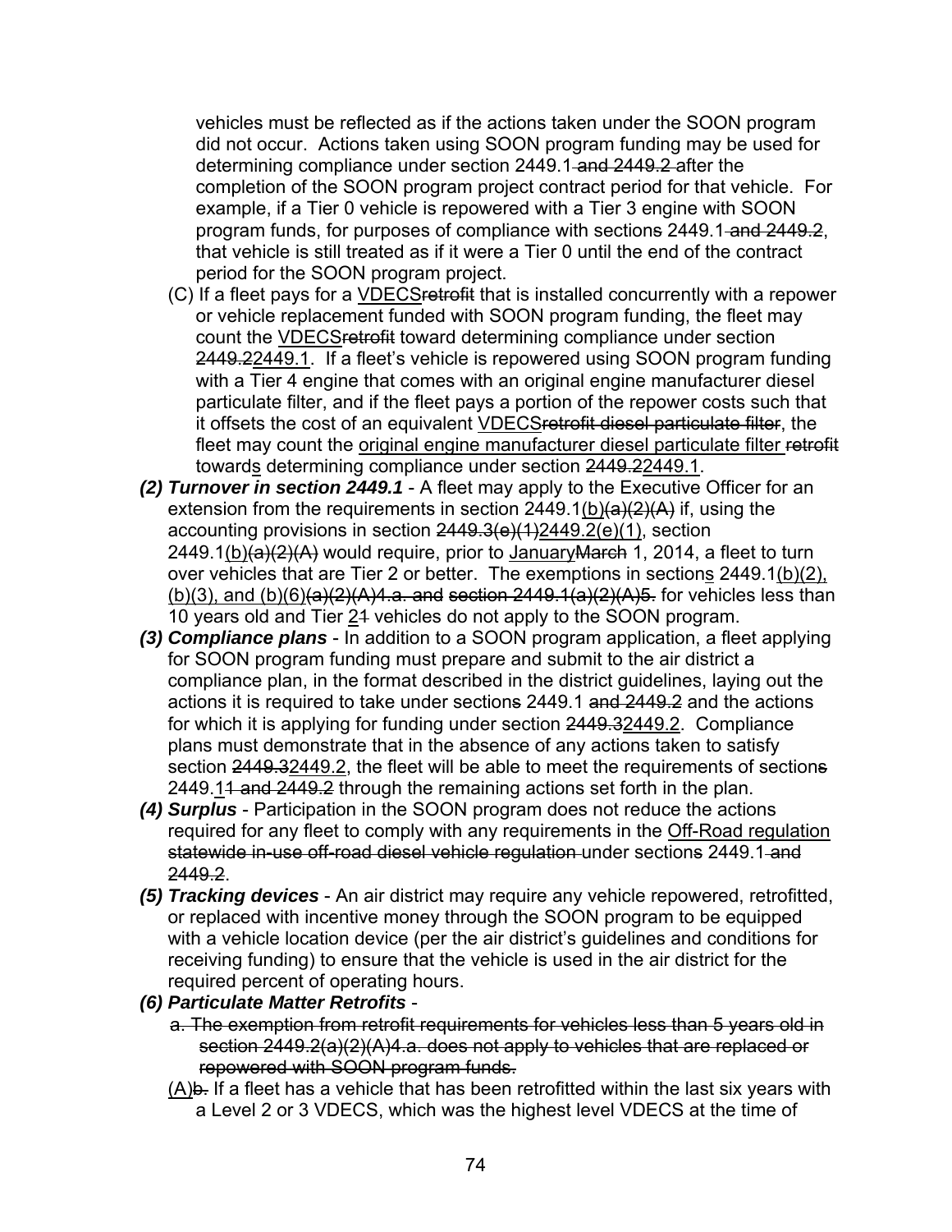vehicles must be reflected as if the actions taken under the SOON program did not occur. Actions taken using SOON program funding may be used for determining compliance under section 2449.1~~ and 2449.2~~ after the completion of the SOON program project contract period for that vehicle. For example, if a Tier 0 vehicle is repowered with a Tier 3 engine with SOON program funds, for purposes of compliance with section~~s~~ 2449.1~~ and 2449.2~~, that vehicle is still treated as if it were a Tier 0 until the end of the contract period for the SOON program project.

(C) If a fleet pays for a <u>VDECS</u>~~retrofit~~ that is installed concurrently with a repower or vehicle replacement funded with SOON program funding, the fleet may count the <u>VDECS</u>~~retrofit~~ toward determining compliance under section ~~2449.2~~<u>2449.1</u>. If a fleet's vehicle is repowered using SOON program funding with a Tier 4 engine that comes with an original engine manufacturer diesel particulate filter, and if the fleet pays a portion of the repower costs such that it offsets the cost of an equivalent <u>VDECS</u>~~retrofit diesel particulate filter~~, the fleet may count the <u>original engine manufacturer diesel particulate filter</u> ~~retrofit~~ toward<u>s</u> determining compliance under section ~~2449.2~~<u>2449.1</u>.

***(2) Turnover in section 2449.1*** - A fleet may apply to the Executive Officer for an extension from the requirements in section 2449.1<u>(b)</u>~~(a)(2)(A)~~ if, using the accounting provisions in section ~~2449.3(e)(1)~~<u>2449.2(e)(1)</u>, section 2449.1<u>(b)</u>~~(a)(2)(A)~~ would require, prior to <u>January</u>~~March~~ 1, 2014, a fleet to turn over vehicles that are Tier 2 or better. The exemptions in section<u>s</u> 2449.1<u>(b)(2), (b)(3), and (b)(6)</u>~~(a)(2)(A)4.a. and section 2449.1(a)(2)(A)5.~~ for vehicles less than 10 years old and Tier <u>2</u>~~1~~ vehicles do not apply to the SOON program.

***(3) Compliance plans*** - In addition to a SOON program application, a fleet applying for SOON program funding must prepare and submit to the air district a compliance plan, in the format described in the district guidelines, laying out the actions it is required to take under section~~s~~ 2449.1 ~~and 2449.2~~ and the actions for which it is applying for funding under section ~~2449.3~~<u>2449.2</u>. Compliance plans must demonstrate that in the absence of any actions taken to satisfy section ~~2449.3~~<u>2449.2</u>, the fleet will be able to meet the requirements of section~~s~~ 2449.<u>1</u>~~1 and 2449.2~~ through the remaining actions set forth in the plan.

***(4) Surplus*** - Participation in the SOON program does not reduce the actions required for any fleet to comply with any requirements in the <u>Off-Road regulation</u> ~~statewide in-use off-road diesel vehicle regulation~~ under section~~s~~ 2449.1~~ and 2449.2~~.

***(5) Tracking devices*** - An air district may require any vehicle repowered, retrofitted, or replaced with incentive money through the SOON program to be equipped with a vehicle location device (per the air district's guidelines and conditions for receiving funding) to ensure that the vehicle is used in the air district for the required percent of operating hours.

***(6) Particulate Matter Retrofits*** -

~~a. The exemption from retrofit requirements for vehicles less than 5 years old in section 2449.2(a)(2)(A)4.a. does not apply to vehicles that are replaced or repowered with SOON program funds.~~

<u>(A)</u>~~b.~~ If a fleet has a vehicle that has been retrofitted within the last six years with a Level 2 or 3 VDECS, which was the highest level VDECS at the time of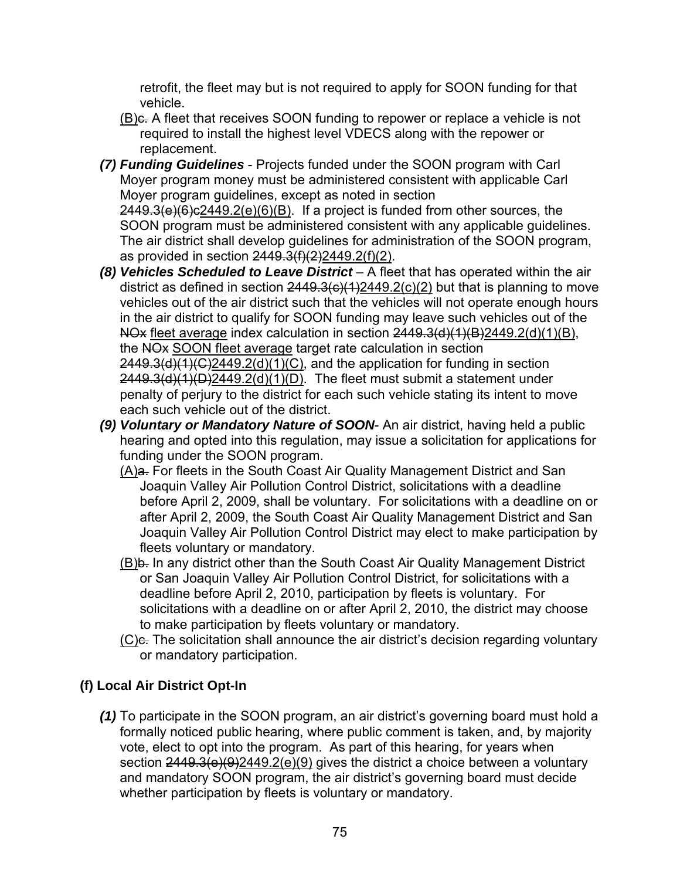retrofit, the fleet may but is not required to apply for SOON funding for that vehicle.

(B)~~c.~~ A fleet that receives SOON funding to repower or replace a vehicle is not required to install the highest level VDECS along with the repower or replacement.

***(7) Funding Guidelines*** - Projects funded under the SOON program with Carl Moyer program money must be administered consistent with applicable Carl Moyer program guidelines, except as noted in section ~~2449.3(e)(6)c~~2449.2(e)(6)(B). If a project is funded from other sources, the SOON program must be administered consistent with any applicable guidelines. The air district shall develop guidelines for administration of the SOON program, as provided in section ~~2449.3(f)(2)~~2449.2(f)(2).

***(8) Vehicles Scheduled to Leave District*** – A fleet that has operated within the air district as defined in section ~~2449.3(c)(1)~~2449.2(c)(2) but that is planning to move vehicles out of the air district such that the vehicles will not operate enough hours in the air district to qualify for SOON funding may leave such vehicles out of the ~~NOx~~ fleet average index calculation in section ~~2449.3(d)(1)(B)~~2449.2(d)(1)(B), the ~~NOx~~ SOON fleet average target rate calculation in section ~~2449.3(d)(1)(C)~~2449.2(d)(1)(C), and the application for funding in section ~~2449.3(d)(1)(D)~~2449.2(d)(1)(D). The fleet must submit a statement under penalty of perjury to the district for each such vehicle stating its intent to move each such vehicle out of the district.

***(9) Voluntary or Mandatory Nature of SOON***- An air district, having held a public hearing and opted into this regulation, may issue a solicitation for applications for funding under the SOON program.

(A)~~a.~~ For fleets in the South Coast Air Quality Management District and San Joaquin Valley Air Pollution Control District, solicitations with a deadline before April 2, 2009, shall be voluntary. For solicitations with a deadline on or after April 2, 2009, the South Coast Air Quality Management District and San Joaquin Valley Air Pollution Control District may elect to make participation by fleets voluntary or mandatory.

(B)~~b.~~ In any district other than the South Coast Air Quality Management District or San Joaquin Valley Air Pollution Control District, for solicitations with a deadline before April 2, 2010, participation by fleets is voluntary. For solicitations with a deadline on or after April 2, 2010, the district may choose to make participation by fleets voluntary or mandatory.

(C)~~c.~~ The solicitation shall announce the air district's decision regarding voluntary or mandatory participation.

## (f) Local Air District Opt-In

***(1)*** To participate in the SOON program, an air district's governing board must hold a formally noticed public hearing, where public comment is taken, and, by majority vote, elect to opt into the program. As part of this hearing, for years when section ~~2449.3(e)(9)~~2449.2(e)(9) gives the district a choice between a voluntary and mandatory SOON program, the air district's governing board must decide whether participation by fleets is voluntary or mandatory.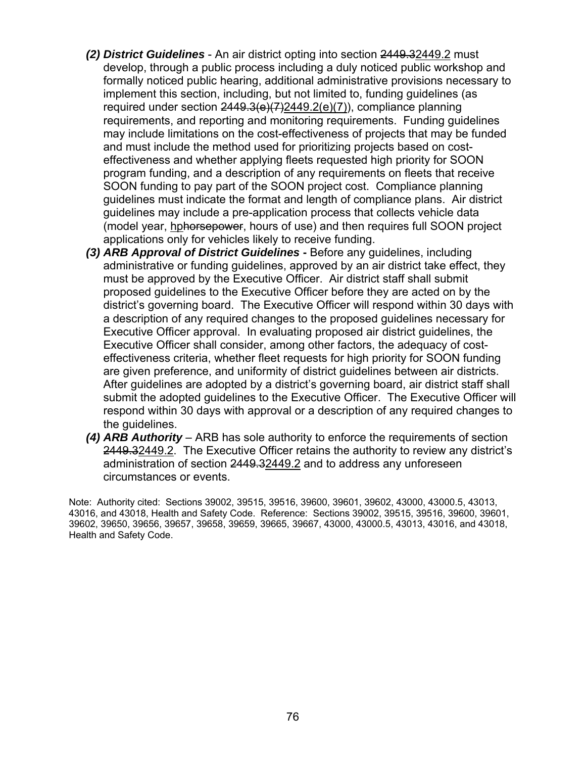*(2)* ***District Guidelines*** - An air district opting into section ~~2449.3~~<u>2449.2</u> must develop, through a public process including a duly noticed public workshop and formally noticed public hearing, additional administrative provisions necessary to implement this section, including, but not limited to, funding guidelines (as required under section ~~2449.3(e)(7)~~<u>2449.2(e)(7)</u>), compliance planning requirements, and reporting and monitoring requirements. Funding guidelines may include limitations on the cost-effectiveness of projects that may be funded and must include the method used for prioritizing projects based on cost-effectiveness and whether applying fleets requested high priority for SOON program funding, and a description of any requirements on fleets that receive SOON funding to pay part of the SOON project cost. Compliance planning guidelines must indicate the format and length of compliance plans. Air district guidelines may include a pre-application process that collects vehicle data (model year, <u>hp</u>~~horsepower~~, hours of use) and then requires full SOON project applications only for vehicles likely to receive funding.

*(3)* ***ARB Approval of District Guidelines*** **-** Before any guidelines, including administrative or funding guidelines, approved by an air district take effect, they must be approved by the Executive Officer. Air district staff shall submit proposed guidelines to the Executive Officer before they are acted on by the district's governing board. The Executive Officer will respond within 30 days with a description of any required changes to the proposed guidelines necessary for Executive Officer approval. In evaluating proposed air district guidelines, the Executive Officer shall consider, among other factors, the adequacy of cost-effectiveness criteria, whether fleet requests for high priority for SOON funding are given preference, and uniformity of district guidelines between air districts. After guidelines are adopted by a district's governing board, air district staff shall submit the adopted guidelines to the Executive Officer. The Executive Officer will respond within 30 days with approval or a description of any required changes to the guidelines.

*(4)* ***ARB Authority*** – ARB has sole authority to enforce the requirements of section ~~2449.3~~<u>2449.2</u>. The Executive Officer retains the authority to review any district's administration of section ~~2449.3~~<u>2449.2</u> and to address any unforeseen circumstances or events.

Note: Authority cited: Sections 39002, 39515, 39516, 39600, 39601, 39602, 43000, 43000.5, 43013, 43016, and 43018, Health and Safety Code. Reference: Sections 39002, 39515, 39516, 39600, 39601, 39602, 39650, 39656, 39657, 39658, 39659, 39665, 39667, 43000, 43000.5, 43013, 43016, and 43018, Health and Safety Code.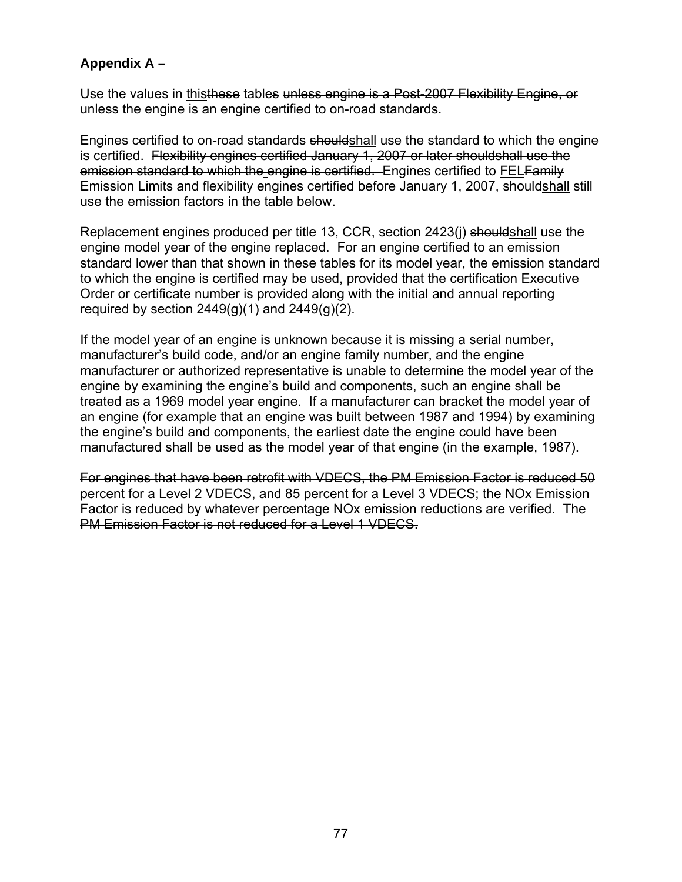**Appendix A –**

Use the values in <u>this</u>~~these~~ table~~s~~ ~~unless engine is a Post-2007 Flexibility Engine, or~~ unless the engine is an engine certified to on-road standards.

Engines certified to on-road standards ~~should~~<u>shall</u> use the standard to which the engine is certified. ~~Flexibility engines certified January 1, 2007 or later should~~<u>shall</u> ~~use the emission standard to which the engine is certified.~~ Engines certified to <u>FEL</u>~~Family Emission Limits~~ and flexibility engines ~~certified before January 1, 2007~~, ~~should~~<u>shall</u> still use the emission factors in the table below.

Replacement engines produced per title 13, CCR, section 2423(j) ~~should~~<u>shall</u> use the engine model year of the engine replaced. For an engine certified to an emission standard lower than that shown in these tables for its model year, the emission standard to which the engine is certified may be used, provided that the certification Executive Order or certificate number is provided along with the initial and annual reporting required by section 2449(g)(1) and 2449(g)(2).

If the model year of an engine is unknown because it is missing a serial number, manufacturer's build code, and/or an engine family number, and the engine manufacturer or authorized representative is unable to determine the model year of the engine by examining the engine's build and components, such an engine shall be treated as a 1969 model year engine. If a manufacturer can bracket the model year of an engine (for example that an engine was built between 1987 and 1994) by examining the engine's build and components, the earliest date the engine could have been manufactured shall be used as the model year of that engine (in the example, 1987).

~~For engines that have been retrofit with VDECS, the PM Emission Factor is reduced 50 percent for a Level 2 VDECS, and 85 percent for a Level 3 VDECS; the NOx Emission Factor is reduced by whatever percentage NOx emission reductions are verified. The PM Emission Factor is not reduced for a Level 1 VDECS.~~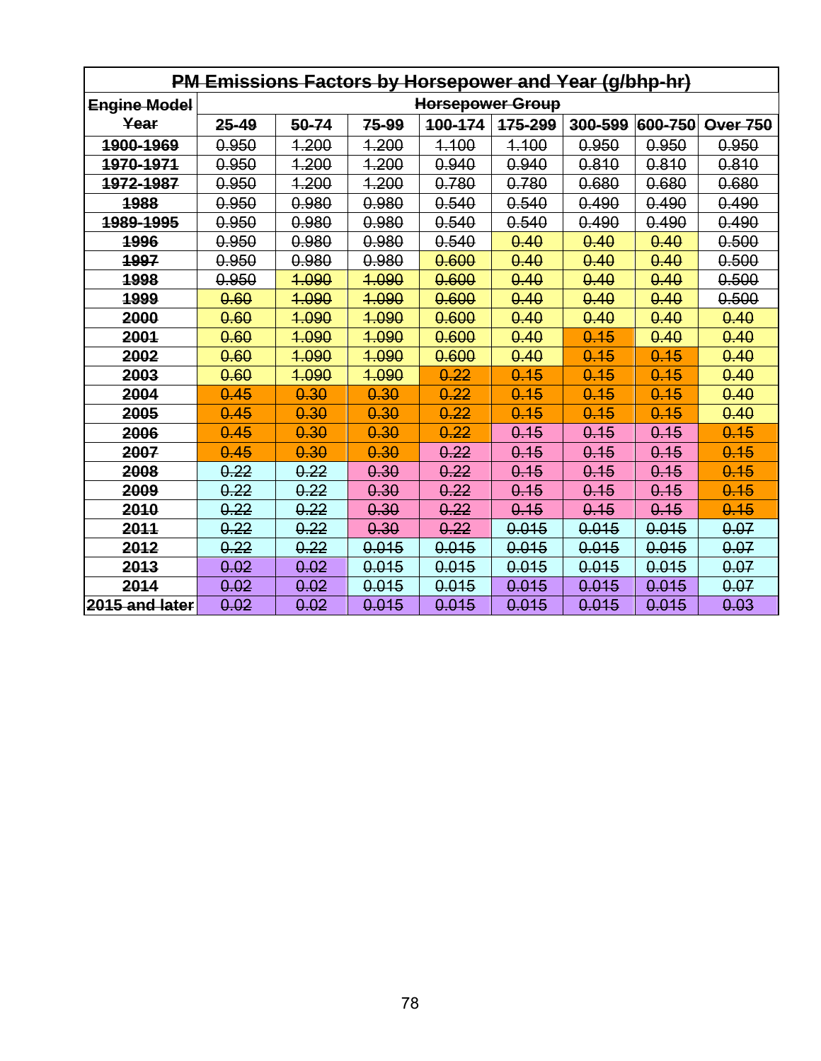| ~~PM Emissions Factors by Horsepower and Year (g/bhp-hr)~~ | | | | | | | | |
|---|---|---|---|---|---|---|---|---|
| ~~Engine Model~~ | ~~Horsepower Group~~ | | | | | | | |
| ~~Year~~ | ~~25-49~~ | ~~50-74~~ | ~~75-99~~ | ~~100-174~~ | ~~175-299~~ | ~~300-599~~ | ~~600-750~~ | Over 750 |
| ~~1900-1969~~ | ~~0.950~~ | ~~1.200~~ | ~~1.200~~ | ~~1.100~~ | ~~1.100~~ | ~~0.950~~ | ~~0.950~~ | ~~0.950~~ |
| ~~1970-1971~~ | ~~0.950~~ | ~~1.200~~ | ~~1.200~~ | ~~0.940~~ | ~~0.940~~ | ~~0.810~~ | ~~0.810~~ | ~~0.810~~ |
| ~~1972-1987~~ | ~~0.950~~ | ~~1.200~~ | ~~1.200~~ | ~~0.780~~ | ~~0.780~~ | ~~0.680~~ | ~~0.680~~ | ~~0.680~~ |
| ~~1988~~ | ~~0.950~~ | ~~0.980~~ | ~~0.980~~ | ~~0.540~~ | ~~0.540~~ | ~~0.490~~ | ~~0.490~~ | ~~0.490~~ |
| ~~1989-1995~~ | ~~0.950~~ | ~~0.980~~ | ~~0.980~~ | ~~0.540~~ | ~~0.540~~ | ~~0.490~~ | ~~0.490~~ | ~~0.490~~ |
| ~~1996~~ | ~~0.950~~ | ~~0.980~~ | ~~0.980~~ | ~~0.540~~ | ~~0.40~~ | ~~0.40~~ | ~~0.40~~ | ~~0.500~~ |
| ~~1997~~ | ~~0.950~~ | ~~0.980~~ | ~~0.980~~ | ~~0.600~~ | ~~0.40~~ | ~~0.40~~ | ~~0.40~~ | ~~0.500~~ |
| ~~1998~~ | ~~0.950~~ | ~~1.090~~ | ~~1.090~~ | ~~0.600~~ | ~~0.40~~ | ~~0.40~~ | ~~0.40~~ | ~~0.500~~ |
| ~~1999~~ | ~~0.60~~ | ~~1.090~~ | ~~1.090~~ | ~~0.600~~ | ~~0.40~~ | ~~0.40~~ | ~~0.40~~ | ~~0.500~~ |
| ~~2000~~ | ~~0.60~~ | ~~1.090~~ | ~~1.090~~ | ~~0.600~~ | ~~0.40~~ | ~~0.40~~ | ~~0.40~~ | ~~0.40~~ |
| ~~2001~~ | ~~0.60~~ | ~~1.090~~ | ~~1.090~~ | ~~0.600~~ | ~~0.40~~ | ~~0.15~~ | ~~0.40~~ | ~~0.40~~ |
| ~~2002~~ | ~~0.60~~ | ~~1.090~~ | ~~1.090~~ | ~~0.600~~ | ~~0.40~~ | ~~0.15~~ | ~~0.15~~ | ~~0.40~~ |
| ~~2003~~ | ~~0.60~~ | ~~1.090~~ | ~~1.090~~ | ~~0.22~~ | ~~0.15~~ | ~~0.15~~ | ~~0.15~~ | ~~0.40~~ |
| ~~2004~~ | ~~0.45~~ | ~~0.30~~ | ~~0.30~~ | ~~0.22~~ | ~~0.15~~ | ~~0.15~~ | ~~0.15~~ | ~~0.40~~ |
| ~~2005~~ | ~~0.45~~ | ~~0.30~~ | ~~0.30~~ | ~~0.22~~ | ~~0.15~~ | ~~0.15~~ | ~~0.15~~ | ~~0.40~~ |
| ~~2006~~ | ~~0.45~~ | ~~0.30~~ | ~~0.30~~ | ~~0.22~~ | ~~0.15~~ | ~~0.15~~ | ~~0.15~~ | ~~0.15~~ |
| ~~2007~~ | ~~0.45~~ | ~~0.30~~ | ~~0.30~~ | ~~0.22~~ | ~~0.15~~ | ~~0.15~~ | ~~0.15~~ | ~~0.15~~ |
| ~~2008~~ | ~~0.22~~ | ~~0.22~~ | ~~0.30~~ | ~~0.22~~ | ~~0.15~~ | ~~0.15~~ | ~~0.15~~ | ~~0.15~~ |
| ~~2009~~ | ~~0.22~~ | ~~0.22~~ | ~~0.30~~ | ~~0.22~~ | ~~0.15~~ | ~~0.15~~ | ~~0.15~~ | ~~0.15~~ |
| ~~2010~~ | ~~0.22~~ | ~~0.22~~ | ~~0.30~~ | ~~0.22~~ | ~~0.15~~ | ~~0.15~~ | ~~0.15~~ | ~~0.15~~ |
| ~~2011~~ | ~~0.22~~ | ~~0.22~~ | ~~0.30~~ | ~~0.22~~ | ~~0.015~~ | ~~0.015~~ | ~~0.015~~ | ~~0.07~~ |
| ~~2012~~ | ~~0.22~~ | ~~0.22~~ | ~~0.015~~ | ~~0.015~~ | ~~0.015~~ | ~~0.015~~ | ~~0.015~~ | ~~0.07~~ |
| ~~2013~~ | ~~0.02~~ | ~~0.02~~ | ~~0.015~~ | ~~0.015~~ | ~~0.015~~ | ~~0.015~~ | ~~0.015~~ | ~~0.07~~ |
| ~~2014~~ | ~~0.02~~ | ~~0.02~~ | ~~0.015~~ | ~~0.015~~ | ~~0.015~~ | ~~0.015~~ | ~~0.015~~ | ~~0.07~~ |
| ~~2015 and later~~ | ~~0.02~~ | ~~0.02~~ | ~~0.015~~ | ~~0.015~~ | ~~0.015~~ | ~~0.015~~ | ~~0.015~~ | ~~0.03~~ |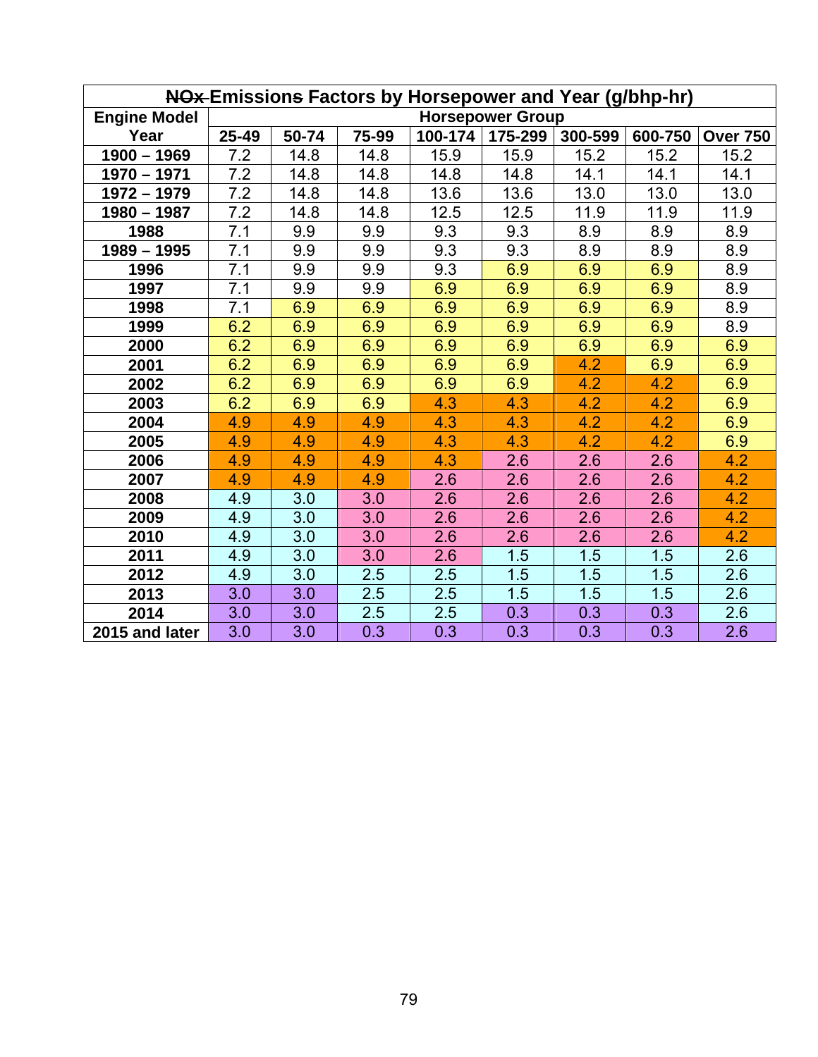| NOx Emissions Factors by Horsepower and Year (g/bhp-hr) | | | | | | | | |
|---|---|---|---|---|---|---|---|---|
| Engine Model Year | Horsepower Group | | | | | | | |
| | 25-49 | 50-74 | 75-99 | 100-174 | 175-299 | 300-599 | 600-750 | Over 750 |
| 1900 – 1969 | 7.2 | 14.8 | 14.8 | 15.9 | 15.9 | 15.2 | 15.2 | 15.2 |
| 1970 – 1971 | 7.2 | 14.8 | 14.8 | 14.8 | 14.8 | 14.1 | 14.1 | 14.1 |
| 1972 – 1979 | 7.2 | 14.8 | 14.8 | 13.6 | 13.6 | 13.0 | 13.0 | 13.0 |
| 1980 – 1987 | 7.2 | 14.8 | 14.8 | 12.5 | 12.5 | 11.9 | 11.9 | 11.9 |
| 1988 | 7.1 | 9.9 | 9.9 | 9.3 | 9.3 | 8.9 | 8.9 | 8.9 |
| 1989 – 1995 | 7.1 | 9.9 | 9.9 | 9.3 | 9.3 | 8.9 | 8.9 | 8.9 |
| 1996 | 7.1 | 9.9 | 9.9 | 9.3 | 6.9 | 6.9 | 6.9 | 8.9 |
| 1997 | 7.1 | 9.9 | 9.9 | 6.9 | 6.9 | 6.9 | 6.9 | 8.9 |
| 1998 | 7.1 | 6.9 | 6.9 | 6.9 | 6.9 | 6.9 | 6.9 | 8.9 |
| 1999 | 6.2 | 6.9 | 6.9 | 6.9 | 6.9 | 6.9 | 6.9 | 8.9 |
| 2000 | 6.2 | 6.9 | 6.9 | 6.9 | 6.9 | 6.9 | 6.9 | 6.9 |
| 2001 | 6.2 | 6.9 | 6.9 | 6.9 | 6.9 | 4.2 | 6.9 | 6.9 |
| 2002 | 6.2 | 6.9 | 6.9 | 6.9 | 6.9 | 4.2 | 4.2 | 6.9 |
| 2003 | 6.2 | 6.9 | 6.9 | 4.3 | 4.3 | 4.2 | 4.2 | 6.9 |
| 2004 | 4.9 | 4.9 | 4.9 | 4.3 | 4.3 | 4.2 | 4.2 | 6.9 |
| 2005 | 4.9 | 4.9 | 4.9 | 4.3 | 4.3 | 4.2 | 4.2 | 6.9 |
| 2006 | 4.9 | 4.9 | 4.9 | 4.3 | 2.6 | 2.6 | 2.6 | 4.2 |
| 2007 | 4.9 | 4.9 | 4.9 | 2.6 | 2.6 | 2.6 | 2.6 | 4.2 |
| 2008 | 4.9 | 3.0 | 3.0 | 2.6 | 2.6 | 2.6 | 2.6 | 4.2 |
| 2009 | 4.9 | 3.0 | 3.0 | 2.6 | 2.6 | 2.6 | 2.6 | 4.2 |
| 2010 | 4.9 | 3.0 | 3.0 | 2.6 | 2.6 | 2.6 | 2.6 | 4.2 |
| 2011 | 4.9 | 3.0 | 3.0 | 2.6 | 1.5 | 1.5 | 1.5 | 2.6 |
| 2012 | 4.9 | 3.0 | 2.5 | 2.5 | 1.5 | 1.5 | 1.5 | 2.6 |
| 2013 | 3.0 | 3.0 | 2.5 | 2.5 | 1.5 | 1.5 | 1.5 | 2.6 |
| 2014 | 3.0 | 3.0 | 2.5 | 2.5 | 0.3 | 0.3 | 0.3 | 2.6 |
| 2015 and later | 3.0 | 3.0 | 0.3 | 0.3 | 0.3 | 0.3 | 0.3 | 2.6 |